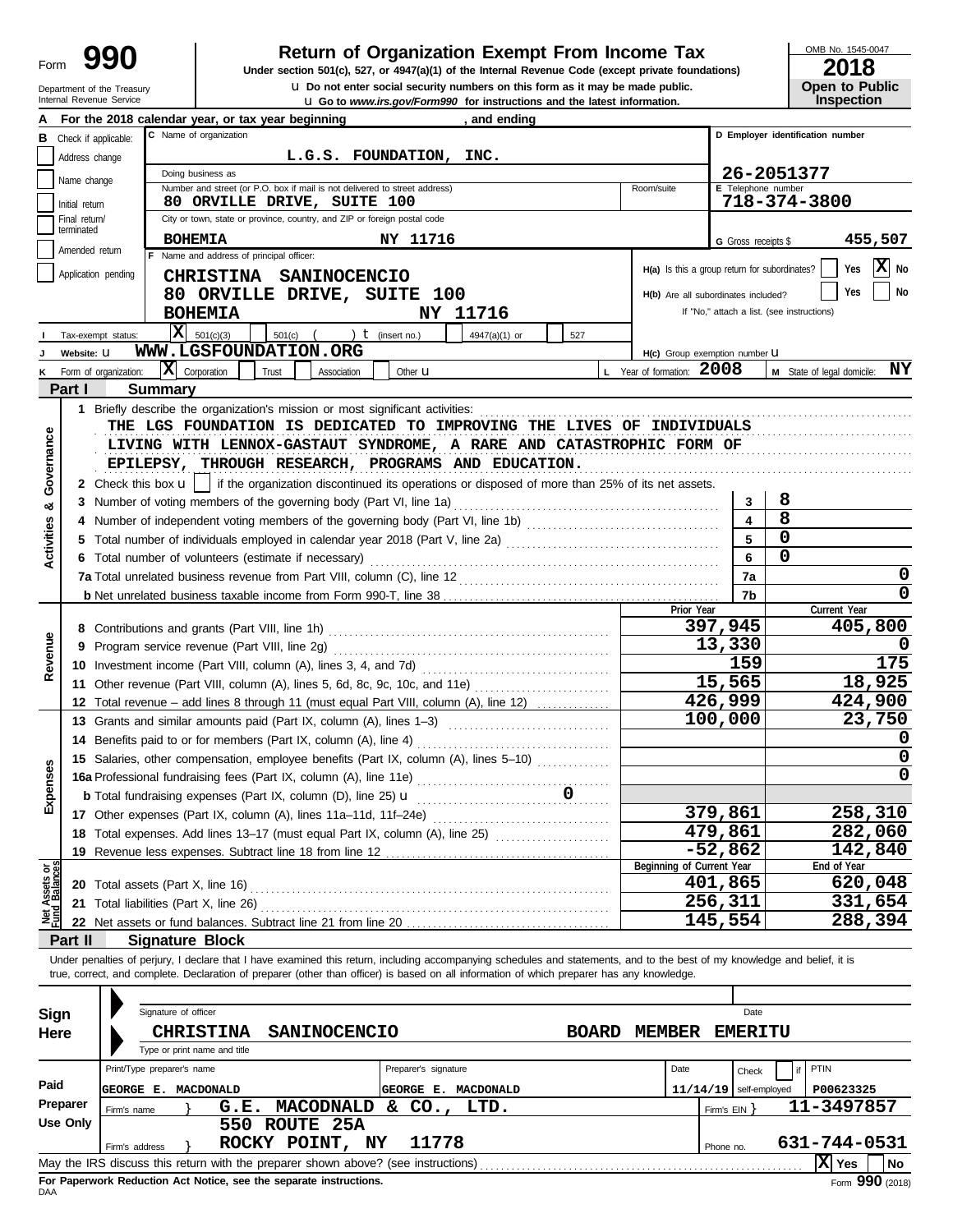# Form 990 — Return of Organization Exempt From Income Tax

**Under section 501(c), 527, or 4947(a)(1) of the Internal Revenue Code (except private foundations)**

u Do not enter social security numbers on this form as it may be made public.

u Go to *www.irs.gov/Form990* for instructions and the latest information.

Department of the Treasury
Internal Revenue Service

OMB No. 1545-0047

**2018**

**Open to Public Inspection**

**A** For the 2018 calendar year, or tax year beginning , and ending

**B** Check if applicable:
- Address change
- Name change
- Initial return
- Final return/terminated
- Amended return
- Application pending

**C** Name of organization: **L.G.S. FOUNDATION, INC.**

Doing business as

Number and street (or P.O. box if mail is not delivered to street address): **80 ORVILLE DRIVE, SUITE 100** Room/suite

City or town, state or province, country, and ZIP or foreign postal code: **BOHEMIA NY 11716**

**D** Employer identification number: **26-2051377**

**E** Telephone number: **718-374-3800**

**G** Gross receipts $ **455,507**

**F** Name and address of principal officer:
**CHRISTINA SANINOCENCIO**
**80 ORVILLE DRIVE, SUITE 100**
**BOHEMIA NY 11716**

**H(a)** Is this a group return for subordinates? Yes [ ] No [X]

**H(b)** Are all subordinates included? Yes [ ] No [ ]
If "No," attach a list. (see instructions)

**I** Tax-exempt status: [X] 501(c)(3) [ ] 501(c) ( ) t (insert no.) [ ] 4947(a)(1) or [ ] 527

**J** Website: u **WWW.LGSFOUNDATION.ORG**

**H(c)** Group exemption number u

**K** Form of organization: [X] Corporation [ ] Trust [ ] Association [ ] Other u

**L** Year of formation: **2008**

**M** State of legal domicile: **NY**

## Part I Summary

**Activities & Governance**

1 Briefly describe the organization's mission or most significant activities:
THE LGS FOUNDATION IS DEDICATED TO IMPROVING THE LIVES OF INDIVIDUALS LIVING WITH LENNOX-GASTAUT SYNDROME, A RARE AND CATASTROPHIC FORM OF EPILEPSY, THROUGH RESEARCH, PROGRAMS AND EDUCATION.

2 Check this box u [ ] if the organization discontinued its operations or disposed of more than 25% of its net assets.

| Line | Description | | Value |
|---|---|---|---|
| 3 | Number of voting members of the governing body (Part VI, line 1a) | 3 | 8 |
| 4 | Number of independent voting members of the governing body (Part VI, line 1b) | 4 | 8 |
| 5 | Total number of individuals employed in calendar year 2018 (Part V, line 2a) | 5 | 0 |
| 6 | Total number of volunteers (estimate if necessary) | 6 | 0 |
| 7a | Total unrelated business revenue from Part VIII, column (C), line 12 | 7a | 0 |
| 7b | Net unrelated business taxable income from Form 990-T, line 38 | 7b | 0 |

| Section | Line | Description | Prior Year | Current Year |
|---|---|---|---|---|
| Revenue | 8 | Contributions and grants (Part VIII, line 1h) | 397,945 | 405,800 |
| | 9 | Program service revenue (Part VIII, line 2g) | 13,330 | 0 |
| | 10 | Investment income (Part VIII, column (A), lines 3, 4, and 7d) | 159 | 175 |
| | 11 | Other revenue (Part VIII, column (A), lines 5, 6d, 8c, 9c, 10c, and 11e) | 15,565 | 18,925 |
| | 12 | Total revenue – add lines 8 through 11 (must equal Part VIII, column (A), line 12) | 426,999 | 424,900 |
| Expenses | 13 | Grants and similar amounts paid (Part IX, column (A), lines 1–3) | 100,000 | 23,750 |
| | 14 | Benefits paid to or for members (Part IX, column (A), line 4) | | 0 |
| | 15 | Salaries, other compensation, employee benefits (Part IX, column (A), lines 5–10) | | 0 |
| | 16a | Professional fundraising fees (Part IX, column (A), line 11e) | | 0 |
| | b | Total fundraising expenses (Part IX, column (D), line 25) u 0 | | |
| | 17 | Other expenses (Part IX, column (A), lines 11a–11d, 11f–24e) | 379,861 | 258,310 |
| | 18 | Total expenses. Add lines 13–17 (must equal Part IX, column (A), line 25) | 479,861 | 282,060 |
| | 19 | Revenue less expenses. Subtract line 18 from line 12 | -52,862 | 142,840 |

| Section | Line | Description | Beginning of Current Year | End of Year |
|---|---|---|---|---|
| Net Assets or Fund Balances | 20 | Total assets (Part X, line 16) | 401,865 | 620,048 |
| | 21 | Total liabilities (Part X, line 26) | 256,311 | 331,654 |
| | 22 | Net assets or fund balances. Subtract line 21 from line 20 | 145,554 | 288,394 |

## Part II Signature Block

Under penalties of perjury, I declare that I have examined this return, including accompanying schedules and statements, and to the best of my knowledge and belief, it is true, correct, and complete. Declaration of preparer (other than officer) is based on all information of which preparer has any knowledge.

**Sign Here**

Signature of officer — Date

**CHRISTINA SANINOCENCIO — BOARD MEMBER EMERITU**
Type or print name and title

**Paid Preparer Use Only**

| Print/Type preparer's name | Preparer's signature | Date | Check if self-employed | PTIN |
|---|---|---|---|---|
| GEORGE E. MACDONALD | GEORGE E. MACDONALD | 11/14/19 | | P00623325 |

Firm's name } **G.E. MACODNALD & CO., LTD.** — Firm's EIN } **11-3497857**

Firm's address } **550 ROUTE 25A, ROCKY POINT, NY 11778** — Phone no. **631-744-0531**

May the IRS discuss this return with the preparer shown above? (see instructions) [X] Yes [ ] No

**For Paperwork Reduction Act Notice, see the separate instructions.**

DAA — Form **990** (2018)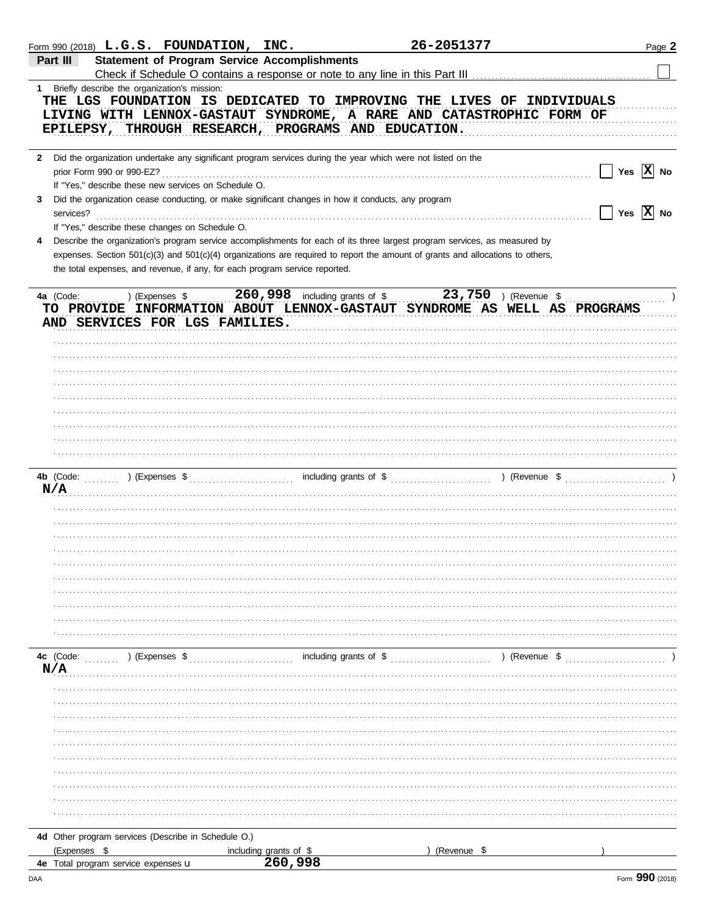Form 990 (2018) **L.G.S. FOUNDATION, INC.** **26-2051377** Page **2**

## Part III Statement of Program Service Accomplishments

Check if Schedule O contains a response or note to any line in this Part III ☐

**1** Briefly describe the organization's mission:

THE LGS FOUNDATION IS DEDICATED TO IMPROVING THE LIVES OF INDIVIDUALS LIVING WITH LENNOX-GASTAUT SYNDROME, A RARE AND CATASTROPHIC FORM OF EPILEPSY, THROUGH RESEARCH, PROGRAMS AND EDUCATION.

**2** Did the organization undertake any significant program services during the year which were not listed on the prior Form 990 or 990-EZ? ☐ Yes ☒ No

If "Yes," describe these new services on Schedule O.

**3** Did the organization cease conducting, or make significant changes in how it conducts, any program services? ☐ Yes ☒ No

If "Yes," describe these changes on Schedule O.

**4** Describe the organization's program service accomplishments for each of its three largest program services, as measured by expenses. Section 501(c)(3) and 501(c)(4) organizations are required to report the amount of grants and allocations to others, the total expenses, and revenue, if any, for each program service reported.

**4a** (Code: ) (Expenses $ 260,998 including grants of $ 23,750 ) (Revenue $ )

TO PROVIDE INFORMATION ABOUT LENNOX-GASTAUT SYNDROME AS WELL AS PROGRAMS AND SERVICES FOR LGS FAMILIES.

**4b** (Code: ) (Expenses $ including grants of $ ) (Revenue $ )

N/A

**4c** (Code: ) (Expenses $ including grants of $ ) (Revenue $ )

N/A

**4d** Other program services (Describe in Schedule O.)

(Expenses $ including grants of $ ) (Revenue $ )

**4e** Total program service expenses 260,998

Form **990** (2018)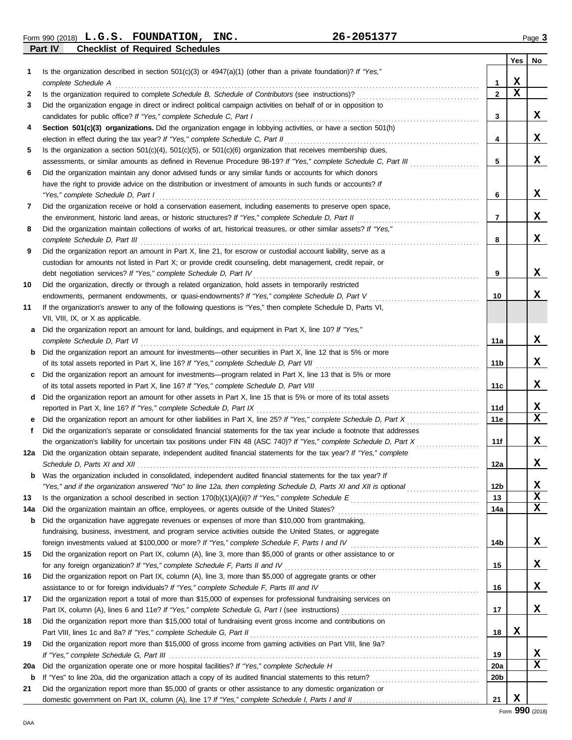Form 990 (2018) **L.G.S. FOUNDATION, INC.** **26-2051377**

## Part IV Checklist of Required Schedules

| | | | Yes | No |
|---|---|---|---|---|
| **1** | Is the organization described in section 501(c)(3) or 4947(a)(1) (other than a private foundation)? *If "Yes," complete Schedule A* | 1 | X | |
| **2** | Is the organization required to complete *Schedule B, Schedule of Contributors* (see instructions)? | 2 | X | |
| **3** | Did the organization engage in direct or indirect political campaign activities on behalf of or in opposition to candidates for public office? *If "Yes," complete Schedule C, Part I* | 3 | | X |
| **4** | **Section 501(c)(3) organizations.** Did the organization engage in lobbying activities, or have a section 501(h) election in effect during the tax year? *If "Yes," complete Schedule C, Part II* | 4 | | X |
| **5** | Is the organization a section 501(c)(4), 501(c)(5), or 501(c)(6) organization that receives membership dues, assessments, or similar amounts as defined in Revenue Procedure 98-19? *If "Yes," complete Schedule C, Part III* | 5 | | X |
| **6** | Did the organization maintain any donor advised funds or any similar funds or accounts for which donors have the right to provide advice on the distribution or investment of amounts in such funds or accounts? *If "Yes," complete Schedule D, Part I* | 6 | | X |
| **7** | Did the organization receive or hold a conservation easement, including easements to preserve open space, the environment, historic land areas, or historic structures? *If "Yes," complete Schedule D, Part II* | 7 | | X |
| **8** | Did the organization maintain collections of works of art, historical treasures, or other similar assets? *If "Yes," complete Schedule D, Part III* | 8 | | X |
| **9** | Did the organization report an amount in Part X, line 21, for escrow or custodial account liability, serve as a custodian for amounts not listed in Part X; or provide credit counseling, debt management, credit repair, or debt negotiation services? *If "Yes," complete Schedule D, Part IV* | 9 | | X |
| **10** | Did the organization, directly or through a related organization, hold assets in temporarily restricted endowments, permanent endowments, or quasi-endowments? *If "Yes," complete Schedule D, Part V* | 10 | | X |
| **11** | If the organization's answer to any of the following questions is "Yes," then complete Schedule D, Parts VI, VII, VIII, IX, or X as applicable. | | | |
| **a** | Did the organization report an amount for land, buildings, and equipment in Part X, line 10? *If "Yes," complete Schedule D, Part VI* | 11a | | X |
| **b** | Did the organization report an amount for investments—other securities in Part X, line 12 that is 5% or more of its total assets reported in Part X, line 16? *If "Yes," complete Schedule D, Part VII* | 11b | | X |
| **c** | Did the organization report an amount for investments—program related in Part X, line 13 that is 5% or more of its total assets reported in Part X, line 16? *If "Yes," complete Schedule D, Part VIII* | 11c | | X |
| **d** | Did the organization report an amount for other assets in Part X, line 15 that is 5% or more of its total assets reported in Part X, line 16? *If "Yes," complete Schedule D, Part IX* | 11d | | X |
| **e** | Did the organization report an amount for other liabilities in Part X, line 25? *If "Yes," complete Schedule D, Part X* | 11e | | X |
| **f** | Did the organization's separate or consolidated financial statements for the tax year include a footnote that addresses the organization's liability for uncertain tax positions under FIN 48 (ASC 740)? *If "Yes," complete Schedule D, Part X* | 11f | | X |
| **12a** | Did the organization obtain separate, independent audited financial statements for the tax year? *If "Yes," complete Schedule D, Parts XI and XII* | 12a | | X |
| **b** | Was the organization included in consolidated, independent audited financial statements for the tax year? *If "Yes," and if the organization answered "No" to line 12a, then completing Schedule D, Parts XI and XII is optional* | 12b | | X |
| **13** | Is the organization a school described in section 170(b)(1)(A)(ii)? *If "Yes," complete Schedule E* | 13 | | X |
| **14a** | Did the organization maintain an office, employees, or agents outside of the United States? | 14a | | X |
| **b** | Did the organization have aggregate revenues or expenses of more than $10,000 from grantmaking, fundraising, business, investment, and program service activities outside the United States, or aggregate foreign investments valued at $100,000 or more? *If "Yes," complete Schedule F, Parts I and IV* | 14b | | X |
| **15** | Did the organization report on Part IX, column (A), line 3, more than $5,000 of grants or other assistance to or for any foreign organization? *If "Yes," complete Schedule F, Parts II and IV* | 15 | | X |
| **16** | Did the organization report on Part IX, column (A), line 3, more than $5,000 of aggregate grants or other assistance to or for foreign individuals? *If "Yes," complete Schedule F, Parts III and IV* | 16 | | X |
| **17** | Did the organization report a total of more than $15,000 of expenses for professional fundraising services on Part IX, column (A), lines 6 and 11e? *If "Yes," complete Schedule G, Part I (see instructions)* | 17 | | X |
| **18** | Did the organization report more than $15,000 total of fundraising event gross income and contributions on Part VIII, lines 1c and 8a? *If "Yes," complete Schedule G, Part II* | 18 | X | |
| **19** | Did the organization report more than $15,000 of gross income from gaming activities on Part VIII, line 9a? *If "Yes," complete Schedule G, Part III* | 19 | | X |
| **20a** | Did the organization operate one or more hospital facilities? *If "Yes," complete Schedule H* | 20a | | X |
| **b** | If "Yes" to line 20a, did the organization attach a copy of its audited financial statements to this return? | 20b | | |
| **21** | Did the organization report more than $5,000 of grants or other assistance to any domestic organization or domestic government on Part IX, column (A), line 1? *If "Yes," complete Schedule I, Parts I and II* | 21 | X | |

Form **990** (2018)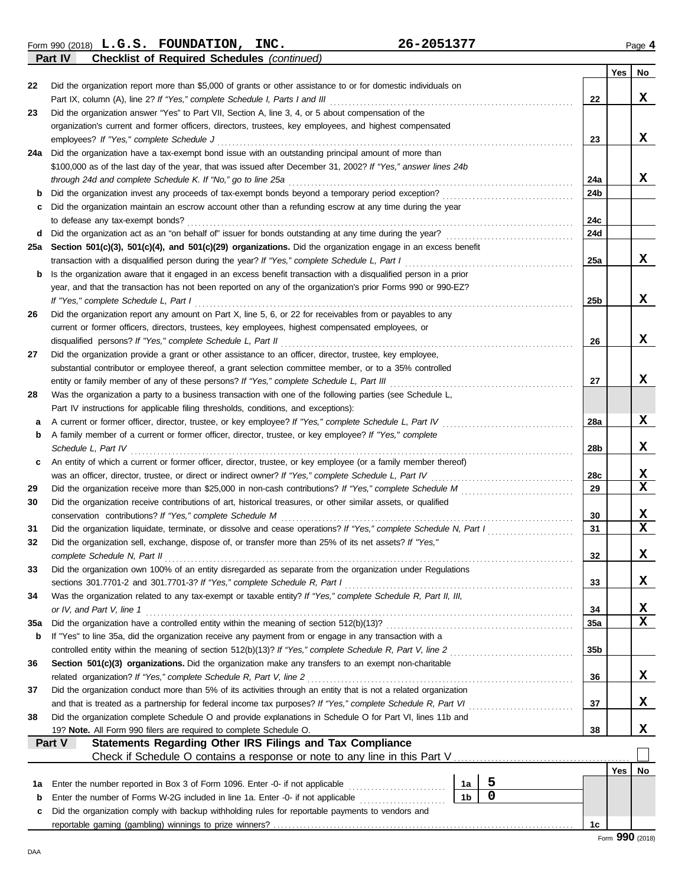Form 990 (2018) **L.G.S. FOUNDATION, INC.** **26-2051377** Page **4**

**Part IV** **Checklist of Required Schedules** *(continued)*

| | | | Yes | No |
|---|---|---|---|---|
| 22 | Did the organization report more than $5,000 of grants or other assistance to or for domestic individuals on Part IX, column (A), line 2? *If "Yes," complete Schedule I, Parts I and III* | 22 | | X |
| 23 | Did the organization answer "Yes" to Part VII, Section A, line 3, 4, or 5 about compensation of the organization's current and former officers, directors, trustees, key employees, and highest compensated employees? *If "Yes," complete Schedule J* | 23 | | X |
| 24a | Did the organization have a tax-exempt bond issue with an outstanding principal amount of more than $100,000 as of the last day of the year, that was issued after December 31, 2002? *If "Yes," answer lines 24b through 24d and complete Schedule K. If "No," go to line 25a* | 24a | | X |
| b | Did the organization invest any proceeds of tax-exempt bonds beyond a temporary period exception? | 24b | | |
| c | Did the organization maintain an escrow account other than a refunding escrow at any time during the year to defease any tax-exempt bonds? | 24c | | |
| d | Did the organization act as an "on behalf of" issuer for bonds outstanding at any time during the year? | 24d | | |
| 25a | **Section 501(c)(3), 501(c)(4), and 501(c)(29) organizations.** Did the organization engage in an excess benefit transaction with a disqualified person during the year? *If "Yes," complete Schedule L, Part I* | 25a | | X |
| b | Is the organization aware that it engaged in an excess benefit transaction with a disqualified person in a prior year, and that the transaction has not been reported on any of the organization's prior Forms 990 or 990-EZ? *If "Yes," complete Schedule L, Part I* | 25b | | X |
| 26 | Did the organization report any amount on Part X, line 5, 6, or 22 for receivables from or payables to any current or former officers, directors, trustees, key employees, highest compensated employees, or disqualified persons? *If "Yes," complete Schedule L, Part II* | 26 | | X |
| 27 | Did the organization provide a grant or other assistance to an officer, director, trustee, key employee, substantial contributor or employee thereof, a grant selection committee member, or to a 35% controlled entity or family member of any of these persons? *If "Yes," complete Schedule L, Part III* | 27 | | X |
| 28 | Was the organization a party to a business transaction with one of the following parties (see Schedule L, Part IV instructions for applicable filing thresholds, conditions, and exceptions): | | | |
| a | A current or former officer, director, trustee, or key employee? *If "Yes," complete Schedule L, Part IV* | 28a | | X |
| b | A family member of a current or former officer, director, trustee, or key employee? *If "Yes," complete Schedule L, Part IV* | 28b | | X |
| c | An entity of which a current or former officer, director, trustee, or key employee (or a family member thereof) was an officer, director, trustee, or direct or indirect owner? *If "Yes," complete Schedule L, Part IV* | 28c | | X |
| 29 | Did the organization receive more than $25,000 in non-cash contributions? *If "Yes," complete Schedule M* | 29 | | X |
| 30 | Did the organization receive contributions of art, historical treasures, or other similar assets, or qualified conservation contributions? *If "Yes," complete Schedule M* | 30 | | X |
| 31 | Did the organization liquidate, terminate, or dissolve and cease operations? *If "Yes," complete Schedule N, Part I* | 31 | | X |
| 32 | Did the organization sell, exchange, dispose of, or transfer more than 25% of its net assets? *If "Yes," complete Schedule N, Part II* | 32 | | X |
| 33 | Did the organization own 100% of an entity disregarded as separate from the organization under Regulations sections 301.7701-2 and 301.7701-3? *If "Yes," complete Schedule R, Part I* | 33 | | X |
| 34 | Was the organization related to any tax-exempt or taxable entity? *If "Yes," complete Schedule R, Part II, III, or IV, and Part V, line 1* | 34 | | X |
| 35a | Did the organization have a controlled entity within the meaning of section 512(b)(13)? | 35a | | X |
| b | If "Yes" to line 35a, did the organization receive any payment from or engage in any transaction with a controlled entity within the meaning of section 512(b)(13)? *If "Yes," complete Schedule R, Part V, line 2* | 35b | | |
| 36 | **Section 501(c)(3) organizations.** Did the organization make any transfers to an exempt non-charitable related organization? *If "Yes," complete Schedule R, Part V, line 2* | 36 | | X |
| 37 | Did the organization conduct more than 5% of its activities through an entity that is not a related organization and that is treated as a partnership for federal income tax purposes? *If "Yes," complete Schedule R, Part VI* | 37 | | X |
| 38 | Did the organization complete Schedule O and provide explanations in Schedule O for Part VI, lines 11b and 19? **Note.** All Form 990 filers are required to complete Schedule O. | 38 | | X |

**Part V** **Statements Regarding Other IRS Filings and Tax Compliance**

Check if Schedule O contains a response or note to any line in this Part V ☐

| | | | | | Yes | No |
|---|---|---|---|---|---|---|
| 1a | Enter the number reported in Box 3 of Form 1096. Enter -0- if not applicable | 1a | 5 | | | |
| b | Enter the number of Forms W-2G included in line 1a. Enter -0- if not applicable | 1b | 0 | | | |
| c | Did the organization comply with backup withholding rules for reportable payments to vendors and reportable gaming (gambling) winnings to prize winners? | | | 1c | | |

Form **990** (2018)

DAA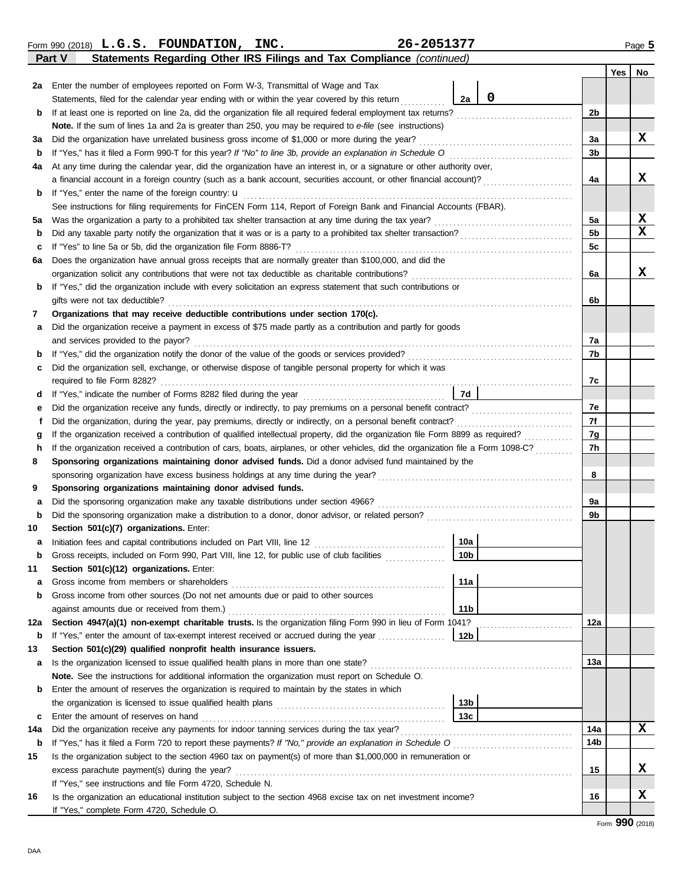Form 990 (2018) **L.G.S. FOUNDATION, INC.** **26-2051377**

## Part V Statements Regarding Other IRS Filings and Tax Compliance *(continued)*

| | | | | Line | Yes | No |
|---|---|---|---|---|---|---|
| **2a** | Enter the number of employees reported on Form W-3, Transmittal of Wage and Tax Statements, filed for the calendar year ending with or within the year covered by this return | 2a | 0 | | | |
| **b** | If at least one is reported on line 2a, did the organization file all required federal employment tax returns? | | | 2b | | |
| | **Note.** If the sum of lines 1a and 2a is greater than 250, you may be required to *e-file* (see instructions) | | | | | |
| **3a** | Did the organization have unrelated business gross income of $1,000 or more during the year? | | | 3a | | X |
| **b** | If "Yes," has it filed a Form 990-T for this year? *If "No" to line 3b, provide an explanation in Schedule O* | | | 3b | | |
| **4a** | At any time during the calendar year, did the organization have an interest in, or a signature or other authority over, a financial account in a foreign country (such as a bank account, securities account, or other financial account)? | | | 4a | | X |
| **b** | If "Yes," enter the name of the foreign country: u | | | | | |
| | See instructions for filing requirements for FinCEN Form 114, Report of Foreign Bank and Financial Accounts (FBAR). | | | | | |
| **5a** | Was the organization a party to a prohibited tax shelter transaction at any time during the tax year? | | | 5a | | X |
| **b** | Did any taxable party notify the organization that it was or is a party to a prohibited tax shelter transaction? | | | 5b | | X |
| **c** | If "Yes" to line 5a or 5b, did the organization file Form 8886-T? | | | 5c | | |
| **6a** | Does the organization have annual gross receipts that are normally greater than $100,000, and did the organization solicit any contributions that were not tax deductible as charitable contributions? | | | 6a | | X |
| **b** | If "Yes," did the organization include with every solicitation an express statement that such contributions or gifts were not tax deductible? | | | 6b | | |
| **7** | **Organizations that may receive deductible contributions under section 170(c).** | | | | | |
| **a** | Did the organization receive a payment in excess of $75 made partly as a contribution and partly for goods and services provided to the payor? | | | 7a | | |
| **b** | If "Yes," did the organization notify the donor of the value of the goods or services provided? | | | 7b | | |
| **c** | Did the organization sell, exchange, or otherwise dispose of tangible personal property for which it was required to file Form 8282? | | | 7c | | |
| **d** | If "Yes," indicate the number of Forms 8282 filed during the year | 7d | | | | |
| **e** | Did the organization receive any funds, directly or indirectly, to pay premiums on a personal benefit contract? | | | 7e | | |
| **f** | Did the organization, during the year, pay premiums, directly or indirectly, on a personal benefit contract? | | | 7f | | |
| **g** | If the organization received a contribution of qualified intellectual property, did the organization file Form 8899 as required? | | | 7g | | |
| **h** | If the organization received a contribution of cars, boats, airplanes, or other vehicles, did the organization file a Form 1098-C? | | | 7h | | |
| **8** | **Sponsoring organizations maintaining donor advised funds.** Did a donor advised fund maintained by the sponsoring organization have excess business holdings at any time during the year? | | | 8 | | |
| **9** | **Sponsoring organizations maintaining donor advised funds.** | | | | | |
| **a** | Did the sponsoring organization make any taxable distributions under section 4966? | | | 9a | | |
| **b** | Did the sponsoring organization make a distribution to a donor, donor advisor, or related person? | | | 9b | | |
| **10** | **Section 501(c)(7) organizations.** Enter: | | | | | |
| **a** | Initiation fees and capital contributions included on Part VIII, line 12 | 10a | | | | |
| **b** | Gross receipts, included on Form 990, Part VIII, line 12, for public use of club facilities | 10b | | | | |
| **11** | **Section 501(c)(12) organizations.** Enter: | | | | | |
| **a** | Gross income from members or shareholders | 11a | | | | |
| **b** | Gross income from other sources (Do not net amounts due or paid to other sources against amounts due or received from them.) | 11b | | | | |
| **12a** | **Section 4947(a)(1) non-exempt charitable trusts.** Is the organization filing Form 990 in lieu of Form 1041? | | | 12a | | |
| **b** | If "Yes," enter the amount of tax-exempt interest received or accrued during the year | 12b | | | | |
| **13** | **Section 501(c)(29) qualified nonprofit health insurance issuers.** | | | | | |
| **a** | Is the organization licensed to issue qualified health plans in more than one state? | | | 13a | | |
| | **Note.** See the instructions for additional information the organization must report on Schedule O. | | | | | |
| **b** | Enter the amount of reserves the organization is required to maintain by the states in which the organization is licensed to issue qualified health plans | 13b | | | | |
| **c** | Enter the amount of reserves on hand | 13c | | | | |
| **14a** | Did the organization receive any payments for indoor tanning services during the tax year? | | | 14a | | X |
| **b** | If "Yes," has it filed a Form 720 to report these payments? *If "No," provide an explanation in Schedule O* | | | 14b | | |
| **15** | Is the organization subject to the section 4960 tax on payment(s) of more than $1,000,000 in remuneration or excess parachute payment(s) during the year? | | | 15 | | X |
| | If "Yes," see instructions and file Form 4720, Schedule N. | | | | | |
| **16** | Is the organization an educational institution subject to the section 4968 excise tax on net investment income? | | | 16 | | X |
| | If "Yes," complete Form 4720, Schedule O. | | | | | |

Form **990** (2018)

DAA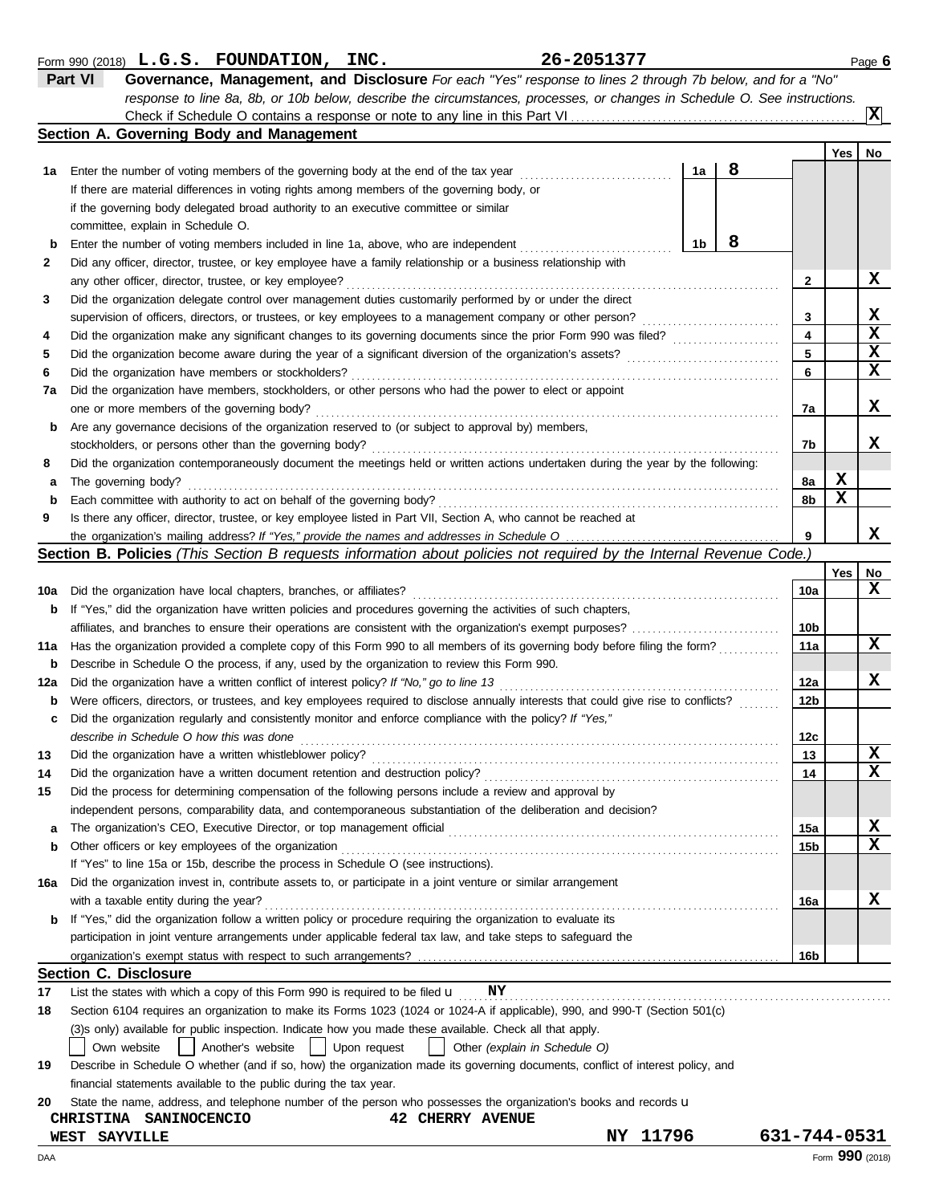Form 990 (2018) **L.G.S. FOUNDATION, INC.** **26-2051377** Page **6**

## Part VI Governance, Management, and Disclosure

*For each "Yes" response to lines 2 through 7b below, and for a "No" response to line 8a, 8b, or 10b below, describe the circumstances, processes, or changes in Schedule O. See instructions.*

Check if Schedule O contains a response or note to any line in this Part VI ..... **X**

### Section A. Governing Body and Management

| | | | | Yes | No |
|---|---|---|---|---|---|
| **1a** | Enter the number of voting members of the governing body at the end of the tax year ..... | 1a | 8 | | |
| | If there are material differences in voting rights among members of the governing body, or if the governing body delegated broad authority to an executive committee or similar committee, explain in Schedule O. | | | | |
| **b** | Enter the number of voting members included in line 1a, above, who are independent ..... | 1b | 8 | | |
| **2** | Did any officer, director, trustee, or key employee have a family relationship or a business relationship with any other officer, director, trustee, or key employee? ..... | 2 | | | X |
| **3** | Did the organization delegate control over management duties customarily performed by or under the direct supervision of officers, directors, or trustees, or key employees to a management company or other person? ..... | 3 | | | X |
| **4** | Did the organization make any significant changes to its governing documents since the prior Form 990 was filed? ..... | 4 | | | X |
| **5** | Did the organization become aware during the year of a significant diversion of the organization's assets? ..... | 5 | | | X |
| **6** | Did the organization have members or stockholders? ..... | 6 | | | X |
| **7a** | Did the organization have members, stockholders, or other persons who had the power to elect or appoint one or more members of the governing body? ..... | 7a | | | X |
| **b** | Are any governance decisions of the organization reserved to (or subject to approval by) members, stockholders, or persons other than the governing body? ..... | 7b | | | X |
| **8** | Did the organization contemporaneously document the meetings held or written actions undertaken during the year by the following: | | | | |
| **a** | The governing body? ..... | 8a | | X | |
| **b** | Each committee with authority to act on behalf of the governing body? ..... | 8b | | X | |
| **9** | Is there any officer, director, trustee, or key employee listed in Part VII, Section A, who cannot be reached at the organization's mailing address? *If "Yes," provide the names and addresses in Schedule O* ..... | 9 | | | X |

### Section B. Policies *(This Section B requests information about policies not required by the Internal Revenue Code.)*

| | | | Yes | No |
|---|---|---|---|---|
| **10a** | Did the organization have local chapters, branches, or affiliates? ..... | 10a | | X |
| **b** | If "Yes," did the organization have written policies and procedures governing the activities of such chapters, affiliates, and branches to ensure their operations are consistent with the organization's exempt purposes? ..... | 10b | | |
| **11a** | Has the organization provided a complete copy of this Form 990 to all members of its governing body before filing the form? ..... | 11a | | X |
| **b** | Describe in Schedule O the process, if any, used by the organization to review this Form 990. | | | |
| **12a** | Did the organization have a written conflict of interest policy? *If "No," go to line 13* ..... | 12a | | X |
| **b** | Were officers, directors, or trustees, and key employees required to disclose annually interests that could give rise to conflicts? ..... | 12b | | |
| **c** | Did the organization regularly and consistently monitor and enforce compliance with the policy? *If "Yes," describe in Schedule O how this was done* ..... | 12c | | |
| **13** | Did the organization have a written whistleblower policy? ..... | 13 | | X |
| **14** | Did the organization have a written document retention and destruction policy? ..... | 14 | | X |
| **15** | Did the process for determining compensation of the following persons include a review and approval by independent persons, comparability data, and contemporaneous substantiation of the deliberation and decision? | | | |
| **a** | The organization's CEO, Executive Director, or top management official ..... | 15a | | X |
| **b** | Other officers or key employees of the organization ..... | 15b | | X |
| | If "Yes" to line 15a or 15b, describe the process in Schedule O (see instructions). | | | |
| **16a** | Did the organization invest in, contribute assets to, or participate in a joint venture or similar arrangement with a taxable entity during the year? ..... | 16a | | X |
| **b** | If "Yes," did the organization follow a written policy or procedure requiring the organization to evaluate its participation in joint venture arrangements under applicable federal tax law, and take steps to safeguard the organization's exempt status with respect to such arrangements? ..... | 16b | | |

### Section C. Disclosure

**17** List the states with which a copy of this Form 990 is required to be filed u **NY**

**18** Section 6104 requires an organization to make its Forms 1023 (1024 or 1024-A if applicable), 990, and 990-T (Section 501(c)(3)s only) available for public inspection. Indicate how you made these available. Check all that apply.

☐ Own website ☐ Another's website ☐ Upon request ☐ Other *(explain in Schedule O)*

**19** Describe in Schedule O whether (and if so, how) the organization made its governing documents, conflict of interest policy, and financial statements available to the public during the tax year.

**20** State the name, address, and telephone number of the person who possesses the organization's books and records u

**CHRISTINA SANINOCENCIO** **42 CHERRY AVENUE**
**WEST SAYVILLE** **NY 11796** **631-744-0531**

DAA Form **990** (2018)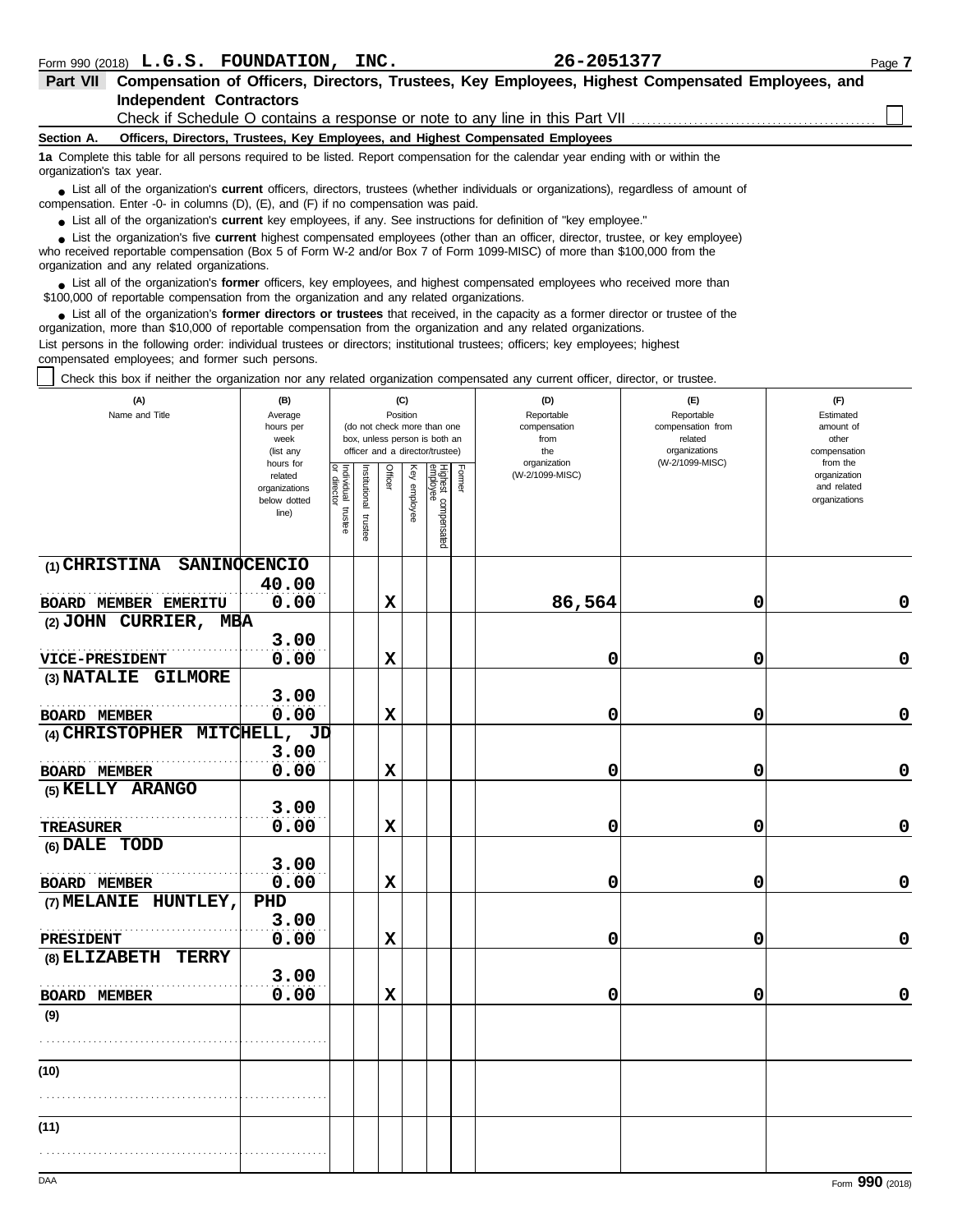Form 990 (2018) **L.G.S. FOUNDATION, INC.** **26-2051377** Page **7**

## Part VII Compensation of Officers, Directors, Trustees, Key Employees, Highest Compensated Employees, and Independent Contractors

Check if Schedule O contains a response or note to any line in this Part VII ☐

### Section A. Officers, Directors, Trustees, Key Employees, and Highest Compensated Employees

**1a** Complete this table for all persons required to be listed. Report compensation for the calendar year ending with or within the organization's tax year.

- List all of the organization's **current** officers, directors, trustees (whether individuals or organizations), regardless of amount of compensation. Enter -0- in columns (D), (E), and (F) if no compensation was paid.
- List all of the organization's **current** key employees, if any. See instructions for definition of "key employee."
- List the organization's five **current** highest compensated employees (other than an officer, director, trustee, or key employee) who received reportable compensation (Box 5 of Form W-2 and/or Box 7 of Form 1099-MISC) of more than $100,000 from the organization and any related organizations.
- List all of the organization's **former** officers, key employees, and highest compensated employees who received more than $100,000 of reportable compensation from the organization and any related organizations.
- List all of the organization's **former directors or trustees** that received, in the capacity as a former director or trustee of the organization, more than $10,000 of reportable compensation from the organization and any related organizations.

List persons in the following order: individual trustees or directors; institutional trustees; officers; key employees; highest compensated employees; and former such persons.

☐ Check this box if neither the organization nor any related organization compensated any current officer, director, or trustee.

| (A) Name and Title | (B) Average hours per week (list any hours for related organizations below dotted line) | (C) Position (do not check more than one box, unless person is both an officer and a director/trustee): Individual trustee or director | Institutional trustee | Officer | Key employee | Highest compensated employee | Former | (D) Reportable compensation from the organization (W-2/1099-MISC) | (E) Reportable compensation from related organizations (W-2/1099-MISC) | (F) Estimated amount of other compensation from the organization and related organizations |
|---|---|---|---|---|---|---|---|---|---|---|
| (1) CHRISTINA SANINOCENCIO<br>BOARD MEMBER EMERITU | 40.00<br>0.00 | | | X | | | | 86,564 | 0 | 0 |
| (2) JOHN CURRIER, MBA<br>VICE-PRESIDENT | 3.00<br>0.00 | | | X | | | | 0 | 0 | 0 |
| (3) NATALIE GILMORE<br>BOARD MEMBER | 3.00<br>0.00 | | | X | | | | 0 | 0 | 0 |
| (4) CHRISTOPHER MITCHELL, JD<br>BOARD MEMBER | 3.00<br>0.00 | | | X | | | | 0 | 0 | 0 |
| (5) KELLY ARANGO<br>TREASURER | 3.00<br>0.00 | | | X | | | | 0 | 0 | 0 |
| (6) DALE TODD<br>BOARD MEMBER | 3.00<br>0.00 | | | X | | | | 0 | 0 | 0 |
| (7) MELANIE HUNTLEY, PHD<br>PRESIDENT | 3.00<br>0.00 | | | X | | | | 0 | 0 | 0 |
| (8) ELIZABETH TERRY<br>BOARD MEMBER | 3.00<br>0.00 | | | X | | | | 0 | 0 | 0 |
| (9) | | | | | | | | | | |
| (10) | | | | | | | | | | |
| (11) | | | | | | | | | | |

DAA Form **990** (2018)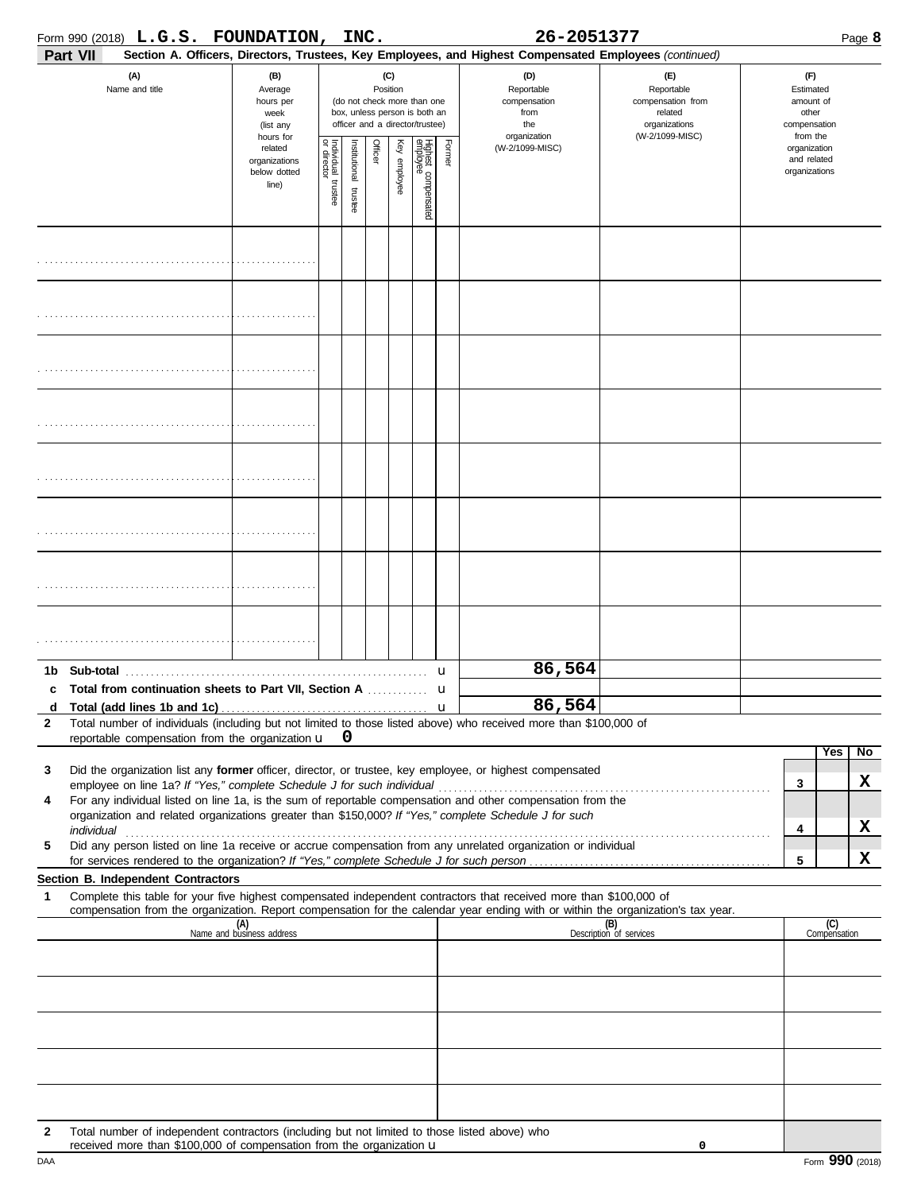Form 990 (2018) **L.G.S. FOUNDATION, INC.** **26-2051377** Page **8**

**Part VII** **Section A. Officers, Directors, Trustees, Key Employees, and Highest Compensated Employees** *(continued)*

| (A) Name and title | (B) Average hours per week (list any hours for related organizations below dotted line) | (C) Position (do not check more than one box, unless person is both an officer and a director/trustee) Individual trustee or director | Institutional trustee | Officer | Key employee | Highest compensated employee | Former | (D) Reportable compensation from the organization (W-2/1099-MISC) | (E) Reportable compensation from related organizations (W-2/1099-MISC) | (F) Estimated amount of other compensation from the organization and related organizations |
|---|---|---|---|---|---|---|---|---|---|---|
| | | | | | | | | | | |
| | | | | | | | | | | |
| | | | | | | | | | | |
| | | | | | | | | | | |
| | | | | | | | | | | |
| | | | | | | | | | | |
| | | | | | | | | | | |
| | | | | | | | | | | |

| | | (D) | (E) | (F) |
|---|---|---|---|---|
| **1b** | **Sub-total** | 86,564 | | |
| **c** | **Total from continuation sheets to Part VII, Section A** | | | |
| **d** | **Total (add lines 1b and 1c)** | 86,564 | | |

**2** Total number of individuals (including but not limited to those listed above) who received more than $100,000 of reportable compensation from the organization u **0**

| | | | Yes | No |
|---|---|---|---|---|
| **3** | Did the organization list any **former** officer, director, or trustee, key employee, or highest compensated employee on line 1a? *If "Yes," complete Schedule J for such individual* | 3 | | X |
| **4** | For any individual listed on line 1a, is the sum of reportable compensation and other compensation from the organization and related organizations greater than $150,000? *If "Yes," complete Schedule J for such individual* | 4 | | X |
| **5** | Did any person listed on line 1a receive or accrue compensation from any unrelated organization or individual for services rendered to the organization? *If "Yes," complete Schedule J for such person* | 5 | | X |

**Section B. Independent Contractors**

**1** Complete this table for your five highest compensated independent contractors that received more than $100,000 of compensation from the organization. Report compensation for the calendar year ending with or within the organization's tax year.

| (A) Name and business address | (B) Description of services | (C) Compensation |
|---|---|---|
| | | |
| | | |
| | | |
| | | |
| | | |

**2** Total number of independent contractors (including but not limited to those listed above) who received more than $100,000 of compensation from the organization u **0**

DAA Form **990** (2018)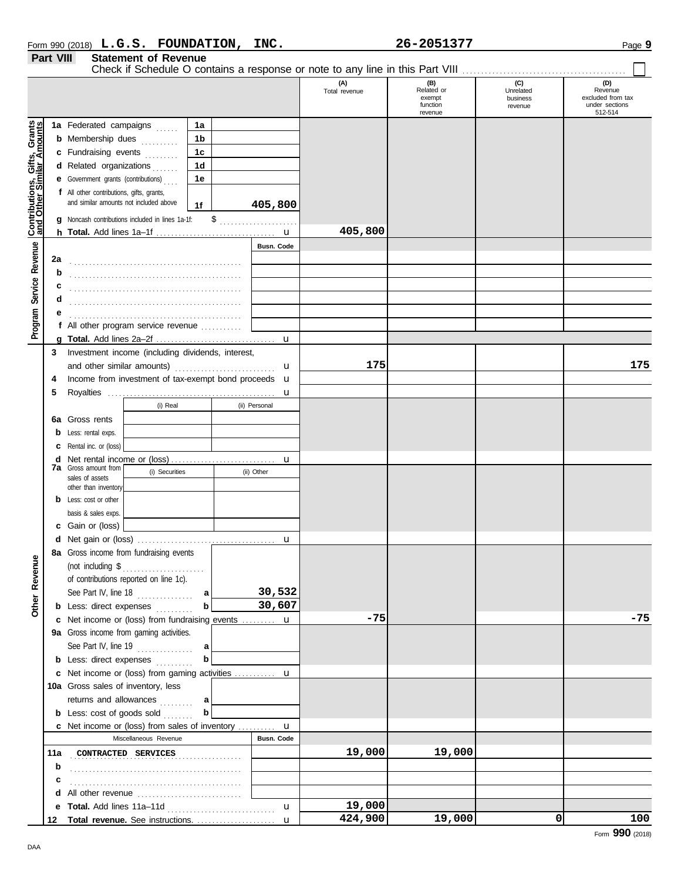Form 990 (2018) **L.G.S. FOUNDATION, INC.** **26-2051377**

## Part VIII Statement of Revenue

Check if Schedule O contains a response or note to any line in this Part VIII . . . . . . . . . . ☐

| | | | (A) Total revenue | (B) Related or exempt function revenue | (C) Unrelated business revenue | (D) Revenue excluded from tax under sections 512-514 |
|---|---|---|---|---|---|---|
| **Contributions, Gifts, Grants and Other Similar Amounts** | | | | | | |
| 1a | Federated campaigns | 1a | | | | |
| b | Membership dues | 1b | | | | |
| c | Fundraising events | 1c | | | | |
| d | Related organizations | 1d | | | | |
| e | Government grants (contributions) | 1e | | | | |
| f | All other contributions, gifts, grants, and similar amounts not included above | 1f 405,800 | | | | |
| g | Noncash contributions included in lines 1a–1f: $ | | | | | |
| h | **Total.** Add lines 1a–1f | u | 405,800 | | | |
| **Program Service Revenue** | | Busn. Code | | | | |
| 2a | | | | | | |
| b | | | | | | |
| c | | | | | | |
| d | | | | | | |
| e | | | | | | |
| f | All other program service revenue | | | | | |
| g | **Total.** Add lines 2a–2f | u | | | | |
| **Other Revenue** | | | | | | |
| 3 | Investment income (including dividends, interest, and other similar amounts) | u | 175 | | | 175 |
| 4 | Income from investment of tax-exempt bond proceeds | u | | | | |
| 5 | Royalties | u | | | | |
| | | (i) Real / (ii) Personal | | | | |
| 6a | Gross rents | | | | | |
| b | Less: rental exps. | | | | | |
| c | Rental inc. or (loss) | | | | | |
| d | Net rental income or (loss) | u | | | | |
| 7a | Gross amount from sales of assets other than inventory | (i) Securities / (ii) Other | | | | |
| b | Less: cost or other basis & sales exps. | | | | | |
| c | Gain or (loss) | | | | | |
| d | Net gain or (loss) | u | | | | |
| 8a | Gross income from fundraising events (not including $ of contributions reported on line 1c). See Part IV, line 18 | a 30,532 | | | | |
| b | Less: direct expenses | b 30,607 | | | | |
| c | Net income or (loss) from fundraising events | u | -75 | | | -75 |
| 9a | Gross income from gaming activities. See Part IV, line 19 | a | | | | |
| b | Less: direct expenses | b | | | | |
| c | Net income or (loss) from gaming activities | u | | | | |
| 10a | Gross sales of inventory, less returns and allowances | a | | | | |
| b | Less: cost of goods sold | b | | | | |
| c | Net income or (loss) from sales of inventory | u | | | | |
| | Miscellaneous Revenue | Busn. Code | | | | |
| 11a | CONTRACTED SERVICES | | 19,000 | 19,000 | | |
| b | | | | | | |
| c | | | | | | |
| d | All other revenue | | | | | |
| e | **Total.** Add lines 11a–11d | u | 19,000 | | | |
| 12 | **Total revenue.** See instructions. | u | 424,900 | 19,000 | 0 | 100 |

Form **990** (2018)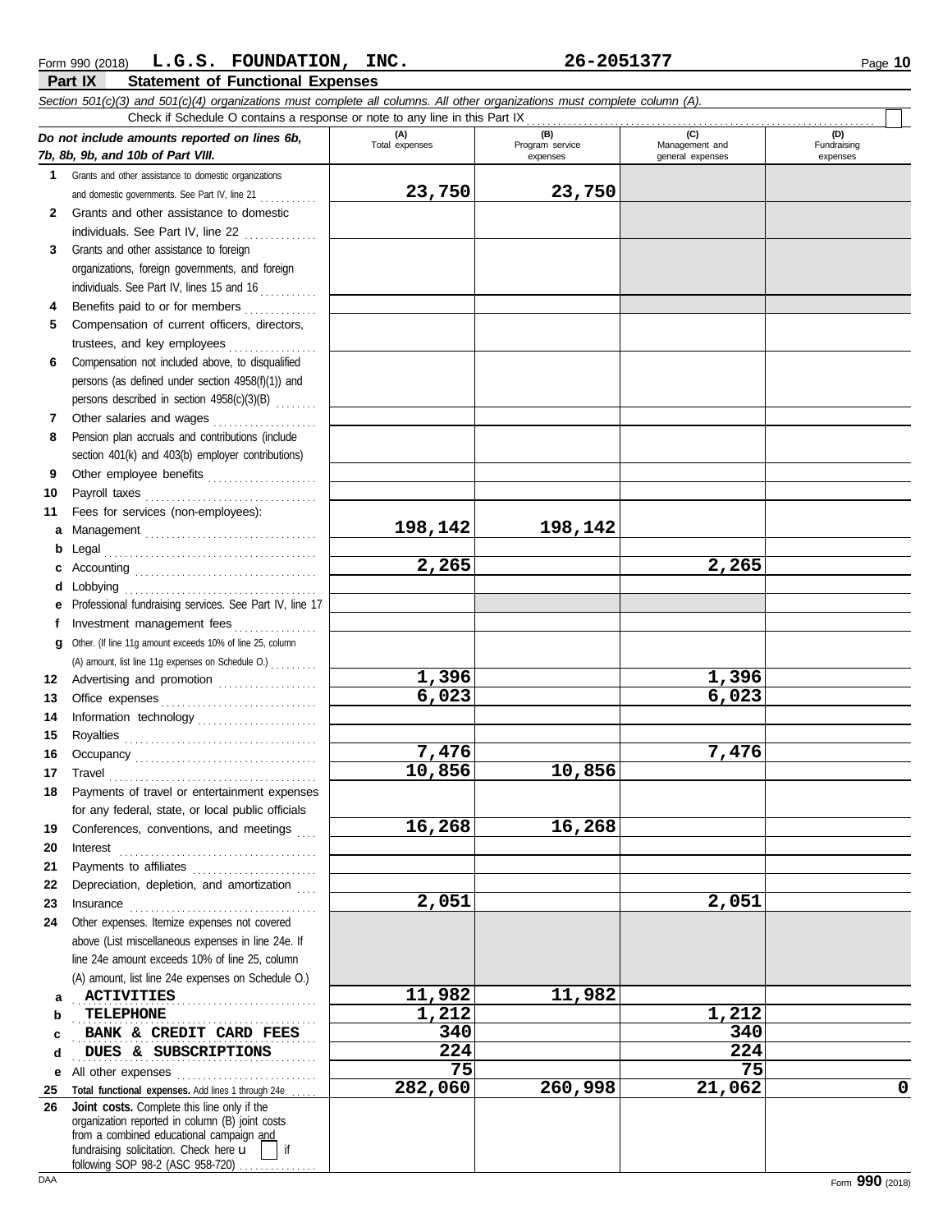Form 990 (2018) **L.G.S. FOUNDATION, INC.** **26-2051377**

## Part IX Statement of Functional Expenses

*Section 501(c)(3) and 501(c)(4) organizations must complete all columns. All other organizations must complete column (A).*

Check if Schedule O contains a response or note to any line in this Part IX ☐

| *Do not include amounts reported on lines 6b, 7b, 8b, 9b, and 10b of Part VIII.* | (A) Total expenses | (B) Program service expenses | (C) Management and general expenses | (D) Fundraising expenses |
|---|---|---|---|---|
| **1** Grants and other assistance to domestic organizations and domestic governments. See Part IV, line 21 | 23,750 | 23,750 | | |
| **2** Grants and other assistance to domestic individuals. See Part IV, line 22 | | | | |
| **3** Grants and other assistance to foreign organizations, foreign governments, and foreign individuals. See Part IV, lines 15 and 16 | | | | |
| **4** Benefits paid to or for members | | | | |
| **5** Compensation of current officers, directors, trustees, and key employees | | | | |
| **6** Compensation not included above, to disqualified persons (as defined under section 4958(f)(1)) and persons described in section 4958(c)(3)(B) | | | | |
| **7** Other salaries and wages | | | | |
| **8** Pension plan accruals and contributions (include section 401(k) and 403(b) employer contributions) | | | | |
| **9** Other employee benefits | | | | |
| **10** Payroll taxes | | | | |
| **11** Fees for services (non-employees): | | | | |
| **a** Management | 198,142 | 198,142 | | |
| **b** Legal | | | | |
| **c** Accounting | 2,265 | | 2,265 | |
| **d** Lobbying | | | | |
| **e** Professional fundraising services. See Part IV, line 17 | | | | |
| **f** Investment management fees | | | | |
| **g** Other. (If line 11g amount exceeds 10% of line 25, column (A) amount, list line 11g expenses on Schedule O.) | | | | |
| **12** Advertising and promotion | 1,396 | | 1,396 | |
| **13** Office expenses | 6,023 | | 6,023 | |
| **14** Information technology | | | | |
| **15** Royalties | | | | |
| **16** Occupancy | 7,476 | | 7,476 | |
| **17** Travel | 10,856 | 10,856 | | |
| **18** Payments of travel or entertainment expenses for any federal, state, or local public officials | | | | |
| **19** Conferences, conventions, and meetings | 16,268 | 16,268 | | |
| **20** Interest | | | | |
| **21** Payments to affiliates | | | | |
| **22** Depreciation, depletion, and amortization | | | | |
| **23** Insurance | 2,051 | | 2,051 | |
| **24** Other expenses. Itemize expenses not covered above (List miscellaneous expenses in line 24e. If line 24e amount exceeds 10% of line 25, column (A) amount, list line 24e expenses on Schedule O.) | | | | |
| **a** ACTIVITIES | 11,982 | 11,982 | | |
| **b** TELEPHONE | 1,212 | | 1,212 | |
| **c** BANK & CREDIT CARD FEES | 340 | | 340 | |
| **d** DUES & SUBSCRIPTIONS | 224 | | 224 | |
| **e** All other expenses | 75 | | 75 | |
| **25** **Total functional expenses.** Add lines 1 through 24e | 282,060 | 260,998 | 21,062 | 0 |
| **26** **Joint costs.** Complete this line only if the organization reported in column (B) joint costs from a combined educational campaign and fundraising solicitation. Check here ☐ if following SOP 98-2 (ASC 958-720) | | | | |

DAA Form **990** (2018)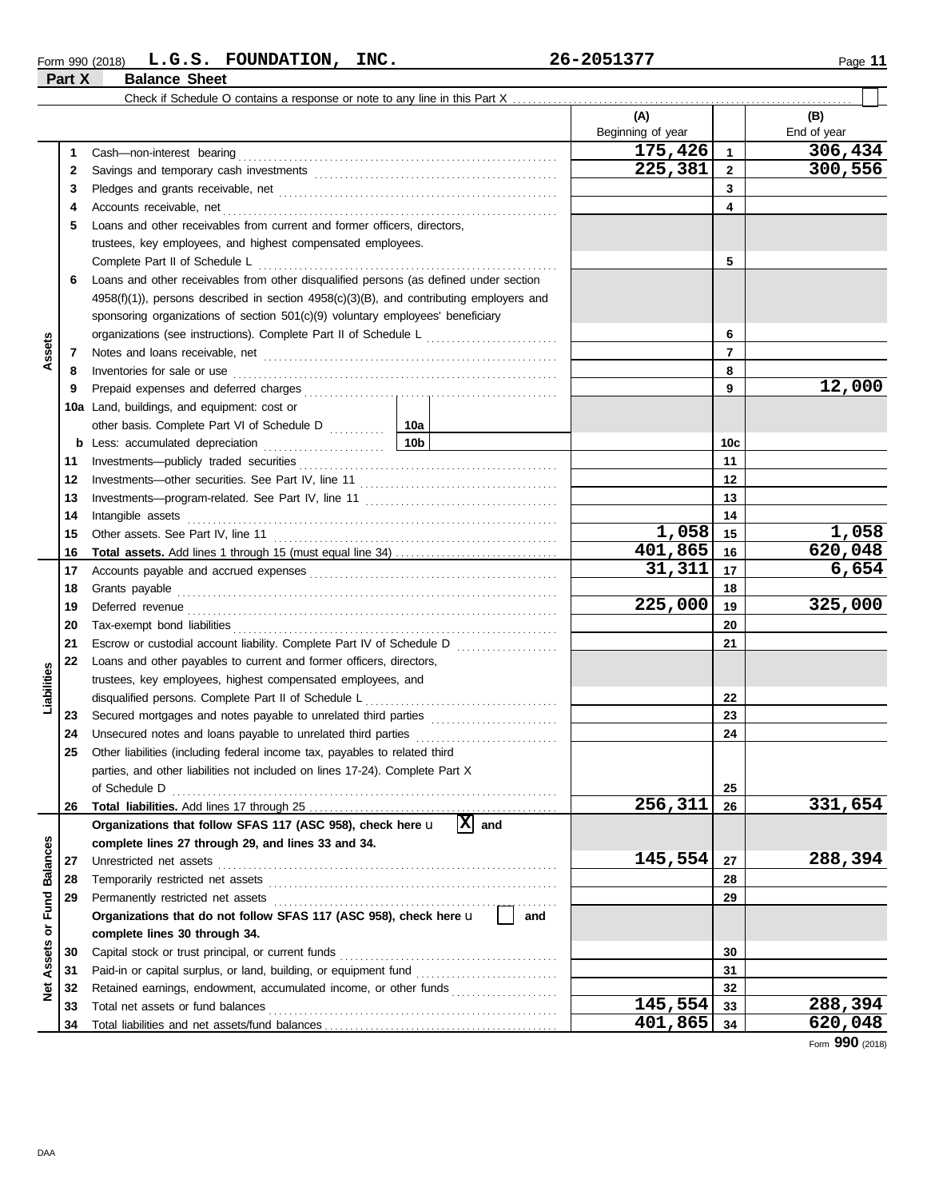Form 990 (2018) **L.G.S. FOUNDATION, INC.** **26-2051377**

## Part X Balance Sheet

Check if Schedule O contains a response or note to any line in this Part X ☐

| | | Description | | (A) Beginning of year | | (B) End of year |
|---|---|---|---|---|---|---|
| Assets | 1 | Cash—non-interest bearing | | 175,426 | 1 | 306,434 |
| | 2 | Savings and temporary cash investments | | 225,381 | 2 | 300,556 |
| | 3 | Pledges and grants receivable, net | | | 3 | |
| | 4 | Accounts receivable, net | | | 4 | |
| | 5 | Loans and other receivables from current and former officers, directors, trustees, key employees, and highest compensated employees. Complete Part II of Schedule L | | | 5 | |
| | 6 | Loans and other receivables from other disqualified persons (as defined under section 4958(f)(1)), persons described in section 4958(c)(3)(B), and contributing employers and sponsoring organizations of section 501(c)(9) voluntary employees' beneficiary organizations (see instructions). Complete Part II of Schedule L | | | 6 | |
| | 7 | Notes and loans receivable, net | | | 7 | |
| | 8 | Inventories for sale or use | | | 8 | |
| | 9 | Prepaid expenses and deferred charges | | | 9 | 12,000 |
| | 10a | Land, buildings, and equipment: cost or other basis. Complete Part VI of Schedule D | 10a | | | |
| | b | Less: accumulated depreciation | 10b | | 10c | |
| | 11 | Investments—publicly traded securities | | | 11 | |
| | 12 | Investments—other securities. See Part IV, line 11 | | | 12 | |
| | 13 | Investments—program-related. See Part IV, line 11 | | | 13 | |
| | 14 | Intangible assets | | | 14 | |
| | 15 | Other assets. See Part IV, line 11 | | 1,058 | 15 | 1,058 |
| | 16 | **Total assets.** Add lines 1 through 15 (must equal line 34) | | 401,865 | 16 | 620,048 |
| Liabilities | 17 | Accounts payable and accrued expenses | | 31,311 | 17 | 6,654 |
| | 18 | Grants payable | | | 18 | |
| | 19 | Deferred revenue | | 225,000 | 19 | 325,000 |
| | 20 | Tax-exempt bond liabilities | | | 20 | |
| | 21 | Escrow or custodial account liability. Complete Part IV of Schedule D | | | 21 | |
| | 22 | Loans and other payables to current and former officers, directors, trustees, key employees, highest compensated employees, and disqualified persons. Complete Part II of Schedule L | | | 22 | |
| | 23 | Secured mortgages and notes payable to unrelated third parties | | | 23 | |
| | 24 | Unsecured notes and loans payable to unrelated third parties | | | 24 | |
| | 25 | Other liabilities (including federal income tax, payables to related third parties, and other liabilities not included on lines 17-24). Complete Part X of Schedule D | | | 25 | |
| | 26 | **Total liabilities.** Add lines 17 through 25 | | 256,311 | 26 | 331,654 |
| Net Assets or Fund Balances | | **Organizations that follow SFAS 117 (ASC 958), check here** [X] **and complete lines 27 through 29, and lines 33 and 34.** | | | | |
| | 27 | Unrestricted net assets | | 145,554 | 27 | 288,394 |
| | 28 | Temporarily restricted net assets | | | 28 | |
| | 29 | Permanently restricted net assets | | | 29 | |
| | | **Organizations that do not follow SFAS 117 (ASC 958), check here** ☐ **and complete lines 30 through 34.** | | | | |
| | 30 | Capital stock or trust principal, or current funds | | | 30 | |
| | 31 | Paid-in or capital surplus, or land, building, or equipment fund | | | 31 | |
| | 32 | Retained earnings, endowment, accumulated income, or other funds | | | 32 | |
| | 33 | Total net assets or fund balances | | 145,554 | 33 | 288,394 |
| | 34 | Total liabilities and net assets/fund balances | | 401,865 | 34 | 620,048 |

Form **990** (2018)

DAA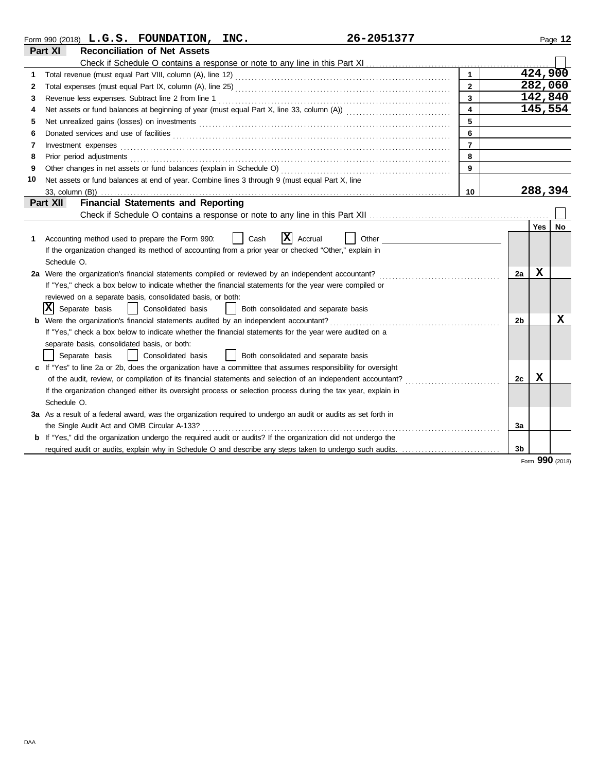Form 990 (2018) **L.G.S. FOUNDATION, INC.** **26-2051377**

## Part XI Reconciliation of Net Assets

Check if Schedule O contains a response or note to any line in this Part XI . . . . . . . . . . ☐

| | | | |
|---|---|---|---|
| 1 | Total revenue (must equal Part VIII, column (A), line 12) | 1 | 424,900 |
| 2 | Total expenses (must equal Part IX, column (A), line 25) | 2 | 282,060 |
| 3 | Revenue less expenses. Subtract line 2 from line 1 | 3 | 142,840 |
| 4 | Net assets or fund balances at beginning of year (must equal Part X, line 33, column (A)) | 4 | 145,554 |
| 5 | Net unrealized gains (losses) on investments | 5 | |
| 6 | Donated services and use of facilities | 6 | |
| 7 | Investment expenses | 7 | |
| 8 | Prior period adjustments | 8 | |
| 9 | Other changes in net assets or fund balances (explain in Schedule O) | 9 | |
| 10 | Net assets or fund balances at end of year. Combine lines 3 through 9 (must equal Part X, line 33, column (B)) | 10 | 288,394 |

## Part XII Financial Statements and Reporting

Check if Schedule O contains a response or note to any line in this Part XII . . . . . . . . . . ☐

| | | | Yes | No |
|---|---|---|---|---|
| 1 | Accounting method used to prepare the Form 990: ☐ Cash ☒ Accrual ☐ Other<br>If the organization changed its method of accounting from a prior year or checked "Other," explain in Schedule O. | | | |
| 2a | Were the organization's financial statements compiled or reviewed by an independent accountant?<br>If "Yes," check a box below to indicate whether the financial statements for the year were compiled or reviewed on a separate basis, consolidated basis, or both:<br>☒ Separate basis ☐ Consolidated basis ☐ Both consolidated and separate basis | 2a | X | |
| b | Were the organization's financial statements audited by an independent accountant?<br>If "Yes," check a box below to indicate whether the financial statements for the year were audited on a separate basis, consolidated basis, or both:<br>☐ Separate basis ☐ Consolidated basis ☐ Both consolidated and separate basis | 2b | | X |
| c | If "Yes" to line 2a or 2b, does the organization have a committee that assumes responsibility for oversight of the audit, review, or compilation of its financial statements and selection of an independent accountant?<br>If the organization changed either its oversight process or selection process during the tax year, explain in Schedule O. | 2c | X | |
| 3a | As a result of a federal award, was the organization required to undergo an audit or audits as set forth in the Single Audit Act and OMB Circular A-133? | 3a | | |
| b | If "Yes," did the organization undergo the required audit or audits? If the organization did not undergo the required audit or audits, explain why in Schedule O and describe any steps taken to undergo such audits. | 3b | | |

Form **990** (2018)

DAA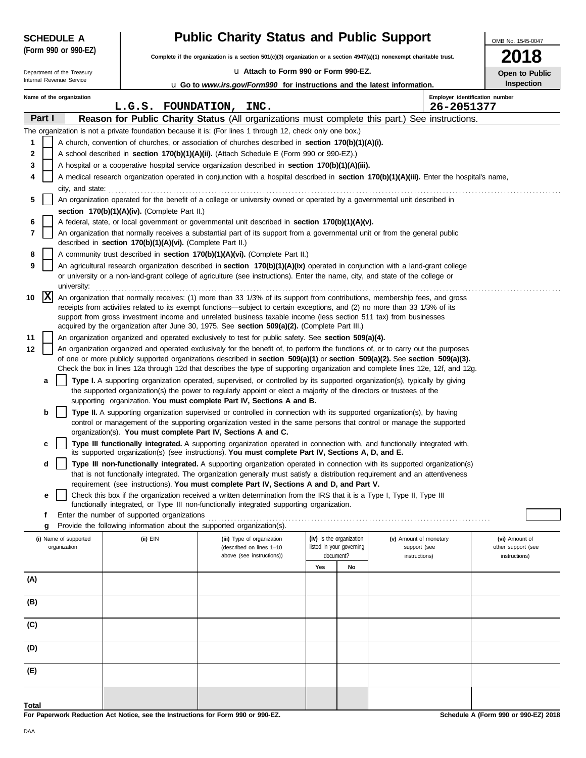**SCHEDULE A (Form 990 or 990-EZ)**

Department of the Treasury
Internal Revenue Service

# Public Charity Status and Public Support

**Complete if the organization is a section 501(c)(3) organization or a section 4947(a)(1) nonexempt charitable trust.**

u **Attach to Form 990 or Form 990-EZ.**

u **Go to *www.irs.gov/Form990* for instructions and the latest information.**

OMB No. 1545-0047

**2018**

**Open to Public Inspection**

**Name of the organization:** L.G.S. FOUNDATION, INC.

**Employer identification number:** 26-2051377

## Part I — Reason for Public Charity Status (All organizations must complete this part.) See instructions.

The organization is not a private foundation because it is: (For lines 1 through 12, check only one box.)

1. [ ] A church, convention of churches, or association of churches described in **section 170(b)(1)(A)(i).**
2. [ ] A school described in **section 170(b)(1)(A)(ii).** (Attach Schedule E (Form 990 or 990-EZ).)
3. [ ] A hospital or a cooperative hospital service organization described in **section 170(b)(1)(A)(iii).**
4. [ ] A medical research organization operated in conjunction with a hospital described in **section 170(b)(1)(A)(iii).** Enter the hospital's name, city, and state:
5. [ ] An organization operated for the benefit of a college or university owned or operated by a governmental unit described in **section 170(b)(1)(A)(iv).** (Complete Part II.)
6. [ ] A federal, state, or local government or governmental unit described in **section 170(b)(1)(A)(v).**
7. [ ] An organization that normally receives a substantial part of its support from a governmental unit or from the general public described in **section 170(b)(1)(A)(vi).** (Complete Part II.)
8. [ ] A community trust described in **section 170(b)(1)(A)(vi).** (Complete Part II.)
9. [ ] An agricultural research organization described in **section 170(b)(1)(A)(ix)** operated in conjunction with a land-grant college or university or a non-land-grant college of agriculture (see instructions). Enter the name, city, and state of the college or university:
10. [X] An organization that normally receives: (1) more than 33 1/3% of its support from contributions, membership fees, and gross receipts from activities related to its exempt functions—subject to certain exceptions, and (2) no more than 33 1/3% of its support from gross investment income and unrelated business taxable income (less section 511 tax) from businesses acquired by the organization after June 30, 1975. See **section 509(a)(2).** (Complete Part III.)
11. [ ] An organization organized and operated exclusively to test for public safety. See **section 509(a)(4).**
12. [ ] An organization organized and operated exclusively for the benefit of, to perform the functions of, or to carry out the purposes of one or more publicly supported organizations described in **section 509(a)(1)** or **section 509(a)(2).** See **section 509(a)(3).** Check the box in lines 12a through 12d that describes the type of supporting organization and complete lines 12e, 12f, and 12g.
   - **a** [ ] **Type I.** A supporting organization operated, supervised, or controlled by its supported organization(s), typically by giving the supported organization(s) the power to regularly appoint or elect a majority of the directors or trustees of the supporting organization. **You must complete Part IV, Sections A and B.**
   - **b** [ ] **Type II.** A supporting organization supervised or controlled in connection with its supported organization(s), by having control or management of the supporting organization vested in the same persons that control or manage the supported organization(s). **You must complete Part IV, Sections A and C.**
   - **c** [ ] **Type III functionally integrated.** A supporting organization operated in connection with, and functionally integrated with, its supported organization(s) (see instructions). **You must complete Part IV, Sections A, D, and E.**
   - **d** [ ] **Type III non-functionally integrated.** A supporting organization operated in connection with its supported organization(s) that is not functionally integrated. The organization generally must satisfy a distribution requirement and an attentiveness requirement (see instructions). **You must complete Part IV, Sections A and D, and Part V.**
   - **e** [ ] Check this box if the organization received a written determination from the IRS that it is a Type I, Type II, Type III functionally integrated, or Type III non-functionally integrated supporting organization.
   - **f** Enter the number of supported organizations
   - **g** Provide the following information about the supported organization(s).

| (i) Name of supported organization | (ii) EIN | (iii) Type of organization (described on lines 1–10 above (see instructions)) | (iv) Is the organization listed in your governing document? Yes | No | (v) Amount of monetary support (see instructions) | (vi) Amount of other support (see instructions) |
|---|---|---|---|---|---|---|
| (A) | | | | | | |
| (B) | | | | | | |
| (C) | | | | | | |
| (D) | | | | | | |
| (E) | | | | | | |
| **Total** | | | | | | |

**For Paperwork Reduction Act Notice, see the Instructions for Form 990 or 990-EZ.**

**Schedule A (Form 990 or 990-EZ) 2018**

DAA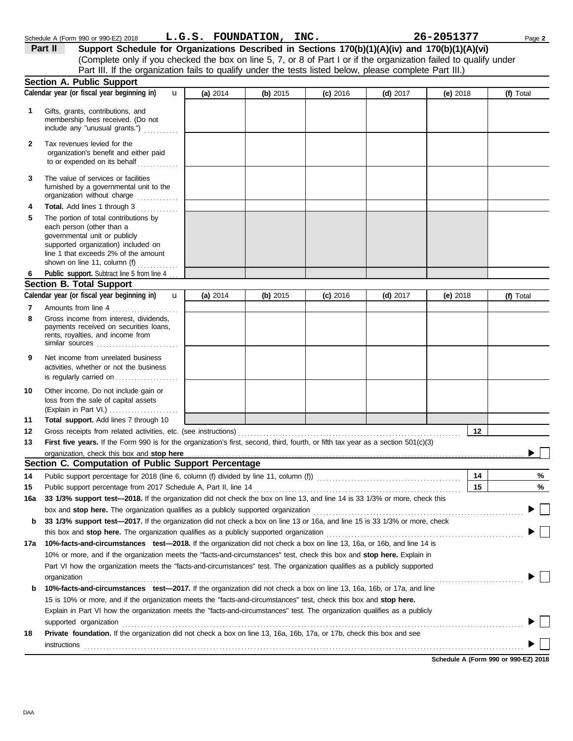Schedule A (Form 990 or 990-EZ) 2018 **L.G.S. FOUNDATION, INC.** **26-2051377**

## Part II — Support Schedule for Organizations Described in Sections 170(b)(1)(A)(iv) and 170(b)(1)(A)(vi)

(Complete only if you checked the box on line 5, 7, or 8 of Part I or if the organization failed to qualify under Part III. If the organization fails to qualify under the tests listed below, please complete Part III.)

### Section A. Public Support

| Calendar year (or fiscal year beginning in) | (a) 2014 | (b) 2015 | (c) 2016 | (d) 2017 | (e) 2018 | (f) Total |
|---|---|---|---|---|---|---|
| **1** Gifts, grants, contributions, and membership fees received. (Do not include any "unusual grants.") | | | | | | |
| **2** Tax revenues levied for the organization's benefit and either paid to or expended on its behalf | | | | | | |
| **3** The value of services or facilities furnished by a governmental unit to the organization without charge | | | | | | |
| **4** **Total.** Add lines 1 through 3 | | | | | | |
| **5** The portion of total contributions by each person (other than a governmental unit or publicly supported organization) included on line 1 that exceeds 2% of the amount shown on line 11, column (f) | | | | | | |
| **6** **Public support.** Subtract line 5 from line 4 | | | | | | |

### Section B. Total Support

| Calendar year (or fiscal year beginning in) | (a) 2014 | (b) 2015 | (c) 2016 | (d) 2017 | (e) 2018 | (f) Total |
|---|---|---|---|---|---|---|
| **7** Amounts from line 4 | | | | | | |
| **8** Gross income from interest, dividends, payments received on securities loans, rents, royalties, and income from similar sources | | | | | | |
| **9** Net income from unrelated business activities, whether or not the business is regularly carried on | | | | | | |
| **10** Other income. Do not include gain or loss from the sale of capital assets (Explain in Part VI.) | | | | | | |
| **11** **Total support.** Add lines 7 through 10 | | | | | | |

**12** Gross receipts from related activities, etc. (see instructions) — **12**

**13** **First five years.** If the Form 990 is for the organization's first, second, third, fourth, or fifth tax year as a section 501(c)(3) organization, check this box and **stop here** ☐

### Section C. Computation of Public Support Percentage

**14** Public support percentage for 2018 (line 6, column (f) divided by line 11, column (f)) — **14** %

**15** Public support percentage from 2017 Schedule A, Part II, line 14 — **15** %

**16a** **33 1/3% support test—2018.** If the organization did not check the box on line 13, and line 14 is 33 1/3% or more, check this box and **stop here.** The organization qualifies as a publicly supported organization ☐

**b** **33 1/3% support test—2017.** If the organization did not check a box on line 13 or 16a, and line 15 is 33 1/3% or more, check this box and **stop here.** The organization qualifies as a publicly supported organization ☐

**17a** **10%-facts-and-circumstances test—2018.** If the organization did not check a box on line 13, 16a, or 16b, and line 14 is 10% or more, and if the organization meets the "facts-and-circumstances" test, check this box and **stop here.** Explain in Part VI how the organization meets the "facts-and-circumstances" test. The organization qualifies as a publicly supported organization ☐

**b** **10%-facts-and-circumstances test—2017.** If the organization did not check a box on line 13, 16a, 16b, or 17a, and line 15 is 10% or more, and if the organization meets the "facts-and-circumstances" test, check this box and **stop here.** Explain in Part VI how the organization meets the "facts-and-circumstances" test. The organization qualifies as a publicly supported organization ☐

**18** **Private foundation.** If the organization did not check a box on line 13, 16a, 16b, 17a, or 17b, check this box and see instructions ☐

**Schedule A (Form 990 or 990-EZ) 2018**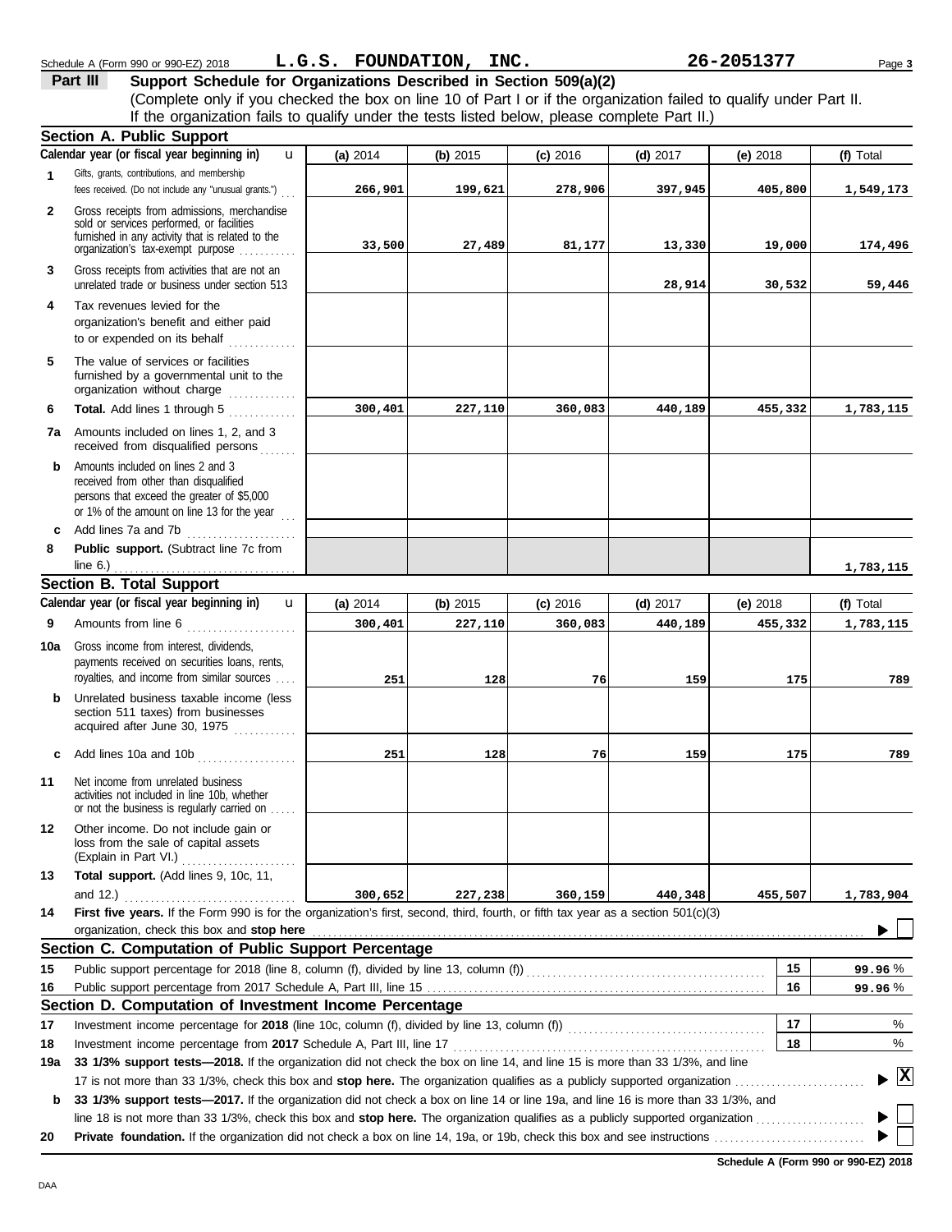Schedule A (Form 990 or 990-EZ) 2018 **L.G.S. FOUNDATION, INC.** **26-2051377** Page **3**

## Part III Support Schedule for Organizations Described in Section 509(a)(2)

(Complete only if you checked the box on line 10 of Part I or if the organization failed to qualify under Part II. If the organization fails to qualify under the tests listed below, please complete Part II.)

### Section A. Public Support

| | Calendar year (or fiscal year beginning in) | (a) 2014 | (b) 2015 | (c) 2016 | (d) 2017 | (e) 2018 | (f) Total |
|---|---|---|---|---|---|---|---|
| 1 | Gifts, grants, contributions, and membership fees received. (Do not include any "unusual grants.") | 266,901 | 199,621 | 278,906 | 397,945 | 405,800 | 1,549,173 |
| 2 | Gross receipts from admissions, merchandise sold or services performed, or facilities furnished in any activity that is related to the organization's tax-exempt purpose | 33,500 | 27,489 | 81,177 | 13,330 | 19,000 | 174,496 |
| 3 | Gross receipts from activities that are not an unrelated trade or business under section 513 | | | | 28,914 | 30,532 | 59,446 |
| 4 | Tax revenues levied for the organization's benefit and either paid to or expended on its behalf | | | | | | |
| 5 | The value of services or facilities furnished by a governmental unit to the organization without charge | | | | | | |
| 6 | **Total.** Add lines 1 through 5 | 300,401 | 227,110 | 360,083 | 440,189 | 455,332 | 1,783,115 |
| 7a | Amounts included on lines 1, 2, and 3 received from disqualified persons | | | | | | |
| b | Amounts included on lines 2 and 3 received from other than disqualified persons that exceed the greater of $5,000 or 1% of the amount on line 13 for the year | | | | | | |
| c | Add lines 7a and 7b | | | | | | |
| 8 | **Public support.** (Subtract line 7c from line 6.) | | | | | | 1,783,115 |

### Section B. Total Support

| | Calendar year (or fiscal year beginning in) | (a) 2014 | (b) 2015 | (c) 2016 | (d) 2017 | (e) 2018 | (f) Total |
|---|---|---|---|---|---|---|---|
| 9 | Amounts from line 6 | 300,401 | 227,110 | 360,083 | 440,189 | 455,332 | 1,783,115 |
| 10a | Gross income from interest, dividends, payments received on securities loans, rents, royalties, and income from similar sources | 251 | 128 | 76 | 159 | 175 | 789 |
| b | Unrelated business taxable income (less section 511 taxes) from businesses acquired after June 30, 1975 | | | | | | |
| c | Add lines 10a and 10b | 251 | 128 | 76 | 159 | 175 | 789 |
| 11 | Net income from unrelated business activities not included in line 10b, whether or not the business is regularly carried on | | | | | | |
| 12 | Other income. Do not include gain or loss from the sale of capital assets (Explain in Part VI.) | | | | | | |
| 13 | **Total support.** (Add lines 9, 10c, 11, and 12.) | 300,652 | 227,238 | 360,159 | 440,348 | 455,507 | 1,783,904 |

**14** **First five years.** If the Form 990 is for the organization's first, second, third, fourth, or fifth tax year as a section 501(c)(3) organization, check this box and **stop here** ☐

### Section C. Computation of Public Support Percentage

| | | | |
|---|---|---|---|
| 15 | Public support percentage for 2018 (line 8, column (f), divided by line 13, column (f)) | 15 | 99.96 % |
| 16 | Public support percentage from 2017 Schedule A, Part III, line 15 | 16 | 99.96 % |

### Section D. Computation of Investment Income Percentage

| | | | |
|---|---|---|---|
| 17 | Investment income percentage for **2018** (line 10c, column (f), divided by line 13, column (f)) | 17 | % |
| 18 | Investment income percentage from **2017** Schedule A, Part III, line 17 | 18 | % |

**19a** **33 1/3% support tests—2018.** If the organization did not check the box on line 14, and line 15 is more than 33 1/3%, and line 17 is not more than 33 1/3%, check this box and **stop here.** The organization qualifies as a publicly supported organization ☒

**b** **33 1/3% support tests—2017.** If the organization did not check a box on line 14 or line 19a, and line 16 is more than 33 1/3%, and line 18 is not more than 33 1/3%, check this box and **stop here.** The organization qualifies as a publicly supported organization ☐

**20** **Private foundation.** If the organization did not check a box on line 14, 19a, or 19b, check this box and see instructions ☐

**Schedule A (Form 990 or 990-EZ) 2018**

DAA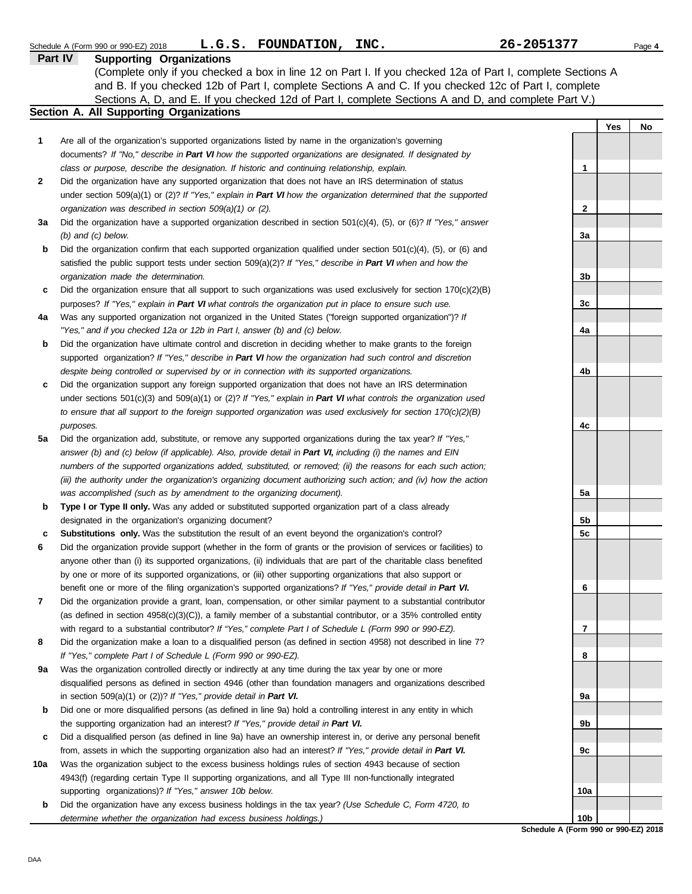Schedule A (Form 990 or 990-EZ) 2018 **L.G.S. FOUNDATION, INC.** **26-2051377** Page **4**

## Part IV Supporting Organizations

(Complete only if you checked a box in line 12 on Part I. If you checked 12a of Part I, complete Sections A and B. If you checked 12b of Part I, complete Sections A and C. If you checked 12c of Part I, complete Sections A, D, and E. If you checked 12d of Part I, complete Sections A and D, and complete Part V.)

### Section A. All Supporting Organizations

| | | | Yes | No |
|---|---|---|---|---|
| **1** | Are all of the organization's supported organizations listed by name in the organization's governing documents? *If "No," describe in **Part VI** how the supported organizations are designated. If designated by class or purpose, describe the designation. If historic and continuing relationship, explain.* | 1 | | |
| **2** | Did the organization have any supported organization that does not have an IRS determination of status under section 509(a)(1) or (2)? *If "Yes," explain in **Part VI** how the organization determined that the supported organization was described in section 509(a)(1) or (2).* | 2 | | |
| **3a** | Did the organization have a supported organization described in section 501(c)(4), (5), or (6)? *If "Yes," answer (b) and (c) below.* | 3a | | |
| **b** | Did the organization confirm that each supported organization qualified under section 501(c)(4), (5), or (6) and satisfied the public support tests under section 509(a)(2)? *If "Yes," describe in **Part VI** when and how the organization made the determination.* | 3b | | |
| **c** | Did the organization ensure that all support to such organizations was used exclusively for section 170(c)(2)(B) purposes? *If "Yes," explain in **Part VI** what controls the organization put in place to ensure such use.* | 3c | | |
| **4a** | Was any supported organization not organized in the United States ("foreign supported organization")? *If "Yes," and if you checked 12a or 12b in Part I, answer (b) and (c) below.* | 4a | | |
| **b** | Did the organization have ultimate control and discretion in deciding whether to make grants to the foreign supported organization? *If "Yes," describe in **Part VI** how the organization had such control and discretion despite being controlled or supervised by or in connection with its supported organizations.* | 4b | | |
| **c** | Did the organization support any foreign supported organization that does not have an IRS determination under sections 501(c)(3) and 509(a)(1) or (2)? *If "Yes," explain in **Part VI** what controls the organization used to ensure that all support to the foreign supported organization was used exclusively for section 170(c)(2)(B) purposes.* | 4c | | |
| **5a** | Did the organization add, substitute, or remove any supported organizations during the tax year? *If "Yes," answer (b) and (c) below (if applicable). Also, provide detail in **Part VI,** including (i) the names and EIN numbers of the supported organizations added, substituted, or removed; (ii) the reasons for each such action; (iii) the authority under the organization's organizing document authorizing such action; and (iv) how the action was accomplished (such as by amendment to the organizing document).* | 5a | | |
| **b** | **Type I or Type II only.** Was any added or substituted supported organization part of a class already designated in the organization's organizing document? | 5b | | |
| **c** | **Substitutions only.** Was the substitution the result of an event beyond the organization's control? | 5c | | |
| **6** | Did the organization provide support (whether in the form of grants or the provision of services or facilities) to anyone other than (i) its supported organizations, (ii) individuals that are part of the charitable class benefited by one or more of its supported organizations, or (iii) other supporting organizations that also support or benefit one or more of the filing organization's supported organizations? *If "Yes," provide detail in **Part VI.*** | 6 | | |
| **7** | Did the organization provide a grant, loan, compensation, or other similar payment to a substantial contributor (as defined in section 4958(c)(3)(C)), a family member of a substantial contributor, or a 35% controlled entity with regard to a substantial contributor? *If "Yes," complete Part I of Schedule L (Form 990 or 990-EZ).* | 7 | | |
| **8** | Did the organization make a loan to a disqualified person (as defined in section 4958) not described in line 7? *If "Yes," complete Part I of Schedule L (Form 990 or 990-EZ).* | 8 | | |
| **9a** | Was the organization controlled directly or indirectly at any time during the tax year by one or more disqualified persons as defined in section 4946 (other than foundation managers and organizations described in section 509(a)(1) or (2))? *If "Yes," provide detail in **Part VI.*** | 9a | | |
| **b** | Did one or more disqualified persons (as defined in line 9a) hold a controlling interest in any entity in which the supporting organization had an interest? *If "Yes," provide detail in **Part VI.*** | 9b | | |
| **c** | Did a disqualified person (as defined in line 9a) have an ownership interest in, or derive any personal benefit from, assets in which the supporting organization also had an interest? *If "Yes," provide detail in **Part VI.*** | 9c | | |
| **10a** | Was the organization subject to the excess business holdings rules of section 4943 because of section 4943(f) (regarding certain Type II supporting organizations, and all Type III non-functionally integrated supporting organizations)? *If "Yes," answer 10b below.* | 10a | | |
| **b** | Did the organization have any excess business holdings in the tax year? *(Use Schedule C, Form 4720, to determine whether the organization had excess business holdings.)* | 10b | | |

**Schedule A (Form 990 or 990-EZ) 2018**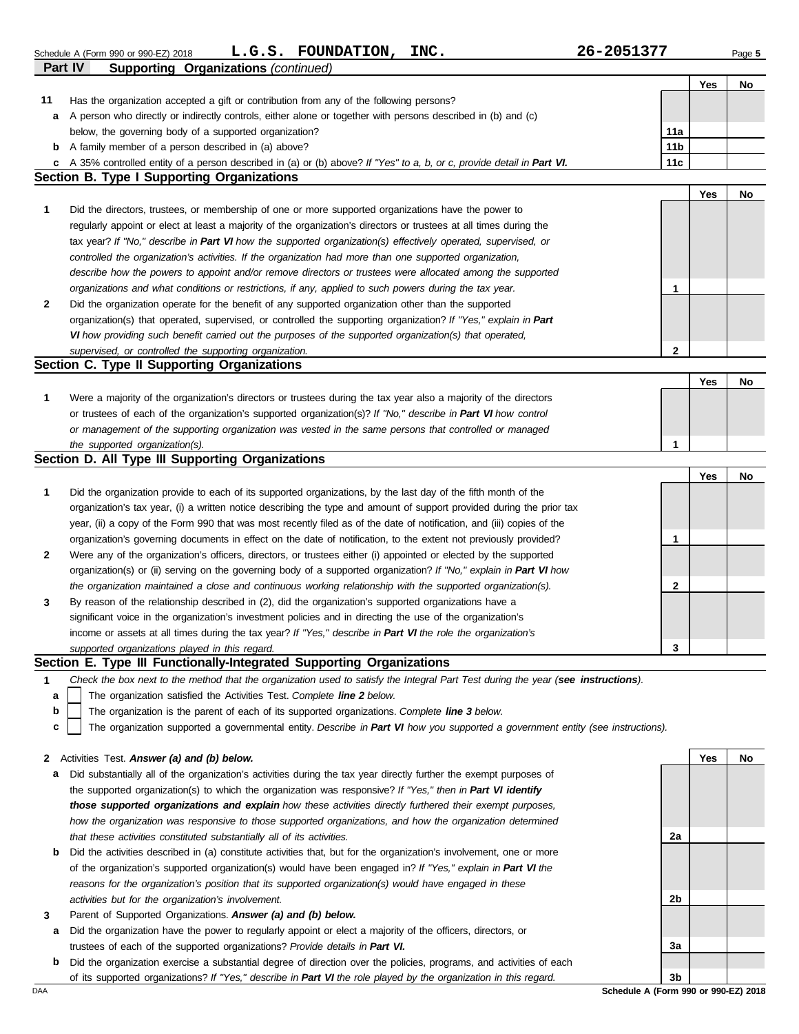Schedule A (Form 990 or 990-EZ) 2018 **L.G.S. FOUNDATION, INC.** **26-2051377**

## Part IV Supporting Organizations *(continued)*

| | | | Yes | No |
|---|---|---|---|---|
| **11** | Has the organization accepted a gift or contribution from any of the following persons? | | | |
| **a** | A person who directly or indirectly controls, either alone or together with persons described in (b) and (c) below, the governing body of a supported organization? | **11a** | | |
| **b** | A family member of a person described in (a) above? | **11b** | | |
| **c** | A 35% controlled entity of a person described in (a) or (b) above? *If "Yes" to a, b, or c, provide detail in* ***Part VI.*** | **11c** | | |

### Section B. Type I Supporting Organizations

| | | | Yes | No |
|---|---|---|---|---|
| **1** | Did the directors, trustees, or membership of one or more supported organizations have the power to regularly appoint or elect at least a majority of the organization's directors or trustees at all times during the tax year? *If "No," describe in* ***Part VI*** *how the supported organization(s) effectively operated, supervised, or controlled the organization's activities. If the organization had more than one supported organization, describe how the powers to appoint and/or remove directors or trustees were allocated among the supported organizations and what conditions or restrictions, if any, applied to such powers during the tax year.* | **1** | | |
| **2** | Did the organization operate for the benefit of any supported organization other than the supported organization(s) that operated, supervised, or controlled the supporting organization? *If "Yes," explain in* ***Part VI*** *how providing such benefit carried out the purposes of the supported organization(s) that operated, supervised, or controlled the supporting organization.* | **2** | | |

### Section C. Type II Supporting Organizations

| | | | Yes | No |
|---|---|---|---|---|
| **1** | Were a majority of the organization's directors or trustees during the tax year also a majority of the directors or trustees of each of the organization's supported organization(s)? *If "No," describe in* ***Part VI*** *how control or management of the supporting organization was vested in the same persons that controlled or managed the supported organization(s).* | **1** | | |

### Section D. All Type III Supporting Organizations

| | | | Yes | No |
|---|---|---|---|---|
| **1** | Did the organization provide to each of its supported organizations, by the last day of the fifth month of the organization's tax year, (i) a written notice describing the type and amount of support provided during the prior tax year, (ii) a copy of the Form 990 that was most recently filed as of the date of notification, and (iii) copies of the organization's governing documents in effect on the date of notification, to the extent not previously provided? | **1** | | |
| **2** | Were any of the organization's officers, directors, or trustees either (i) appointed or elected by the supported organization(s) or (ii) serving on the governing body of a supported organization? *If "No," explain in* ***Part VI*** *how the organization maintained a close and continuous working relationship with the supported organization(s).* | **2** | | |
| **3** | By reason of the relationship described in (2), did the organization's supported organizations have a significant voice in the organization's investment policies and in directing the use of the organization's income or assets at all times during the tax year? *If "Yes," describe in* ***Part VI*** *the role the organization's supported organizations played in this regard.* | **3** | | |

### Section E. Type III Functionally-Integrated Supporting Organizations

**1** *Check the box next to the method that the organization used to satisfy the Integral Part Test during the year (****see instructions****).*

- **a** ☐ The organization satisfied the Activities Test. *Complete* ***line 2*** *below.*
- **b** ☐ The organization is the parent of each of its supported organizations. *Complete* ***line 3*** *below.*
- **c** ☐ The organization supported a governmental entity. *Describe in* ***Part VI*** *how you supported a government entity (see instructions).*

| | | | Yes | No |
|---|---|---|---|---|
| **2** | Activities Test. ***Answer (a) and (b) below.*** | | | |
| **a** | Did substantially all of the organization's activities during the tax year directly further the exempt purposes of the supported organization(s) to which the organization was responsive? *If "Yes," then in* ***Part VI identify those supported organizations and explain*** *how these activities directly furthered their exempt purposes, how the organization was responsive to those supported organizations, and how the organization determined that these activities constituted substantially all of its activities.* | **2a** | | |
| **b** | Did the activities described in (a) constitute activities that, but for the organization's involvement, one or more of the organization's supported organization(s) would have been engaged in? *If "Yes," explain in* ***Part VI*** *the reasons for the organization's position that its supported organization(s) would have engaged in these activities but for the organization's involvement.* | **2b** | | |
| **3** | Parent of Supported Organizations. ***Answer (a) and (b) below.*** | | | |
| **a** | Did the organization have the power to regularly appoint or elect a majority of the officers, directors, or trustees of each of the supported organizations? *Provide details in* ***Part VI.*** | **3a** | | |
| **b** | Did the organization exercise a substantial degree of direction over the policies, programs, and activities of each of its supported organizations? *If "Yes," describe in* ***Part VI*** *the role played by the organization in this regard.* | **3b** | | |

DAA **Schedule A (Form 990 or 990-EZ) 2018**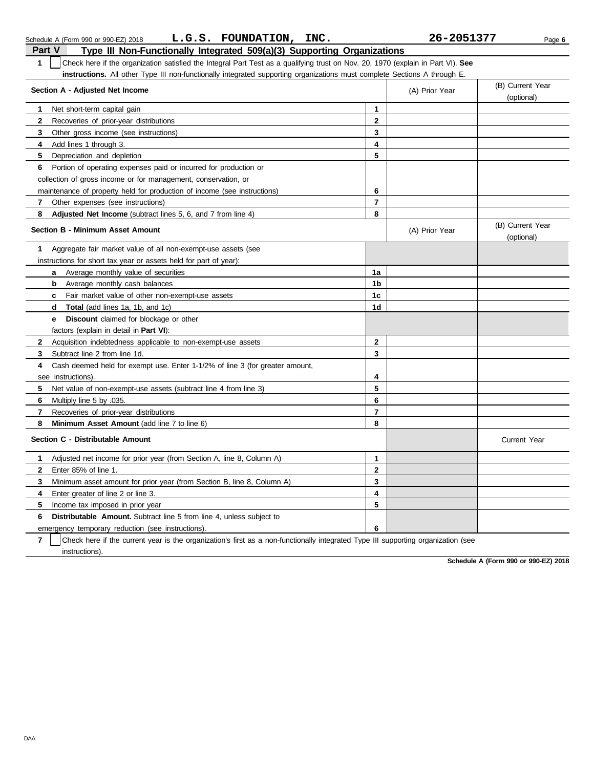Schedule A (Form 990 or 990-EZ) 2018 **L.G.S. FOUNDATION, INC.** **26-2051377**

## Part V Type III Non-Functionally Integrated 509(a)(3) Supporting Organizations

**1** ☐ Check here if the organization satisfied the Integral Part Test as a qualifying trust on Nov. 20, 1970 (explain in Part VI). **See instructions.** All other Type III non-functionally integrated supporting organizations must complete Sections A through E.

| Section A - Adjusted Net Income | | (A) Prior Year | (B) Current Year (optional) |
|---|---|---|---|
| **1** Net short-term capital gain | **1** | | |
| **2** Recoveries of prior-year distributions | **2** | | |
| **3** Other gross income (see instructions) | **3** | | |
| **4** Add lines 1 through 3. | **4** | | |
| **5** Depreciation and depletion | **5** | | |
| **6** Portion of operating expenses paid or incurred for production or collection of gross income or for management, conservation, or maintenance of property held for production of income (see instructions) | **6** | | |
| **7** Other expenses (see instructions) | **7** | | |
| **8** **Adjusted Net Income** (subtract lines 5, 6, and 7 from line 4) | **8** | | |

| Section B - Minimum Asset Amount | | (A) Prior Year | (B) Current Year (optional) |
|---|---|---|---|
| **1** Aggregate fair market value of all non-exempt-use assets (see instructions for short tax year or assets held for part of year): | | | |
| **a** Average monthly value of securities | **1a** | | |
| **b** Average monthly cash balances | **1b** | | |
| **c** Fair market value of other non-exempt-use assets | **1c** | | |
| **d** **Total** (add lines 1a, 1b, and 1c) | **1d** | | |
| **e** **Discount** claimed for blockage or other factors (explain in detail in **Part VI**): | | | |
| **2** Acquisition indebtedness applicable to non-exempt-use assets | **2** | | |
| **3** Subtract line 2 from line 1d. | **3** | | |
| **4** Cash deemed held for exempt use. Enter 1-1/2% of line 3 (for greater amount, see instructions). | **4** | | |
| **5** Net value of non-exempt-use assets (subtract line 4 from line 3) | **5** | | |
| **6** Multiply line 5 by .035. | **6** | | |
| **7** Recoveries of prior-year distributions | **7** | | |
| **8** **Minimum Asset Amount** (add line 7 to line 6) | **8** | | |

| Section C - Distributable Amount | | | Current Year |
|---|---|---|---|
| **1** Adjusted net income for prior year (from Section A, line 8, Column A) | **1** | | |
| **2** Enter 85% of line 1. | **2** | | |
| **3** Minimum asset amount for prior year (from Section B, line 8, Column A) | **3** | | |
| **4** Enter greater of line 2 or line 3. | **4** | | |
| **5** Income tax imposed in prior year | **5** | | |
| **6** **Distributable Amount.** Subtract line 5 from line 4, unless subject to emergency temporary reduction (see instructions). | **6** | | |

**7** ☐ Check here if the current year is the organization's first as a non-functionally integrated Type III supporting organization (see instructions).

**Schedule A (Form 990 or 990-EZ) 2018**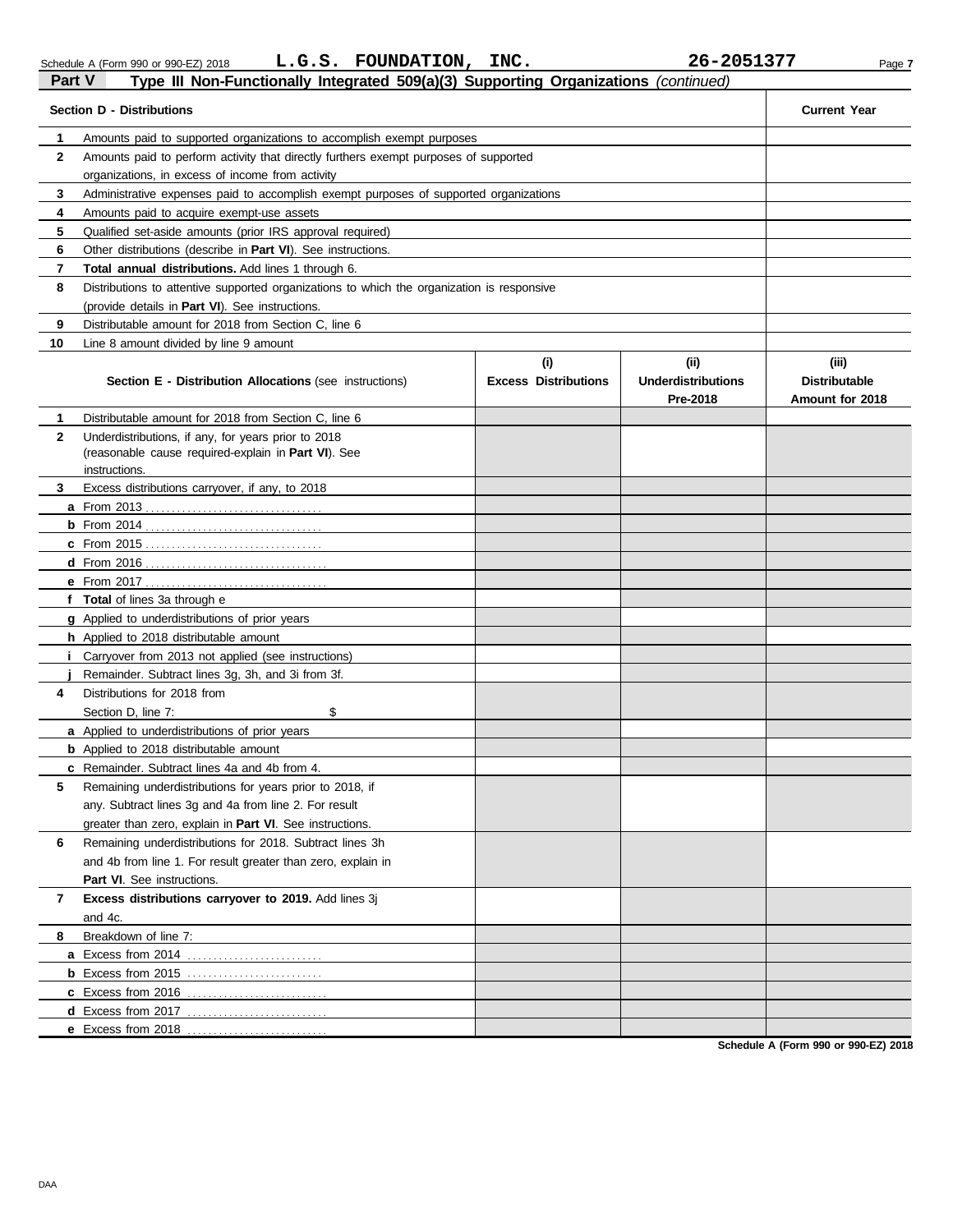Schedule A (Form 990 or 990-EZ) 2018 **L.G.S. FOUNDATION, INC.** **26-2051377**

## Part V Type III Non-Functionally Integrated 509(a)(3) Supporting Organizations *(continued)*

| | **Section D - Distributions** | **Current Year** |
|---|---|---|
| **1** | Amounts paid to supported organizations to accomplish exempt purposes | |
| **2** | Amounts paid to perform activity that directly furthers exempt purposes of supported organizations, in excess of income from activity | |
| **3** | Administrative expenses paid to accomplish exempt purposes of supported organizations | |
| **4** | Amounts paid to acquire exempt-use assets | |
| **5** | Qualified set-aside amounts (prior IRS approval required) | |
| **6** | Other distributions (describe in **Part VI**). See instructions. | |
| **7** | **Total annual distributions.** Add lines 1 through 6. | |
| **8** | Distributions to attentive supported organizations to which the organization is responsive (provide details in **Part VI**). See instructions. | |
| **9** | Distributable amount for 2018 from Section C, line 6 | |
| **10** | Line 8 amount divided by line 9 amount | |

| | **Section E - Distribution Allocations** (see instructions) | **(i) Excess Distributions** | **(ii) Underdistributions Pre-2018** | **(iii) Distributable Amount for 2018** |
|---|---|---|---|---|
| **1** | Distributable amount for 2018 from Section C, line 6 | | | |
| **2** | Underdistributions, if any, for years prior to 2018 (reasonable cause required-explain in **Part VI**). See instructions. | | | |
| **3** | Excess distributions carryover, if any, to 2018 | | | |
| **a** | From 2013 | | | |
| **b** | From 2014 | | | |
| **c** | From 2015 | | | |
| **d** | From 2016 | | | |
| **e** | From 2017 | | | |
| **f** | **Total** of lines 3a through e | | | |
| **g** | Applied to underdistributions of prior years | | | |
| **h** | Applied to 2018 distributable amount | | | |
| **i** | Carryover from 2013 not applied (see instructions) | | | |
| **j** | Remainder. Subtract lines 3g, 3h, and 3i from 3f. | | | |
| **4** | Distributions for 2018 from Section D, line 7: $ | | | |
| **a** | Applied to underdistributions of prior years | | | |
| **b** | Applied to 2018 distributable amount | | | |
| **c** | Remainder. Subtract lines 4a and 4b from 4. | | | |
| **5** | Remaining underdistributions for years prior to 2018, if any. Subtract lines 3g and 4a from line 2. For result greater than zero, explain in **Part VI**. See instructions. | | | |
| **6** | Remaining underdistributions for 2018. Subtract lines 3h and 4b from line 1. For result greater than zero, explain in **Part VI**. See instructions. | | | |
| **7** | **Excess distributions carryover to 2019.** Add lines 3j and 4c. | | | |
| **8** | Breakdown of line 7: | | | |
| **a** | Excess from 2014 | | | |
| **b** | Excess from 2015 | | | |
| **c** | Excess from 2016 | | | |
| **d** | Excess from 2017 | | | |
| **e** | Excess from 2018 | | | |

**Schedule A (Form 990 or 990-EZ) 2018**

DAA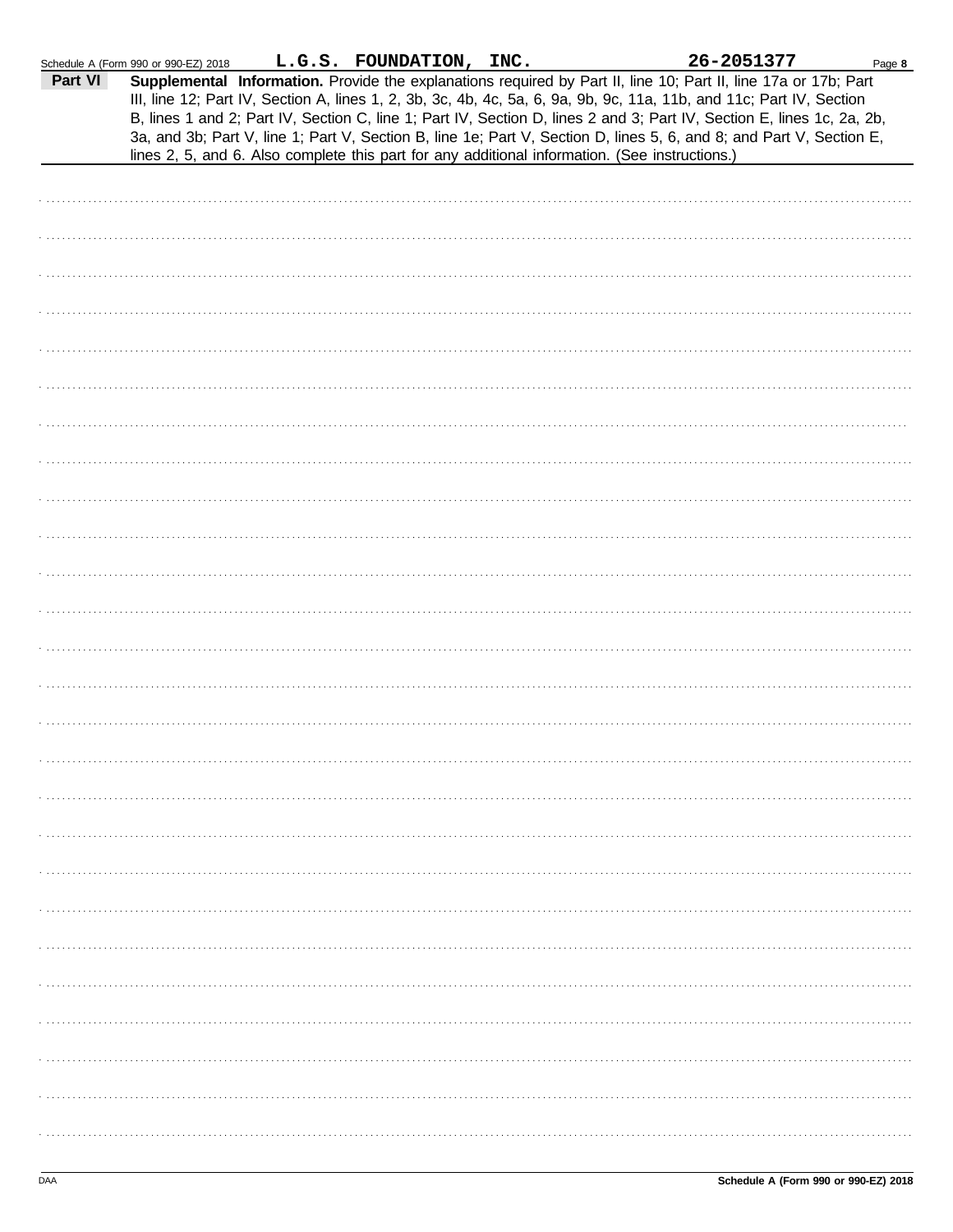Schedule A (Form 990 or 990-EZ) 2018 **L.G.S. FOUNDATION, INC.** **26-2051377** Page **8**

**Part VI** **Supplemental Information.** Provide the explanations required by Part II, line 10; Part II, line 17a or 17b; Part III, line 12; Part IV, Section A, lines 1, 2, 3b, 3c, 4b, 4c, 5a, 6, 9a, 9b, 9c, 11a, 11b, and 11c; Part IV, Section B, lines 1 and 2; Part IV, Section C, line 1; Part IV, Section D, lines 2 and 3; Part IV, Section E, lines 1c, 2a, 2b, 3a, and 3b; Part V, line 1; Part V, Section B, line 1e; Part V, Section D, lines 5, 6, and 8; and Part V, Section E, lines 2, 5, and 6. Also complete this part for any additional information. (See instructions.)

DAA **Schedule A (Form 990 or 990-EZ) 2018**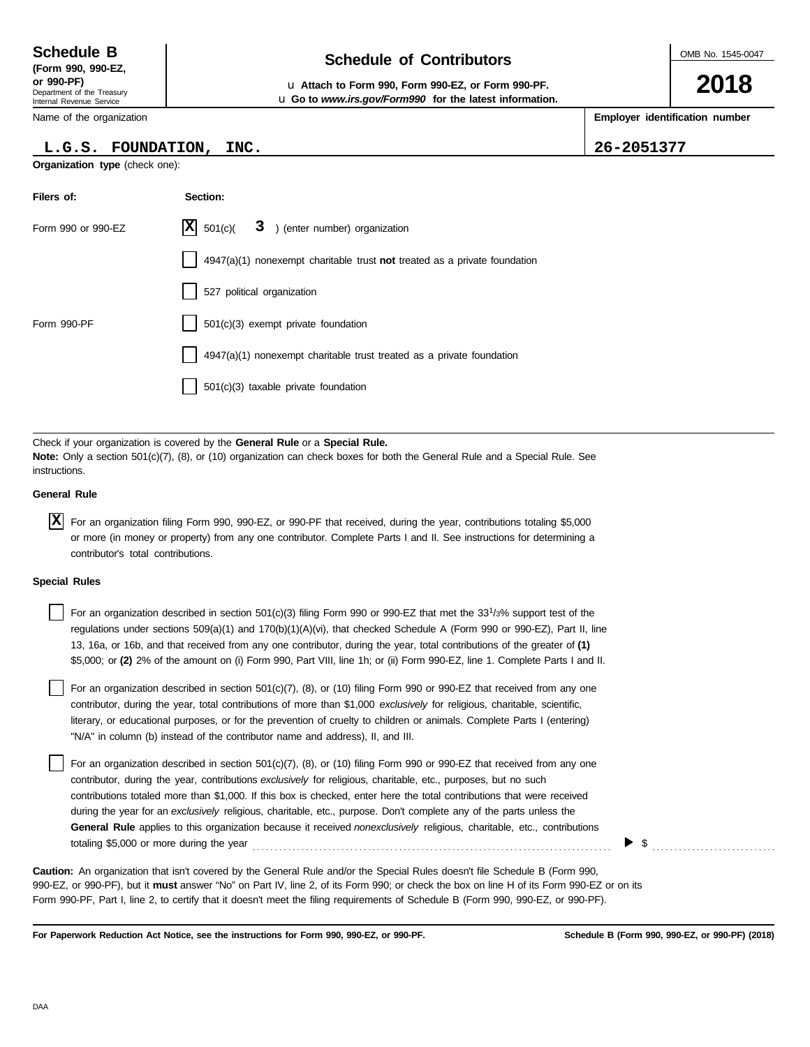**Schedule B**
**(Form 990, 990-EZ, or 990-PF)**
Department of the Treasury
Internal Revenue Service

# Schedule of Contributors

u **Attach to Form 990, Form 990-EZ, or Form 990-PF.**
u **Go to *www.irs.gov/Form990* for the latest information.**

OMB No. 1545-0047

**2018**

Name of the organization: **L.G.S. FOUNDATION, INC.**

**Employer identification number:** **26-2051377**

**Organization type** (check one):

| **Filers of:** | **Section:** |
|---|---|
| Form 990 or 990-EZ | [X] 501(c)( **3** ) (enter number) organization |
| | [ ] 4947(a)(1) nonexempt charitable trust **not** treated as a private foundation |
| | [ ] 527 political organization |
| Form 990-PF | [ ] 501(c)(3) exempt private foundation |
| | [ ] 4947(a)(1) nonexempt charitable trust treated as a private foundation |
| | [ ] 501(c)(3) taxable private foundation |

Check if your organization is covered by the **General Rule** or a **Special Rule.**
**Note:** Only a section 501(c)(7), (8), or (10) organization can check boxes for both the General Rule and a Special Rule. See instructions.

**General Rule**

[X] For an organization filing Form 990, 990-EZ, or 990-PF that received, during the year, contributions totaling $5,000 or more (in money or property) from any one contributor. Complete Parts I and II. See instructions for determining a contributor's total contributions.

**Special Rules**

[ ] For an organization described in section 501(c)(3) filing Form 990 or 990-EZ that met the $33\frac{1}{3}$% support test of the regulations under sections 509(a)(1) and 170(b)(1)(A)(vi), that checked Schedule A (Form 990 or 990-EZ), Part II, line 13, 16a, or 16b, and that received from any one contributor, during the year, total contributions of the greater of **(1)** $5,000; or **(2)** 2% of the amount on (i) Form 990, Part VIII, line 1h; or (ii) Form 990-EZ, line 1. Complete Parts I and II.

[ ] For an organization described in section 501(c)(7), (8), or (10) filing Form 990 or 990-EZ that received from any one contributor, during the year, total contributions of more than $1,000 *exclusively* for religious, charitable, scientific, literary, or educational purposes, or for the prevention of cruelty to children or animals. Complete Parts I (entering) "N/A" in column (b) instead of the contributor name and address), II, and III.

[ ] For an organization described in section 501(c)(7), (8), or (10) filing Form 990 or 990-EZ that received from any one contributor, during the year, contributions *exclusively* for religious, charitable, etc., purposes, but no such contributions totaled more than $1,000. If this box is checked, enter here the total contributions that were received during the year for an *exclusively* religious, charitable, etc., purpose. Don't complete any of the parts unless the **General Rule** applies to this organization because it received *nonexclusively* religious, charitable, etc., contributions totaling $5,000 or more during the year ▶ $ ..........

**Caution:** An organization that isn't covered by the General Rule and/or the Special Rules doesn't file Schedule B (Form 990, 990-EZ, or 990-PF), but it **must** answer "No" on Part IV, line 2, of its Form 990; or check the box on line H of its Form 990-EZ or on its Form 990-PF, Part I, line 2, to certify that it doesn't meet the filing requirements of Schedule B (Form 990, 990-EZ, or 990-PF).

**For Paperwork Reduction Act Notice, see the instructions for Form 990, 990-EZ, or 990-PF.** **Schedule B (Form 990, 990-EZ, or 990-PF) (2018)**

DAA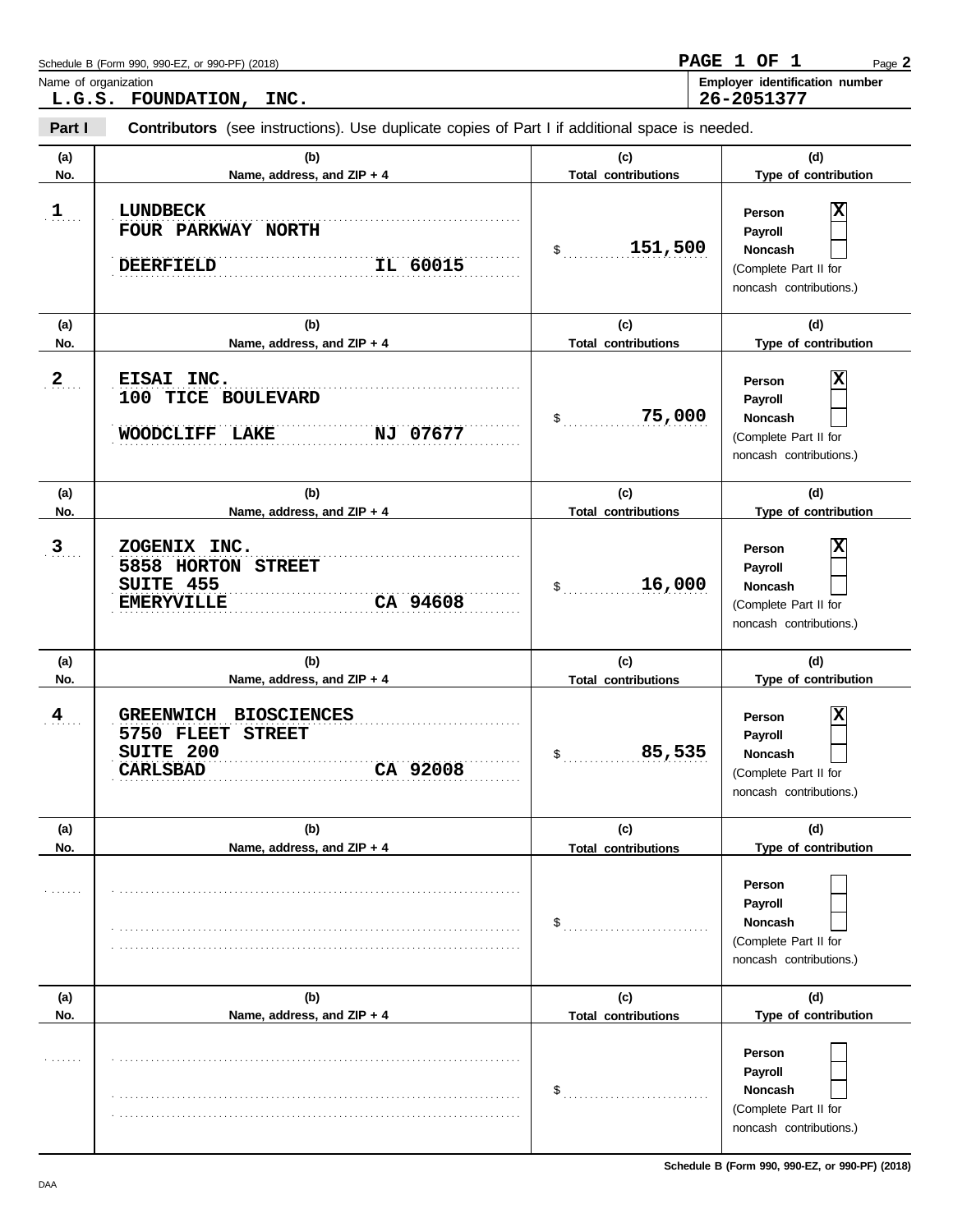Schedule B (Form 990, 990-EZ, or 990-PF) (2018)

PAGE 1 OF 1

Name of organization: **L.G.S. FOUNDATION, INC.**

Employer identification number: **26-2051377**

**Part I** **Contributors** (see instructions). Use duplicate copies of Part I if additional space is needed.

| (a) No. | (b) Name, address, and ZIP + 4 | (c) Total contributions | (d) Type of contribution |
|---|---|---|---|
| 1 | LUNDBECK<br>FOUR PARKWAY NORTH<br>DEERFIELD IL 60015 | $ 151,500 | Person [X]<br>Payroll [ ]<br>Noncash [ ]<br>(Complete Part II for noncash contributions.) |
| 2 | EISAI INC.<br>100 TICE BOULEVARD<br>WOODCLIFF LAKE NJ 07677 | $ 75,000 | Person [X]<br>Payroll [ ]<br>Noncash [ ]<br>(Complete Part II for noncash contributions.) |
| 3 | ZOGENIX INC.<br>5858 HORTON STREET<br>SUITE 455<br>EMERYVILLE CA 94608 | $ 16,000 | Person [X]<br>Payroll [ ]<br>Noncash [ ]<br>(Complete Part II for noncash contributions.) |
| 4 | GREENWICH BIOSCIENCES<br>5750 FLEET STREET<br>SUITE 200<br>CARLSBAD CA 92008 | $ 85,535 | Person [X]<br>Payroll [ ]<br>Noncash [ ]<br>(Complete Part II for noncash contributions.) |
| | | $ | Person [ ]<br>Payroll [ ]<br>Noncash [ ]<br>(Complete Part II for noncash contributions.) |
| | | $ | Person [ ]<br>Payroll [ ]<br>Noncash [ ]<br>(Complete Part II for noncash contributions.) |

Schedule B (Form 990, 990-EZ, or 990-PF) (2018)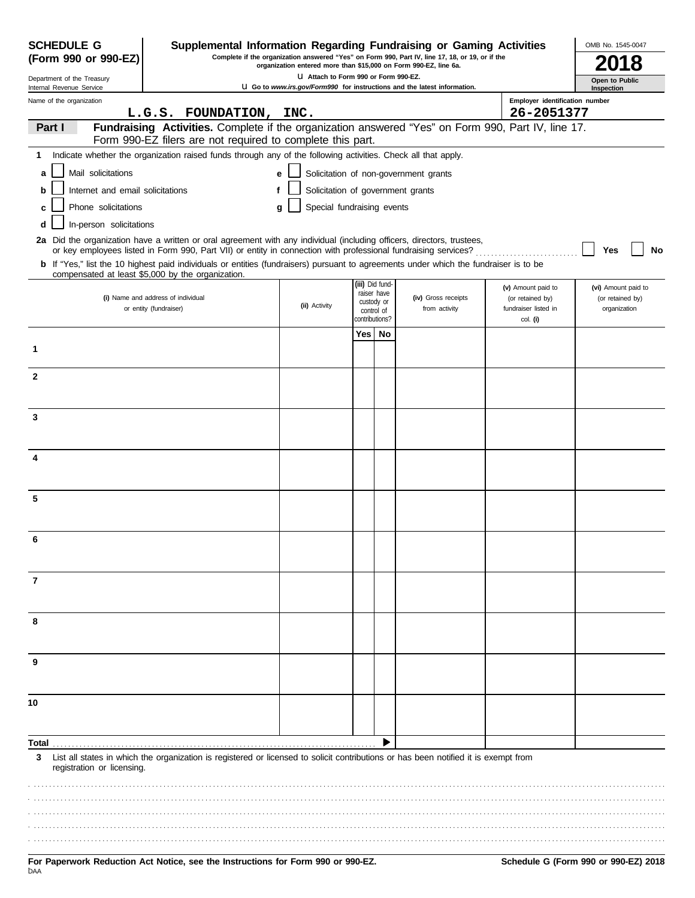**SCHEDULE G (Form 990 or 990-EZ)**

Department of the Treasury
Internal Revenue Service

# Supplemental Information Regarding Fundraising or Gaming Activities

**Complete if the organization answered "Yes" on Form 990, Part IV, line 17, 18, or 19, or if the organization entered more than $15,000 on Form 990-EZ, line 6a.**

**u Attach to Form 990 or Form 990-EZ.**

**u Go to *www.irs.gov/Form990* for instructions and the latest information.**

OMB No. 1545-0047

**2018**

**Open to Public Inspection**

Name of the organization: **L.G.S. FOUNDATION, INC.**

Employer identification number: **26-2051377**

**Part I** **Fundraising Activities.** Complete if the organization answered "Yes" on Form 990, Part IV, line 17. Form 990-EZ filers are not required to complete this part.

**1** Indicate whether the organization raised funds through any of the following activities. Check all that apply.

- **a** ☐ Mail solicitations
- **b** ☐ Internet and email solicitations
- **c** ☐ Phone solicitations
- **d** ☐ In-person solicitations
- **e** ☐ Solicitation of non-government grants
- **f** ☐ Solicitation of government grants
- **g** ☐ Special fundraising events

**2a** Did the organization have a written or oral agreement with any individual (including officers, directors, trustees, or key employees listed in Form 990, Part VII) or entity in connection with professional fundraising services? ☐ **Yes** ☐ **No**

**b** If "Yes," list the 10 highest paid individuals or entities (fundraisers) pursuant to agreements under which the fundraiser is to be compensated at least $5,000 by the organization.

| | (i) Name and address of individual or entity (fundraiser) | (ii) Activity | (iii) Did fund-raiser have custody or control of contributions? Yes | No | (iv) Gross receipts from activity | (v) Amount paid to (or retained by) fundraiser listed in col. (i) | (vi) Amount paid to (or retained by) organization |
|---|---|---|---|---|---|---|---|
| 1 | | | | | | | |
| 2 | | | | | | | |
| 3 | | | | | | | |
| 4 | | | | | | | |
| 5 | | | | | | | |
| 6 | | | | | | | |
| 7 | | | | | | | |
| 8 | | | | | | | |
| 9 | | | | | | | |
| 10 | | | | | | | |
| **Total** | | | | ▶ | | | |

**3** List all states in which the organization is registered or licensed to solicit contributions or has been notified it is exempt from registration or licensing.

**For Paperwork Reduction Act Notice, see the Instructions for Form 990 or 990-EZ.**

DAA

**Schedule G (Form 990 or 990-EZ) 2018**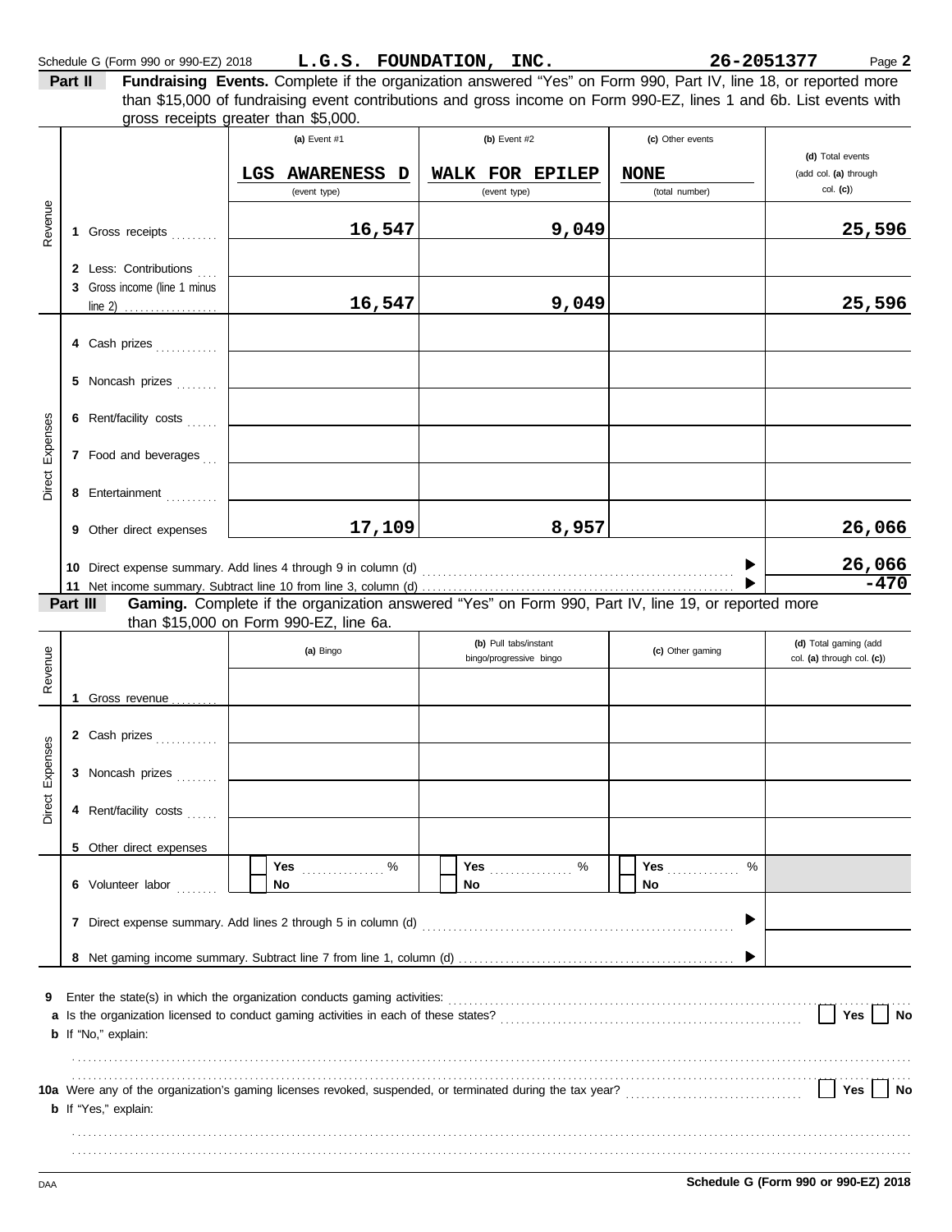Schedule G (Form 990 or 990-EZ) 2018 **L.G.S. FOUNDATION, INC.** **26-2051377** Page **2**

**Part II** **Fundraising Events.** Complete if the organization answered "Yes" on Form 990, Part IV, line 18, or reported more than $15,000 of fundraising event contributions and gross income on Form 990-EZ, lines 1 and 6b. List events with gross receipts greater than $5,000.

| | | (a) Event #1 | (b) Event #2 | (c) Other events | (d) Total events (add col. (a) through col. (c)) |
|---|---|---|---|---|---|
| | | LGS AWARENESS D (event type) | WALK FOR EPILEP (event type) | NONE (total number) | |
| Revenue | 1 Gross receipts | 16,547 | 9,049 | | 25,596 |
| | 2 Less: Contributions | | | | |
| | 3 Gross income (line 1 minus line 2) | 16,547 | 9,049 | | 25,596 |
| Direct Expenses | 4 Cash prizes | | | | |
| | 5 Noncash prizes | | | | |
| | 6 Rent/facility costs | | | | |
| | 7 Food and beverages | | | | |
| | 8 Entertainment | | | | |
| | 9 Other direct expenses | 17,109 | 8,957 | | 26,066 |
| | 10 Direct expense summary. Add lines 4 through 9 in column (d) | | | | 26,066 |
| | 11 Net income summary. Subtract line 10 from line 3, column (d) | | | | -470 |

**Part III** **Gaming.** Complete if the organization answered "Yes" on Form 990, Part IV, line 19, or reported more than $15,000 on Form 990-EZ, line 6a.

| | | (a) Bingo | (b) Pull tabs/instant bingo/progressive bingo | (c) Other gaming | (d) Total gaming (add col. (a) through col. (c)) |
|---|---|---|---|---|---|
| Revenue | 1 Gross revenue | | | | |
| Direct Expenses | 2 Cash prizes | | | | |
| | 3 Noncash prizes | | | | |
| | 4 Rent/facility costs | | | | |
| | 5 Other direct expenses | | | | |
| | 6 Volunteer labor | Yes ___ % No | Yes ___ % No | Yes ___ % No | |
| | 7 Direct expense summary. Add lines 2 through 5 in column (d) | | | | |
| | 8 Net gaming income summary. Subtract line 7 from line 1, column (d) | | | | |

**9** Enter the state(s) in which the organization conducts gaming activities:

**a** Is the organization licensed to conduct gaming activities in each of these states? ☐ Yes ☐ No

**b** If "No," explain:

**10a** Were any of the organization's gaming licenses revoked, suspended, or terminated during the tax year? ☐ Yes ☐ No

**b** If "Yes," explain:

DAA **Schedule G (Form 990 or 990-EZ) 2018**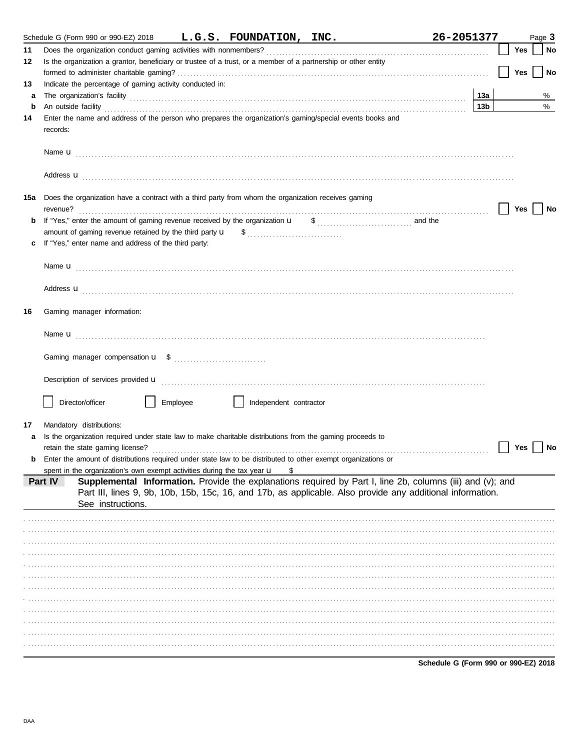Schedule G (Form 990 or 990-EZ) 2018 **L.G.S. FOUNDATION, INC.** **26-2051377**

**11** Does the organization conduct gaming activities with nonmembers? ☐ Yes ☐ No

**12** Is the organization a grantor, beneficiary or trustee of a trust, or a member of a partnership or other entity formed to administer charitable gaming? ☐ Yes ☐ No

**13** Indicate the percentage of gaming activity conducted in:

**a** The organization's facility **13a** %

**b** An outside facility **13b** %

**14** Enter the name and address of the person who prepares the organization's gaming/special events books and records:

Name u

Address u

**15a** Does the organization have a contract with a third party from whom the organization receives gaming revenue? ☐ Yes ☐ No

**b** If "Yes," enter the amount of gaming revenue received by the organization u $ and the amount of gaming revenue retained by the third party u $

**c** If "Yes," enter name and address of the third party:

Name u

Address u

**16** Gaming manager information:

Name u

Gaming manager compensation u $

Description of services provided u

☐ Director/officer ☐ Employee ☐ Independent contractor

**17** Mandatory distributions:

**a** Is the organization required under state law to make charitable distributions from the gaming proceeds to retain the state gaming license? ☐ Yes ☐ No

**b** Enter the amount of distributions required under state law to be distributed to other exempt organizations or spent in the organization's own exempt activities during the tax year u $

**Part IV** **Supplemental Information.** Provide the explanations required by Part I, line 2b, columns (iii) and (v); and Part III, lines 9, 9b, 10b, 15b, 15c, 16, and 17b, as applicable. Also provide any additional information. See instructions.

**Schedule G (Form 990 or 990-EZ) 2018**

DAA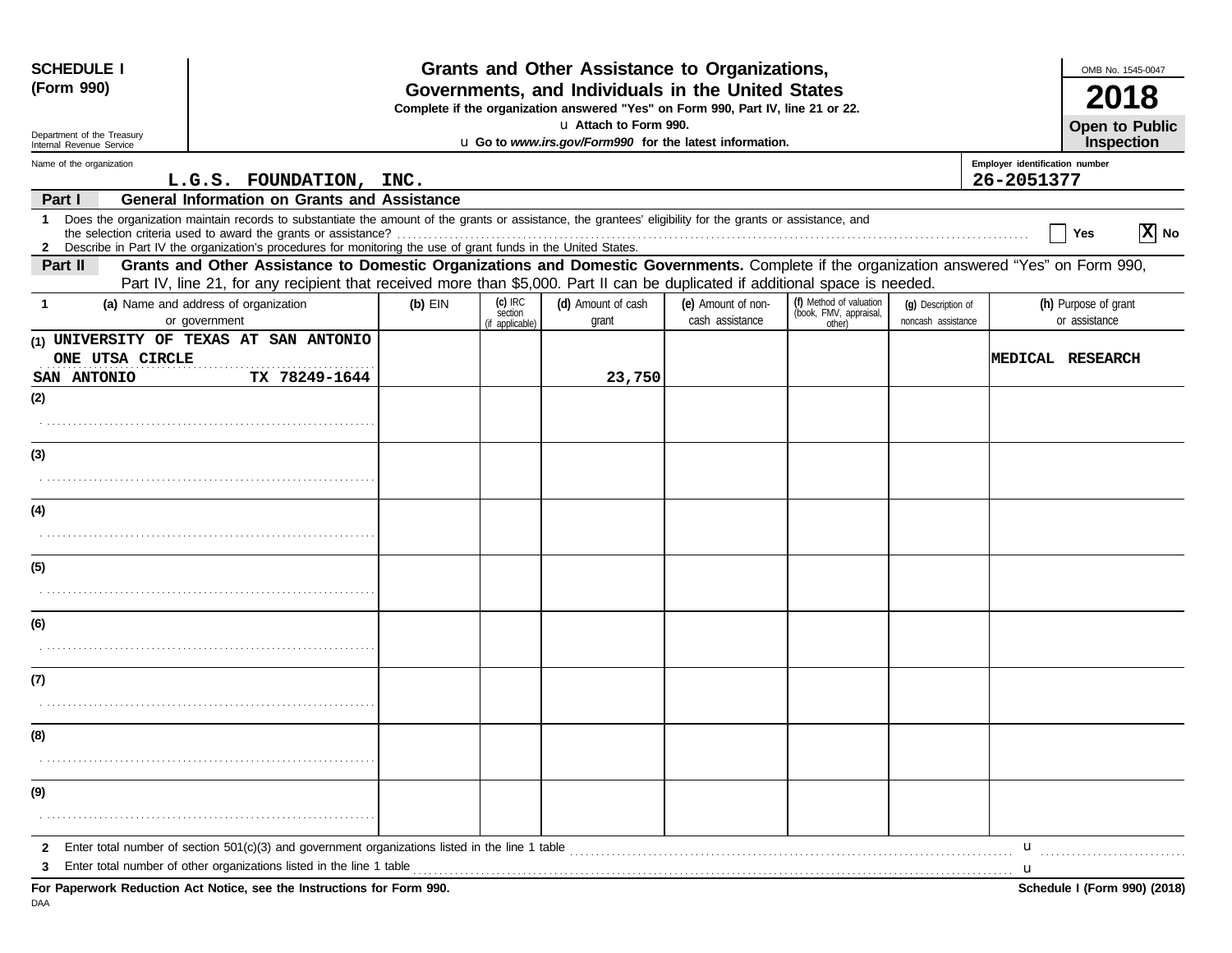**SCHEDULE I (Form 990)**

Department of the Treasury
Internal Revenue Service

# Grants and Other Assistance to Organizations, Governments, and Individuals in the United States

**Complete if the organization answered "Yes" on Form 990, Part IV, line 21 or 22.**

u **Attach to Form 990.**

u **Go to *www.irs.gov/Form990* for the latest information.**

OMB No. 1545-0047

**2018**

**Open to Public Inspection**

Name of the organization: L.G.S. FOUNDATION, INC.

Employer identification number: 26-2051377

## Part I — General Information on Grants and Assistance

1 Does the organization maintain records to substantiate the amount of the grants or assistance, the grantees' eligibility for the grants or assistance, and the selection criteria used to award the grants or assistance? .......... ☐ Yes ☒ No

2 Describe in Part IV the organization's procedures for monitoring the use of grant funds in the United States.

## Part II — Grants and Other Assistance to Domestic Organizations and Domestic Governments.

Complete if the organization answered "Yes" on Form 990, Part IV, line 21, for any recipient that received more than $5,000. Part II can be duplicated if additional space is needed.

| 1 (a) Name and address of organization or government | (b) EIN | (c) IRC section (if applicable) | (d) Amount of cash grant | (e) Amount of non-cash assistance | (f) Method of valuation (book, FMV, appraisal, other) | (g) Description of noncash assistance | (h) Purpose of grant or assistance |
|---|---|---|---|---|---|---|---|
| (1) UNIVERSITY OF TEXAS AT SAN ANTONIO ONE UTSA CIRCLE SAN ANTONIO TX 78249-1644 | | | 23,750 | | | | MEDICAL RESEARCH |
| (2) | | | | | | | |
| (3) | | | | | | | |
| (4) | | | | | | | |
| (5) | | | | | | | |
| (6) | | | | | | | |
| (7) | | | | | | | |
| (8) | | | | | | | |
| (9) | | | | | | | |

2 Enter total number of section 501(c)(3) and government organizations listed in the line 1 table .......... u

3 Enter total number of other organizations listed in the line 1 table .......... u

**For Paperwork Reduction Act Notice, see the Instructions for Form 990.** **Schedule I (Form 990) (2018)**

DAA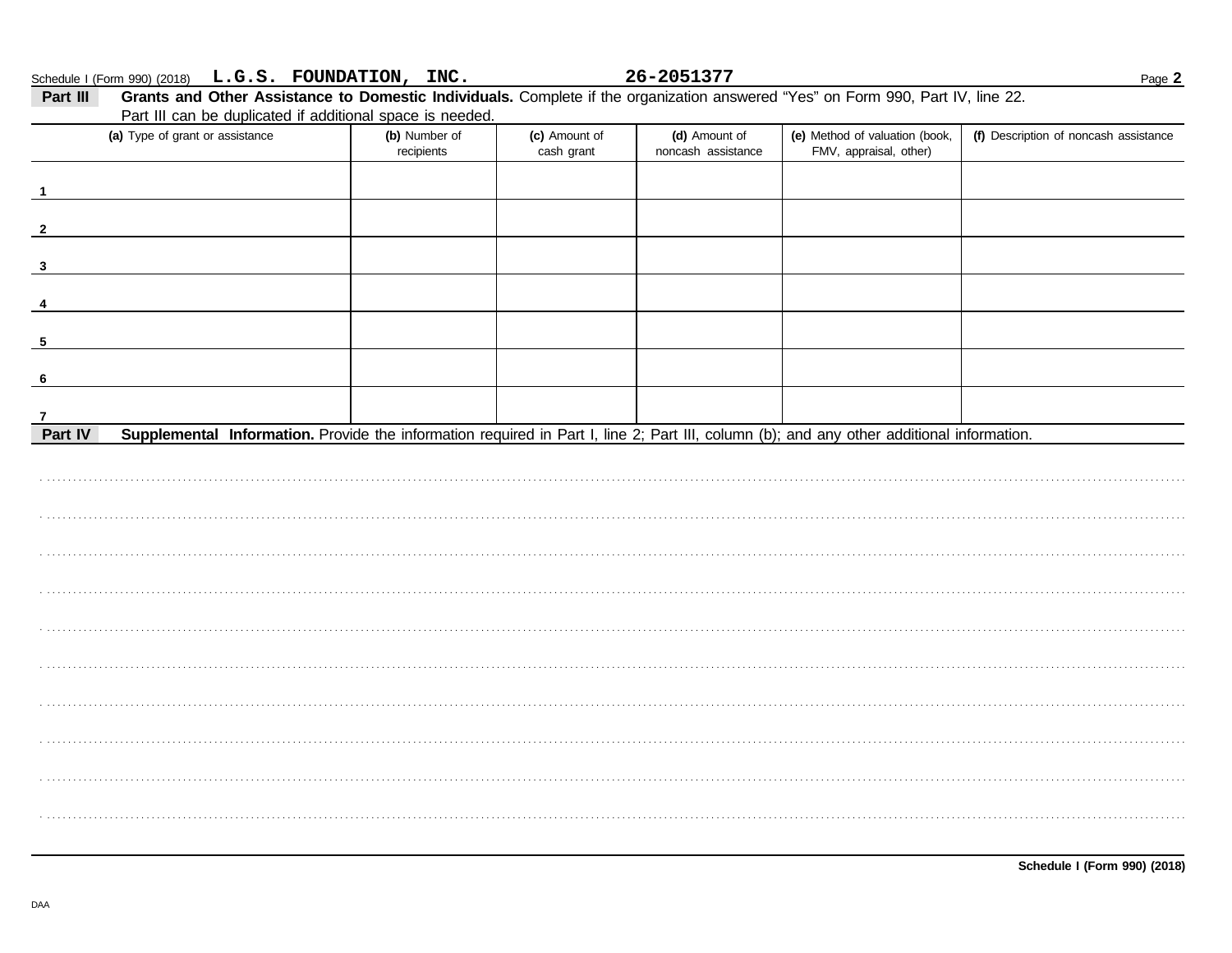Schedule I (Form 990) (2018) **L.G.S. FOUNDATION, INC.** **26-2051377**

**Part III** **Grants and Other Assistance to Domestic Individuals.** Complete if the organization answered "Yes" on Form 990, Part IV, line 22. Part III can be duplicated if additional space is needed.

| (a) Type of grant or assistance | (b) Number of recipients | (c) Amount of cash grant | (d) Amount of noncash assistance | (e) Method of valuation (book, FMV, appraisal, other) | (f) Description of noncash assistance |
|---|---|---|---|---|---|
| 1 | | | | | |
| 2 | | | | | |
| 3 | | | | | |
| 4 | | | | | |
| 5 | | | | | |
| 6 | | | | | |
| 7 | | | | | |

**Part IV** **Supplemental Information.** Provide the information required in Part I, line 2; Part III, column (b); and any other additional information.

**Schedule I (Form 990) (2018)**

DAA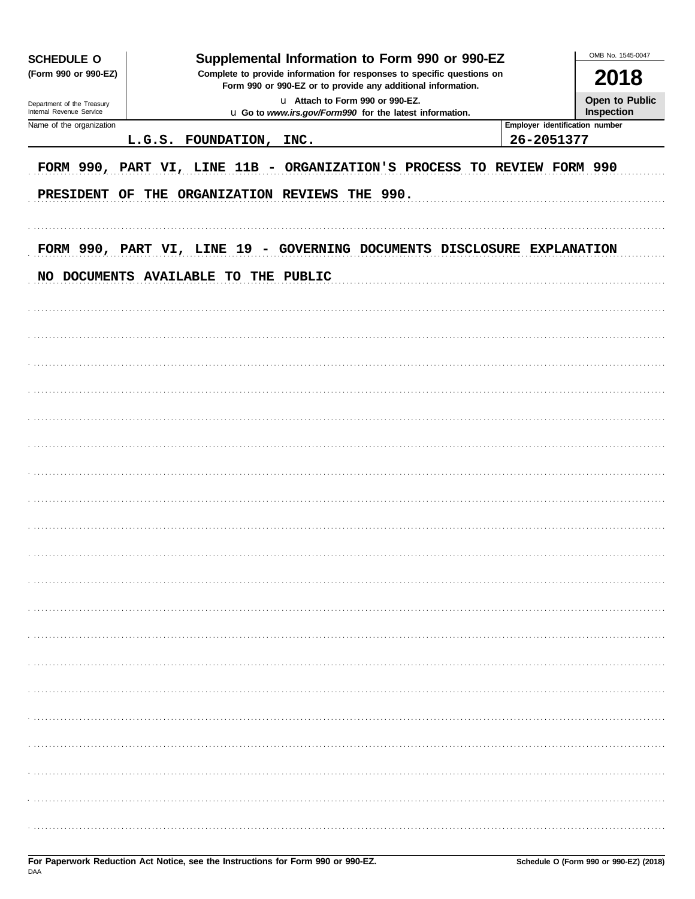**SCHEDULE O**
**(Form 990 or 990-EZ)**

Department of the Treasury
Internal Revenue Service

# Supplemental Information to Form 990 or 990-EZ

**Complete to provide information for responses to specific questions on Form 990 or 990-EZ or to provide any additional information.**

u Attach to Form 990 or 990-EZ.
u Go to *www.irs.gov/Form990* for the latest information.

OMB No. 1545-0047

**2018**

**Open to Public Inspection**

| Name of the organization | Employer identification number |
|---|---|
| L.G.S. FOUNDATION, INC. | 26-2051377 |

FORM 990, PART VI, LINE 11B - ORGANIZATION'S PROCESS TO REVIEW FORM 990

PRESIDENT OF THE ORGANIZATION REVIEWS THE 990.

FORM 990, PART VI, LINE 19 - GOVERNING DOCUMENTS DISCLOSURE EXPLANATION

NO DOCUMENTS AVAILABLE TO THE PUBLIC

**For Paperwork Reduction Act Notice, see the Instructions for Form 990 or 990-EZ.**
DAA
**Schedule O (Form 990 or 990-EZ) (2018)**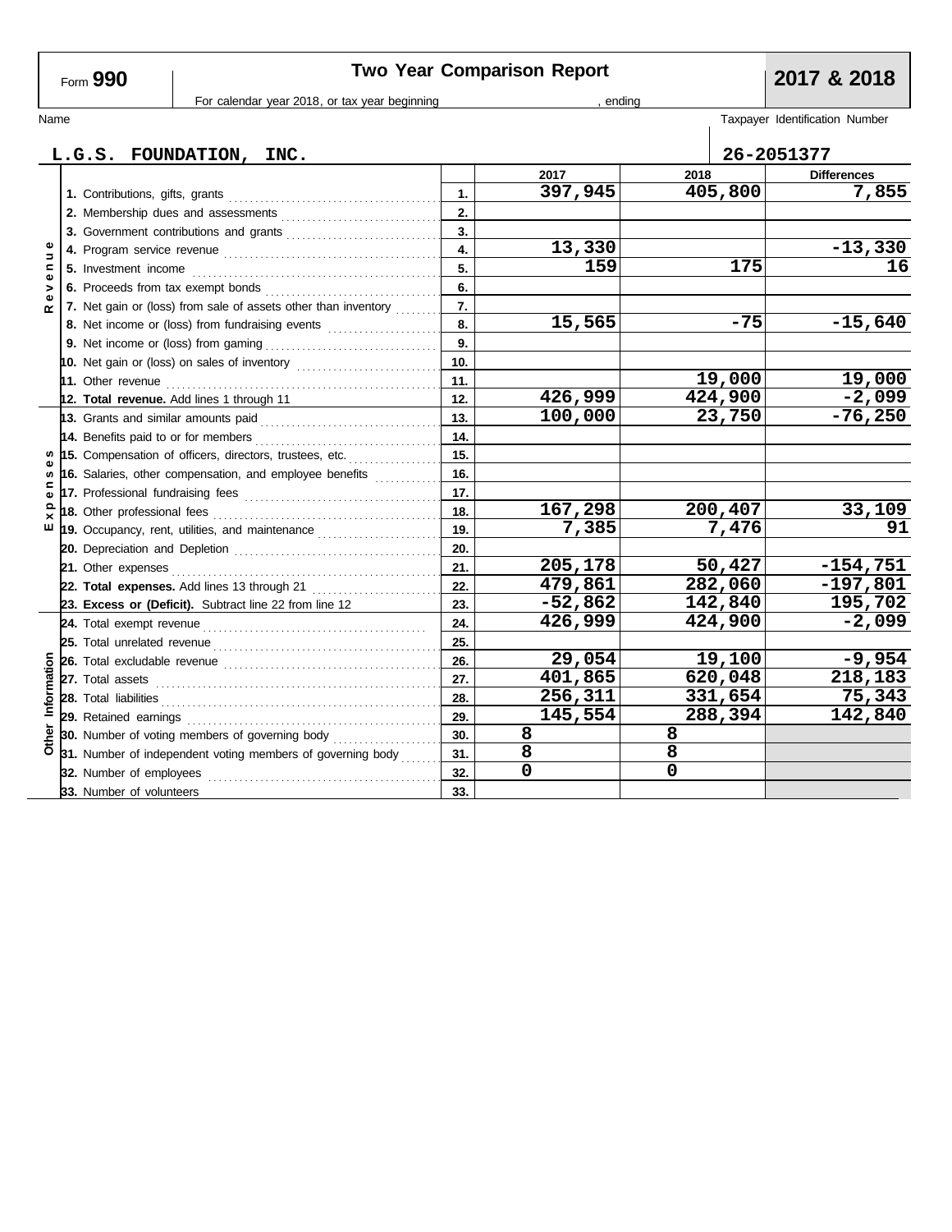Form **990** | **Two Year Comparison Report** | **2017 & 2018**

For calendar year 2018, or tax year beginning , ending

Name: **L.G.S. FOUNDATION, INC.**

Taxpayer Identification Number: **26-2051377**

| Section | Line | No. | 2017 | 2018 | Differences |
|---|---|---|---|---|---|
| Revenue | 1. Contributions, gifts, grants | 1. | 397,945 | 405,800 | 7,855 |
| | 2. Membership dues and assessments | 2. | | | |
| | 3. Government contributions and grants | 3. | | | |
| | 4. Program service revenue | 4. | 13,330 | | -13,330 |
| | 5. Investment income | 5. | 159 | 175 | 16 |
| | 6. Proceeds from tax exempt bonds | 6. | | | |
| | 7. Net gain or (loss) from sale of assets other than inventory | 7. | | | |
| | 8. Net income or (loss) from fundraising events | 8. | 15,565 | -75 | -15,640 |
| | 9. Net income or (loss) from gaming | 9. | | | |
| | 10. Net gain or (loss) on sales of inventory | 10. | | | |
| | 11. Other revenue | 11. | | 19,000 | 19,000 |
| | **12. Total revenue.** Add lines 1 through 11 | 12. | 426,999 | 424,900 | -2,099 |
| Expenses | 13. Grants and similar amounts paid | 13. | 100,000 | 23,750 | -76,250 |
| | 14. Benefits paid to or for members | 14. | | | |
| | 15. Compensation of officers, directors, trustees, etc. | 15. | | | |
| | 16. Salaries, other compensation, and employee benefits | 16. | | | |
| | 17. Professional fundraising fees | 17. | | | |
| | 18. Other professional fees | 18. | 167,298 | 200,407 | 33,109 |
| | 19. Occupancy, rent, utilities, and maintenance | 19. | 7,385 | 7,476 | 91 |
| | 20. Depreciation and Depletion | 20. | | | |
| | 21. Other expenses | 21. | 205,178 | 50,427 | -154,751 |
| | **22. Total expenses.** Add lines 13 through 21 | 22. | 479,861 | 282,060 | -197,801 |
| | **23. Excess or (Deficit).** Subtract line 22 from line 12 | 23. | -52,862 | 142,840 | 195,702 |
| Other Information | 24. Total exempt revenue | 24. | 426,999 | 424,900 | -2,099 |
| | 25. Total unrelated revenue | 25. | | | |
| | 26. Total excludable revenue | 26. | 29,054 | 19,100 | -9,954 |
| | 27. Total assets | 27. | 401,865 | 620,048 | 218,183 |
| | 28. Total liabilities | 28. | 256,311 | 331,654 | 75,343 |
| | 29. Retained earnings | 29. | 145,554 | 288,394 | 142,840 |
| | 30. Number of voting members of governing body | 30. | 8 | 8 | |
| | 31. Number of independent voting members of governing body | 31. | 8 | 8 | |
| | 32. Number of employees | 32. | 0 | 0 | |
| | 33. Number of volunteers | 33. | | | |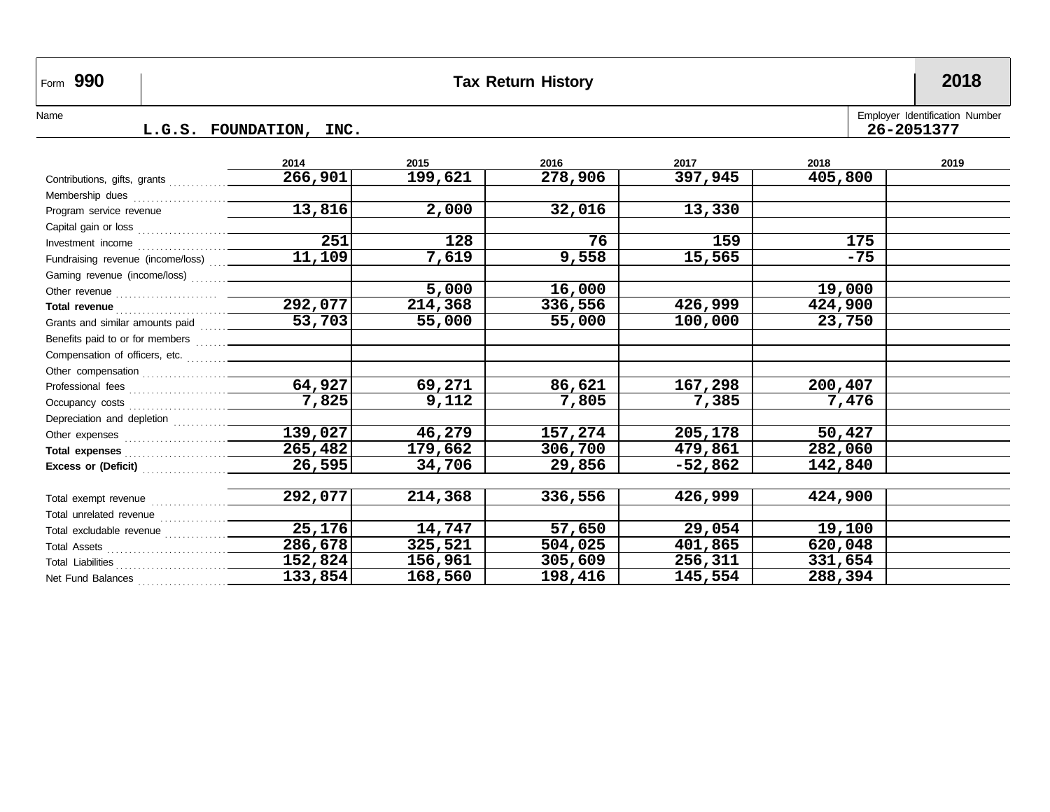# Form 990 — Tax Return History — 2018

Name: **L.G.S. FOUNDATION, INC.**

Employer Identification Number: **26-2051377**

| | 2014 | 2015 | 2016 | 2017 | 2018 | 2019 |
|---|---|---|---|---|---|---|
| Contributions, gifts, grants | 266,901 | 199,621 | 278,906 | 397,945 | 405,800 | |
| Membership dues | | | | | | |
| Program service revenue | 13,816 | 2,000 | 32,016 | 13,330 | | |
| Capital gain or loss | | | | | | |
| Investment income | 251 | 128 | 76 | 159 | 175 | |
| Fundraising revenue (income/loss) | 11,109 | 7,619 | 9,558 | 15,565 | -75 | |
| Gaming revenue (income/loss) | | | | | | |
| Other revenue | | 5,000 | 16,000 | | 19,000 | |
| **Total revenue** | 292,077 | 214,368 | 336,556 | 426,999 | 424,900 | |
| Grants and similar amounts paid | 53,703 | 55,000 | 55,000 | 100,000 | 23,750 | |
| Benefits paid to or for members | | | | | | |
| Compensation of officers, etc. | | | | | | |
| Other compensation | | | | | | |
| Professional fees | 64,927 | 69,271 | 86,621 | 167,298 | 200,407 | |
| Occupancy costs | 7,825 | 9,112 | 7,805 | 7,385 | 7,476 | |
| Depreciation and depletion | | | | | | |
| Other expenses | 139,027 | 46,279 | 157,274 | 205,178 | 50,427 | |
| **Total expenses** | 265,482 | 179,662 | 306,700 | 479,861 | 282,060 | |
| **Excess or (Deficit)** | 26,595 | 34,706 | 29,856 | -52,862 | 142,840 | |
| | | | | | | |
| Total exempt revenue | 292,077 | 214,368 | 336,556 | 426,999 | 424,900 | |
| Total unrelated revenue | | | | | | |
| Total excludable revenue | 25,176 | 14,747 | 57,650 | 29,054 | 19,100 | |
| Total Assets | 286,678 | 325,521 | 504,025 | 401,865 | 620,048 | |
| Total Liabilities | 152,824 | 156,961 | 305,609 | 256,311 | 331,654 | |
| Net Fund Balances | 133,854 | 168,560 | 198,416 | 145,554 | 288,394 | |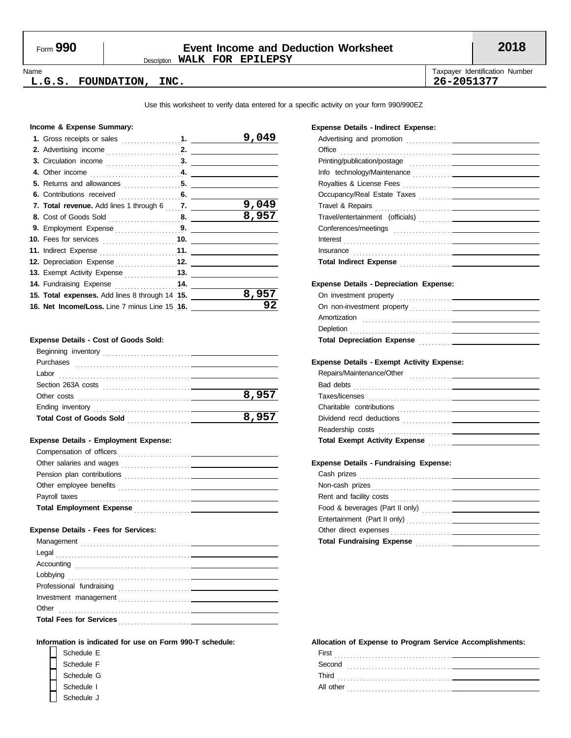Form **990**

# Event Income and Deduction Worksheet

Description **WALK FOR EPILEPSY**

**2018**

Name: **L.G.S. FOUNDATION, INC.**

Taxpayer Identification Number: **26-2051377**

Use this worksheet to verify data entered for a specific activity on your form 990/990EZ

### Income & Expense Summary:

| | | |
|---|---|---|
| **1.** Gross receipts or sales | 1. | 9,049 |
| **2.** Advertising income | 2. | |
| **3.** Circulation income | 3. | |
| **4.** Other income | 4. | |
| **5.** Returns and allowances | 5. | |
| **6.** Contributions received | 6. | |
| **7. Total revenue.** Add lines 1 through 6 | 7. | 9,049 |
| **8.** Cost of Goods Sold | 8. | 8,957 |
| **9.** Employment Expense | 9. | |
| **10.** Fees for services | 10. | |
| **11.** Indirect Expense | 11. | |
| **12.** Depreciation Expense | 12. | |
| **13.** Exempt Activity Expense | 13. | |
| **14.** Fundraising Expense | 14. | |
| **15. Total expenses.** Add lines 8 through 14 | 15. | 8,957 |
| **16. Net Income/Loss.** Line 7 minus Line 15 | 16. | 92 |

### Expense Details - Cost of Goods Sold:

| | |
|---|---|
| Beginning inventory | |
| Purchases | |
| Labor | |
| Section 263A costs | |
| Other costs | 8,957 |
| Ending inventory | |
| **Total Cost of Goods Sold** | 8,957 |

### Expense Details - Employment Expense:

| | |
|---|---|
| Compensation of officers | |
| Other salaries and wages | |
| Pension plan contributions | |
| Other employee benefits | |
| Payroll taxes | |
| **Total Employment Expense** | |

### Expense Details - Fees for Services:

| | |
|---|---|
| Management | |
| Legal | |
| Accounting | |
| Lobbying | |
| Professional fundraising | |
| Investment management | |
| Other | |
| **Total Fees for Services** | |

### Expense Details - Indirect Expense:

| | |
|---|---|
| Advertising and promotion | |
| Office | |
| Printing/publication/postage | |
| Info technology/Maintenance | |
| Royalties & License Fees | |
| Occupancy/Real Estate Taxes | |
| Travel & Repairs | |
| Travel/entertainment (officials) | |
| Conferences/meetings | |
| Interest | |
| Insurance | |
| **Total Indirect Expense** | |

### Expense Details - Depreciation Expense:

| | |
|---|---|
| On investment property | |
| On non-investment property | |
| Amortization | |
| Depletion | |
| **Total Depreciation Expense** | |

### Expense Details - Exempt Activity Expense:

| | |
|---|---|
| Repairs/Maintenance/Other | |
| Bad debts | |
| Taxes/licenses | |
| Charitable contributions | |
| Dividend recd deductions | |
| Readership costs | |
| **Total Exempt Activity Expense** | |

### Expense Details - Fundraising Expense:

| | |
|---|---|
| Cash prizes | |
| Non-cash prizes | |
| Rent and facility costs | |
| Food & beverages (Part II only) | |
| Entertainment (Part II only) | |
| Other direct expenses | |
| **Total Fundraising Expense** | |

### Information is indicated for use on Form 990-T schedule:

- [ ] Schedule E
- [ ] Schedule F
- [ ] Schedule G
- [ ] Schedule I
- [ ] Schedule J

### Allocation of Expense to Program Service Accomplishments:

| | |
|---|---|
| First | |
| Second | |
| Third | |
| All other | |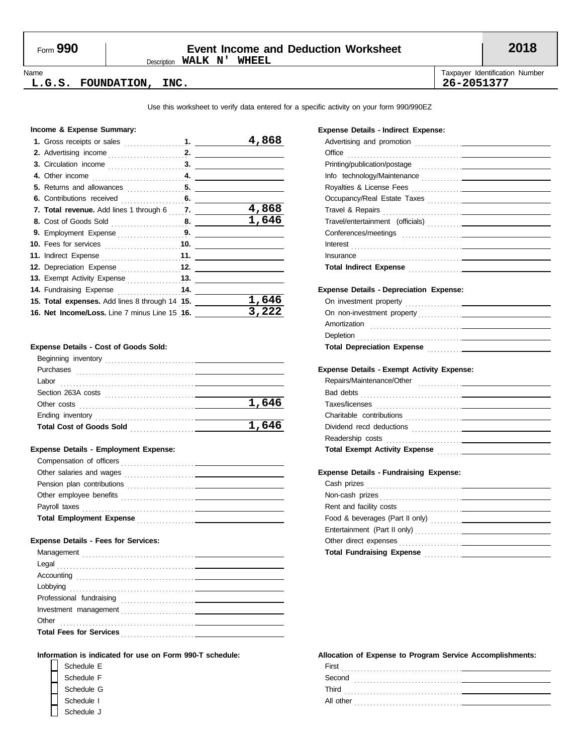# Form 990 — Event Income and Deduction Worksheet — 2018

Description **WALK N' WHEEL**

Name: **L.G.S. FOUNDATION, INC.**

Taxpayer Identification Number: **26-2051377**

Use this worksheet to verify data entered for a specific activity on your form 990/990EZ

### Income & Expense Summary:

| Line | Description | Amount |
|---|---|---|
| 1. | Gross receipts or sales | 4,868 |
| 2. | Advertising income | |
| 3. | Circulation income | |
| 4. | Other income | |
| 5. | Returns and allowances | |
| 6. | Contributions received | |
| 7. | **Total revenue.** Add lines 1 through 6 | 4,868 |
| 8. | Cost of Goods Sold | 1,646 |
| 9. | Employment Expense | |
| 10. | Fees for services | |
| 11. | Indirect Expense | |
| 12. | Depreciation Expense | |
| 13. | Exempt Activity Expense | |
| 14. | Fundraising Expense | |
| 15. | **Total expenses.** Add lines 8 through 14 | 1,646 |
| 16. | **Net Income/Loss.** Line 7 minus Line 15 | 3,222 |

### Expense Details - Cost of Goods Sold:

| Item | Amount |
|---|---|
| Beginning inventory | |
| Purchases | |
| Labor | |
| Section 263A costs | |
| Other costs | 1,646 |
| Ending inventory | |
| **Total Cost of Goods Sold** | 1,646 |

### Expense Details - Employment Expense:

| Item | Amount |
|---|---|
| Compensation of officers | |
| Other salaries and wages | |
| Pension plan contributions | |
| Other employee benefits | |
| Payroll taxes | |
| **Total Employment Expense** | |

### Expense Details - Fees for Services:

| Item | Amount |
|---|---|
| Management | |
| Legal | |
| Accounting | |
| Lobbying | |
| Professional fundraising | |
| Investment management | |
| Other | |
| **Total Fees for Services** | |

### Information is indicated for use on Form 990-T schedule:

- [ ] Schedule E
- [ ] Schedule F
- [ ] Schedule G
- [ ] Schedule I
- [ ] Schedule J

### Expense Details - Indirect Expense:

| Item | Amount |
|---|---|
| Advertising and promotion | |
| Office | |
| Printing/publication/postage | |
| Info technology/Maintenance | |
| Royalties & License Fees | |
| Occupancy/Real Estate Taxes | |
| Travel & Repairs | |
| Travel/entertainment (officials) | |
| Conferences/meetings | |
| Interest | |
| Insurance | |
| **Total Indirect Expense** | |

### Expense Details - Depreciation Expense:

| Item | Amount |
|---|---|
| On investment property | |
| On non-investment property | |
| Amortization | |
| Depletion | |
| **Total Depreciation Expense** | |

### Expense Details - Exempt Activity Expense:

| Item | Amount |
|---|---|
| Repairs/Maintenance/Other | |
| Bad debts | |
| Taxes/licenses | |
| Charitable contributions | |
| Dividend recd deductions | |
| Readership costs | |
| **Total Exempt Activity Expense** | |

### Expense Details - Fundraising Expense:

| Item | Amount |
|---|---|
| Cash prizes | |
| Non-cash prizes | |
| Rent and facility costs | |
| Food & beverages (Part II only) | |
| Entertainment (Part II only) | |
| Other direct expenses | |
| **Total Fundraising Expense** | |

### Allocation of Expense to Program Service Accomplishments:

| Item | Amount |
|---|---|
| First | |
| Second | |
| Third | |
| All other | |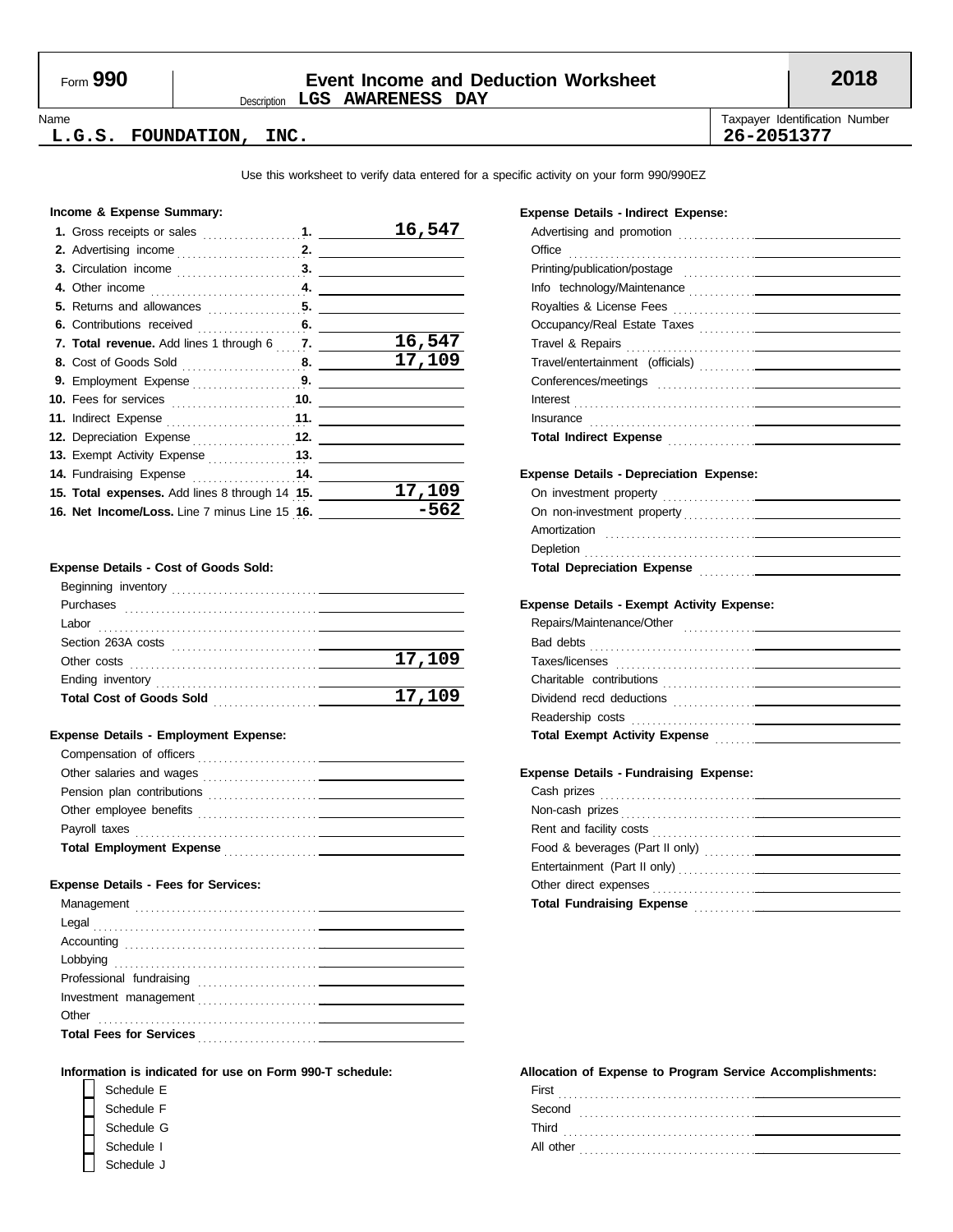Form **990** — **Event Income and Deduction Worksheet** — **2018**

Description **LGS AWARENESS DAY**

Name: **L.G.S. FOUNDATION, INC.**

Taxpayer Identification Number: **26-2051377**

Use this worksheet to verify data entered for a specific activity on your form 990/990EZ

### Income & Expense Summary:

| Line | Description | Amount |
|---|---|---|
| 1. | Gross receipts or sales | 16,547 |
| 2. | Advertising income | |
| 3. | Circulation income | |
| 4. | Other income | |
| 5. | Returns and allowances | |
| 6. | Contributions received | |
| 7. | **Total revenue.** Add lines 1 through 6 | 16,547 |
| 8. | Cost of Goods Sold | 17,109 |
| 9. | Employment Expense | |
| 10. | Fees for services | |
| 11. | Indirect Expense | |
| 12. | Depreciation Expense | |
| 13. | Exempt Activity Expense | |
| 14. | Fundraising Expense | |
| 15. | **Total expenses.** Add lines 8 through 14 | 17,109 |
| 16. | **Net Income/Loss.** Line 7 minus Line 15 | -562 |

### Expense Details - Cost of Goods Sold:

| Item | Amount |
|---|---|
| Beginning inventory | |
| Purchases | |
| Labor | |
| Section 263A costs | |
| Other costs | 17,109 |
| Ending inventory | |
| **Total Cost of Goods Sold** | 17,109 |

### Expense Details - Employment Expense:

| Item | Amount |
|---|---|
| Compensation of officers | |
| Other salaries and wages | |
| Pension plan contributions | |
| Other employee benefits | |
| Payroll taxes | |
| **Total Employment Expense** | |

### Expense Details - Fees for Services:

| Item | Amount |
|---|---|
| Management | |
| Legal | |
| Accounting | |
| Lobbying | |
| Professional fundraising | |
| Investment management | |
| Other | |
| **Total Fees for Services** | |

### Expense Details - Indirect Expense:

| Item | Amount |
|---|---|
| Advertising and promotion | |
| Office | |
| Printing/publication/postage | |
| Info technology/Maintenance | |
| Royalties & License Fees | |
| Occupancy/Real Estate Taxes | |
| Travel & Repairs | |
| Travel/entertainment (officials) | |
| Conferences/meetings | |
| Interest | |
| Insurance | |
| **Total Indirect Expense** | |

### Expense Details - Depreciation Expense:

| Item | Amount |
|---|---|
| On investment property | |
| On non-investment property | |
| Amortization | |
| Depletion | |
| **Total Depreciation Expense** | |

### Expense Details - Exempt Activity Expense:

| Item | Amount |
|---|---|
| Repairs/Maintenance/Other | |
| Bad debts | |
| Taxes/licenses | |
| Charitable contributions | |
| Dividend recd deductions | |
| Readership costs | |
| **Total Exempt Activity Expense** | |

### Expense Details - Fundraising Expense:

| Item | Amount |
|---|---|
| Cash prizes | |
| Non-cash prizes | |
| Rent and facility costs | |
| Food & beverages (Part II only) | |
| Entertainment (Part II only) | |
| Other direct expenses | |
| **Total Fundraising Expense** | |

### Information is indicated for use on Form 990-T schedule:

- [ ] Schedule E
- [ ] Schedule F
- [ ] Schedule G
- [ ] Schedule I
- [ ] Schedule J

### Allocation of Expense to Program Service Accomplishments:

| Item | Amount |
|---|---|
| First | |
| Second | |
| Third | |
| All other | |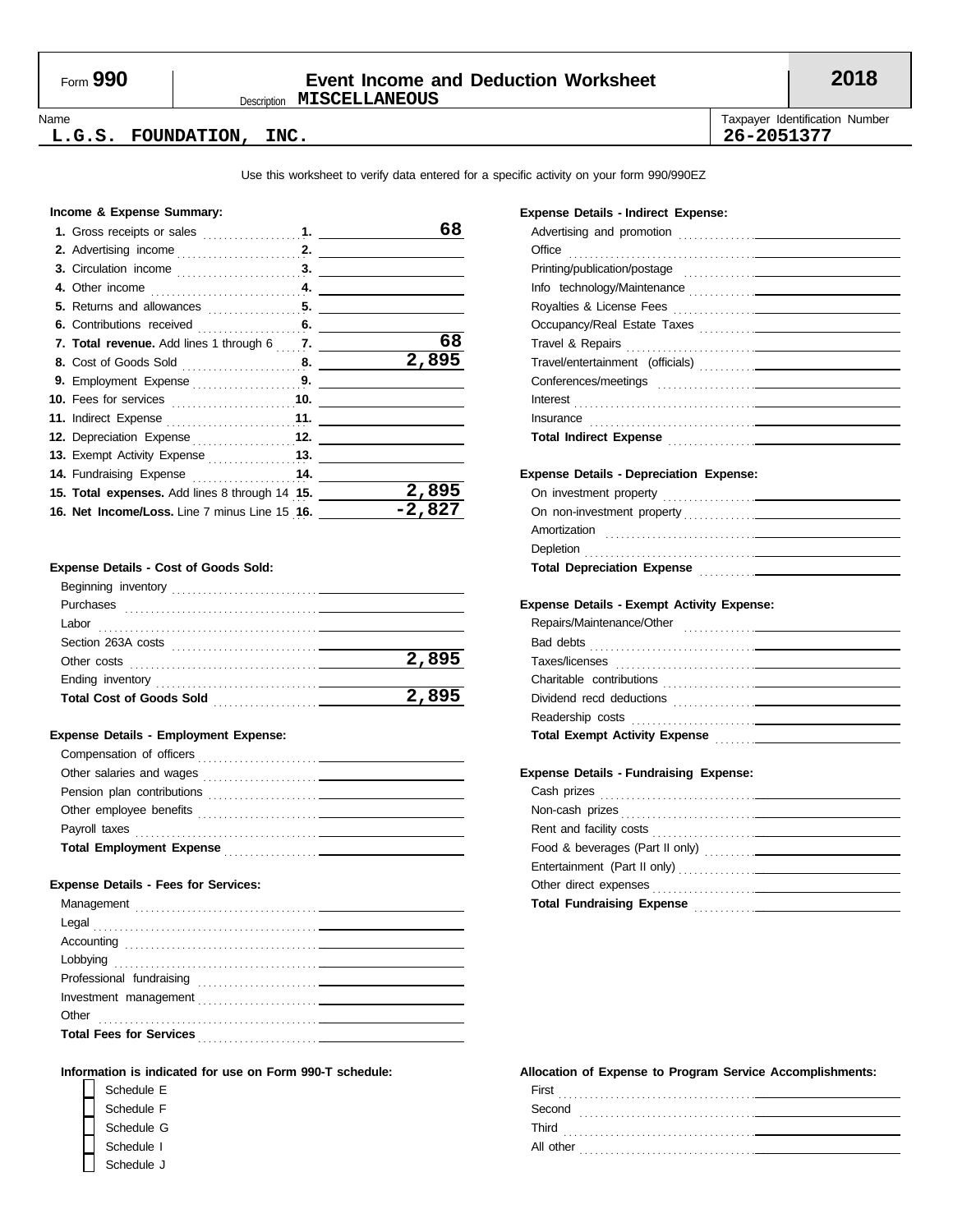Form **990**

# Event Income and Deduction Worksheet

Description **MISCELLANEOUS**

**2018**

Name: **L.G.S. FOUNDATION, INC.**

Taxpayer Identification Number: **26-2051377**

Use this worksheet to verify data entered for a specific activity on your form 990/990EZ

**Income & Expense Summary:**

| | | |
|---|---|---|
| **1.** Gross receipts or sales | 1. | 68 |
| **2.** Advertising income | 2. | |
| **3.** Circulation income | 3. | |
| **4.** Other income | 4. | |
| **5.** Returns and allowances | 5. | |
| **6.** Contributions received | 6. | |
| **7. Total revenue.** Add lines 1 through 6 | 7. | 68 |
| **8.** Cost of Goods Sold | 8. | 2,895 |
| **9.** Employment Expense | 9. | |
| **10.** Fees for services | 10. | |
| **11.** Indirect Expense | 11. | |
| **12.** Depreciation Expense | 12. | |
| **13.** Exempt Activity Expense | 13. | |
| **14.** Fundraising Expense | 14. | |
| **15. Total expenses.** Add lines 8 through 14 | 15. | 2,895 |
| **16. Net Income/Loss.** Line 7 minus Line 15 | 16. | -2,827 |

**Expense Details - Cost of Goods Sold:**

| | |
|---|---|
| Beginning inventory | |
| Purchases | |
| Labor | |
| Section 263A costs | |
| Other costs | 2,895 |
| Ending inventory | |
| **Total Cost of Goods Sold** | 2,895 |

**Expense Details - Employment Expense:**

| | |
|---|---|
| Compensation of officers | |
| Other salaries and wages | |
| Pension plan contributions | |
| Other employee benefits | |
| Payroll taxes | |
| **Total Employment Expense** | |

**Expense Details - Fees for Services:**

| | |
|---|---|
| Management | |
| Legal | |
| Accounting | |
| Lobbying | |
| Professional fundraising | |
| Investment management | |
| Other | |
| **Total Fees for Services** | |

**Expense Details - Indirect Expense:**

| | |
|---|---|
| Advertising and promotion | |
| Office | |
| Printing/publication/postage | |
| Info technology/Maintenance | |
| Royalties & License Fees | |
| Occupancy/Real Estate Taxes | |
| Travel & Repairs | |
| Travel/entertainment (officials) | |
| Conferences/meetings | |
| Interest | |
| Insurance | |
| **Total Indirect Expense** | |

**Expense Details - Depreciation Expense:**

| | |
|---|---|
| On investment property | |
| On non-investment property | |
| Amortization | |
| Depletion | |
| **Total Depreciation Expense** | |

**Expense Details - Exempt Activity Expense:**

| | |
|---|---|
| Repairs/Maintenance/Other | |
| Bad debts | |
| Taxes/licenses | |
| Charitable contributions | |
| Dividend recd deductions | |
| Readership costs | |
| **Total Exempt Activity Expense** | |

**Expense Details - Fundraising Expense:**

| | |
|---|---|
| Cash prizes | |
| Non-cash prizes | |
| Rent and facility costs | |
| Food & beverages (Part II only) | |
| Entertainment (Part II only) | |
| Other direct expenses | |
| **Total Fundraising Expense** | |

**Information is indicated for use on Form 990-T schedule:**

- [ ] Schedule E
- [ ] Schedule F
- [ ] Schedule G
- [ ] Schedule I
- [ ] Schedule J

**Allocation of Expense to Program Service Accomplishments:**

| | |
|---|---|
| First | |
| Second | |
| Third | |
| All other | |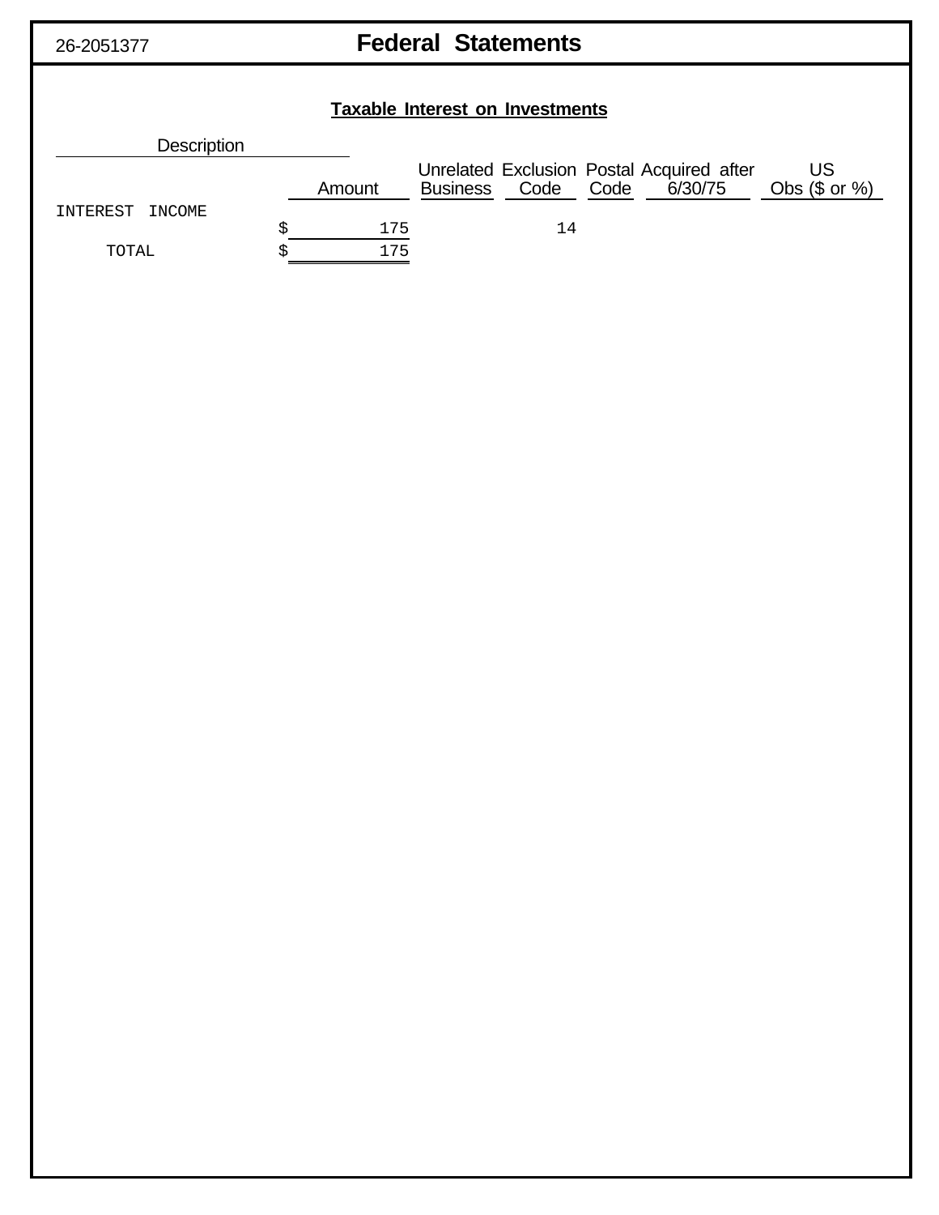26-2051377

# Federal Statements

## Taxable Interest on Investments

| Description | Amount | Unrelated Business | Exclusion Code | Postal Code | Acquired after 6/30/75 | US Obs ($ or %) |
|---|---|---|---|---|---|---|
| INTEREST INCOME | $ 175 | | 14 | | | |
| TOTAL | $ 175 | | | | | |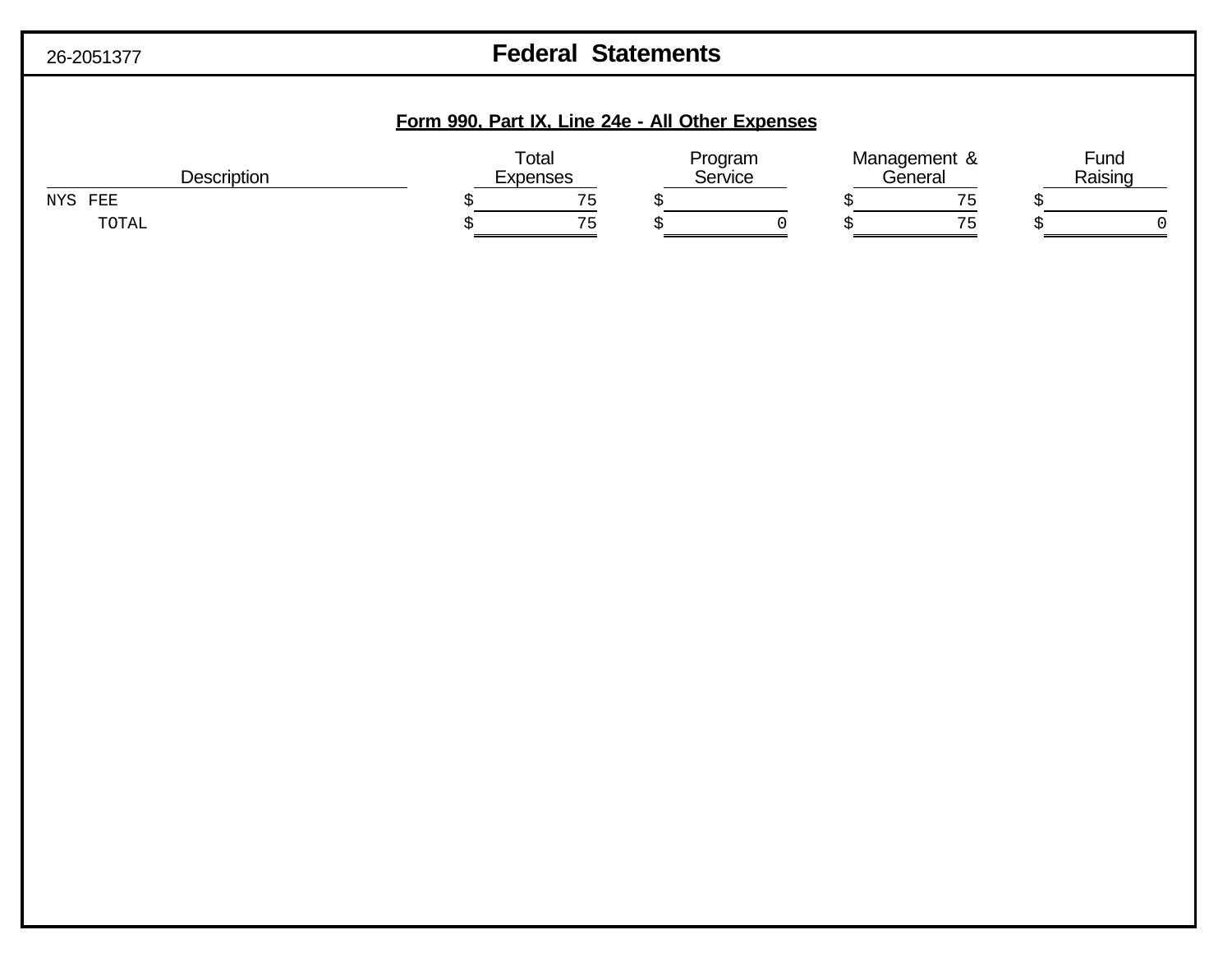26-2051377

# Federal Statements

## Form 990, Part IX, Line 24e - All Other Expenses

| Description | Total Expenses | Program Service | Management & General | Fund Raising |
|---|---|---|---|---|
| NYS FEE | $ 75 | $ | $ 75 | $ |
| TOTAL | $ 75 | $ 0 | $ 75 | $ 0 |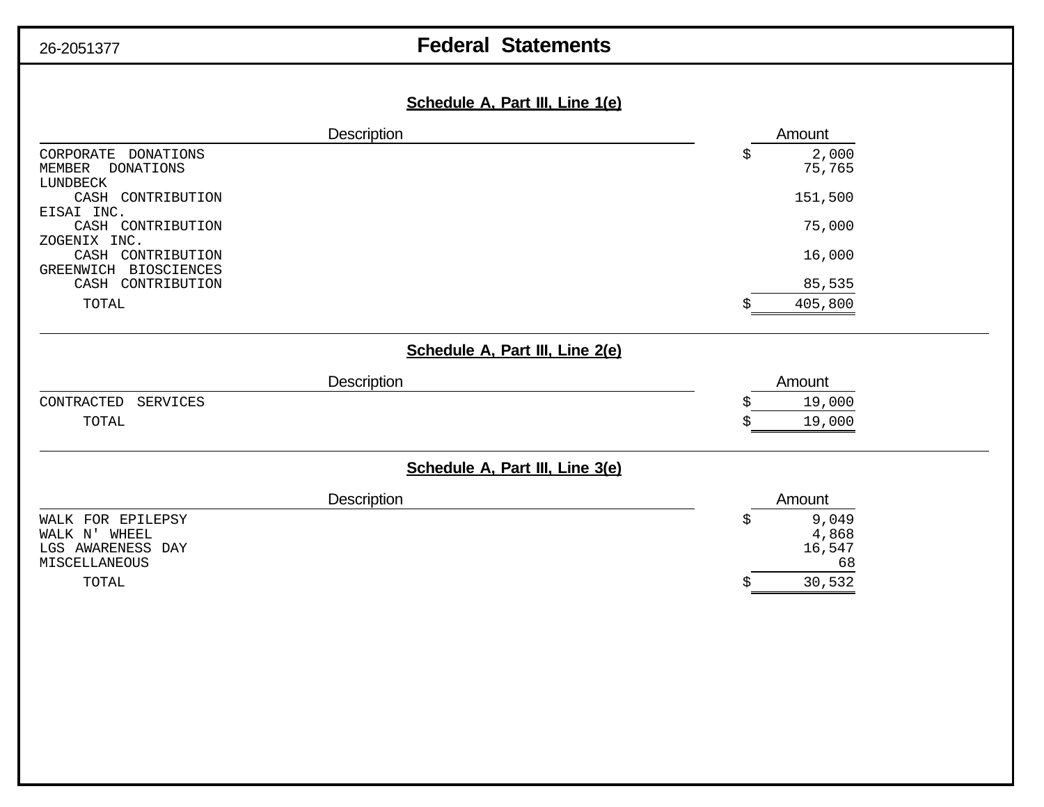26-2051377

# Federal Statements

## Schedule A, Part III, Line 1(e)

| Description | Amount |
|---|---|
| CORPORATE DONATIONS | $ 2,000 |
| MEMBER DONATIONS | 75,765 |
| LUNDBECK | |
| CASH CONTRIBUTION | 151,500 |
| EISAI INC. | |
| CASH CONTRIBUTION | 75,000 |
| ZOGENIX INC. | |
| CASH CONTRIBUTION | 16,000 |
| GREENWICH BIOSCIENCES | |
| CASH CONTRIBUTION | 85,535 |
| TOTAL | $ 405,800 |

## Schedule A, Part III, Line 2(e)

| Description | Amount |
|---|---|
| CONTRACTED SERVICES | $ 19,000 |
| TOTAL | $ 19,000 |

## Schedule A, Part III, Line 3(e)

| Description | Amount |
|---|---|
| WALK FOR EPILEPSY | $ 9,049 |
| WALK N' WHEEL | 4,868 |
| LGS AWARENESS DAY | 16,547 |
| MISCELLANEOUS | 68 |
| TOTAL | $ 30,532 |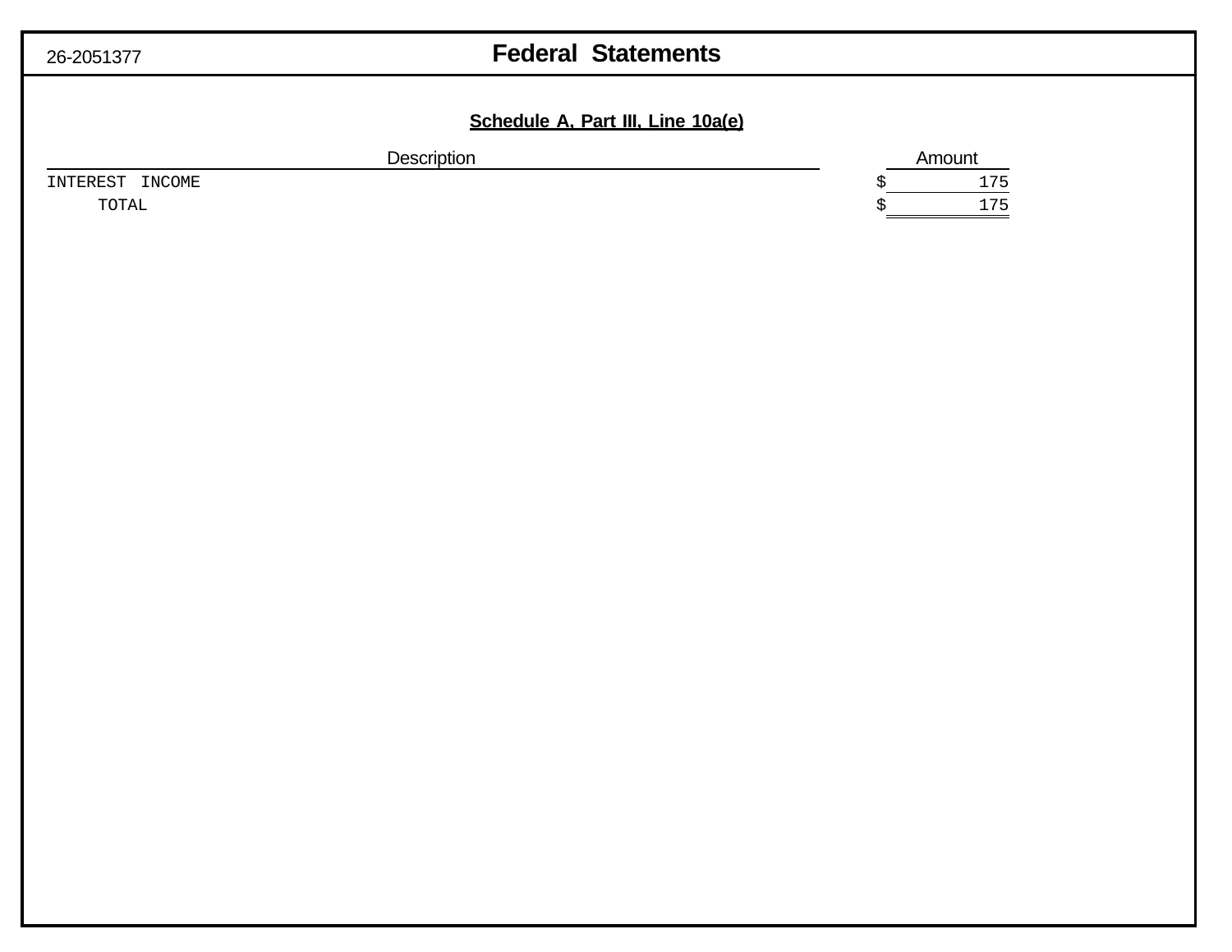26-2051377

# Federal Statements

## Schedule A, Part III, Line 10a(e)

| Description | Amount |
| --- | --- |
| INTEREST INCOME | $ 175 |
| TOTAL | $ 175 |